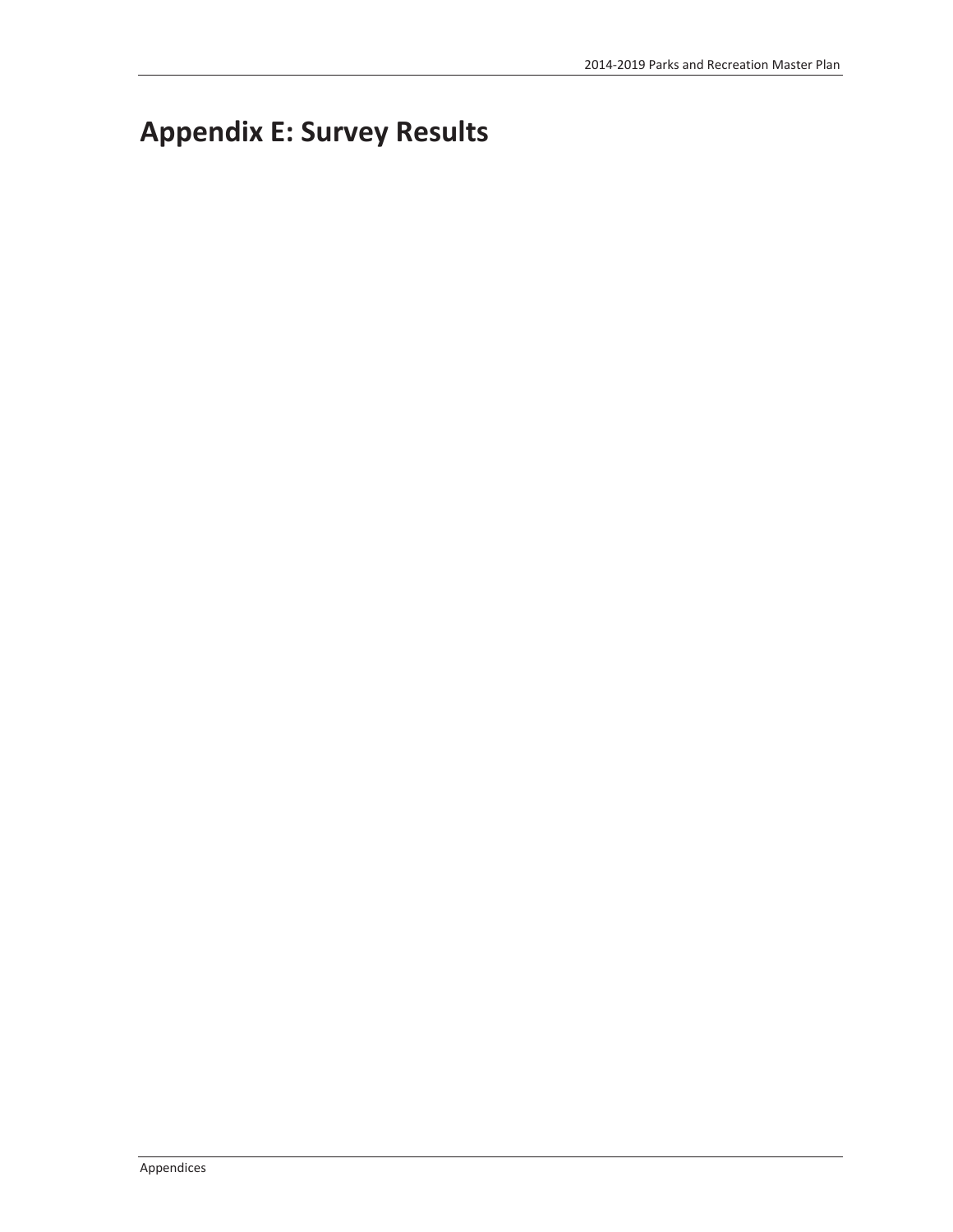# Appendix E: Survey Results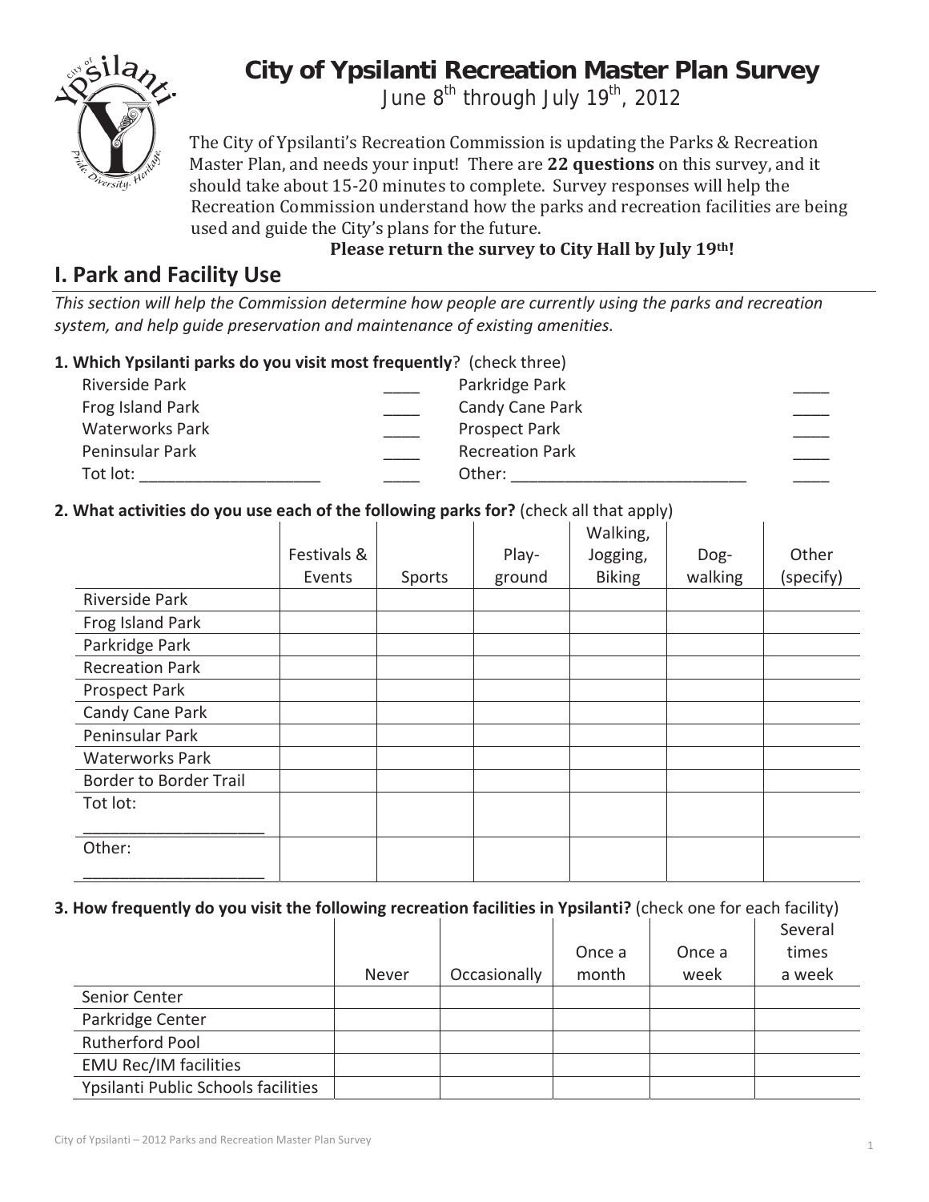# City of Ypsilanti Recreation Master Plan Survey

June 8th through July 19th, 2012

The City of Ypsilanti's Recreation Commission is updating the Parks & Recreation Master Plan, and needs your input! There are **22 questions** on this survey, and it should take about 15-20 minutes to complete. Survey responses will help the Recreation Commission understand how the parks and recreation facilities are being used and guide the City's plans for the future.

**Please return the survey to City Hall by July 19th!**

## I. Park and Facility Use

*This section will help the Commission determine how people are currently using the parks and recreation system, and help guide preservation and maintenance of existing amenities.*

**1. Which Ypsilanti parks do you visit most frequently**? (check three)

| | | | |
|---|---|---|---|
| Riverside Park | ____ | Parkridge Park | ____ |
| Frog Island Park | ____ | Candy Cane Park | ____ |
| Waterworks Park | ____ | Prospect Park | ____ |
| Peninsular Park | ____ | Recreation Park | ____ |
| Tot lot: ____________________ | ____ | Other: ___________________________ | ____ |

**2. What activities do you use each of the following parks for?** (check all that apply)

| | Festivals & Events | Sports | Play-ground | Walking, Jogging, Biking | Dog-walking | Other (specify) |
|---|---|---|---|---|---|---|
| Riverside Park | | | | | | |
| Frog Island Park | | | | | | |
| Parkridge Park | | | | | | |
| Recreation Park | | | | | | |
| Prospect Park | | | | | | |
| Candy Cane Park | | | | | | |
| Peninsular Park | | | | | | |
| Waterworks Park | | | | | | |
| Border to Border Trail | | | | | | |
| Tot lot: ____________________ | | | | | | |
| Other: ____________________ | | | | | | |

**3. How frequently do you visit the following recreation facilities in Ypsilanti?** (check one for each facility)

| | Never | Occasionally | Once a month | Once a week | Several times a week |
|---|---|---|---|---|---|
| Senior Center | | | | | |
| Parkridge Center | | | | | |
| Rutherford Pool | | | | | |
| EMU Rec/IM facilities | | | | | |
| Ypsilanti Public Schools facilities | | | | | |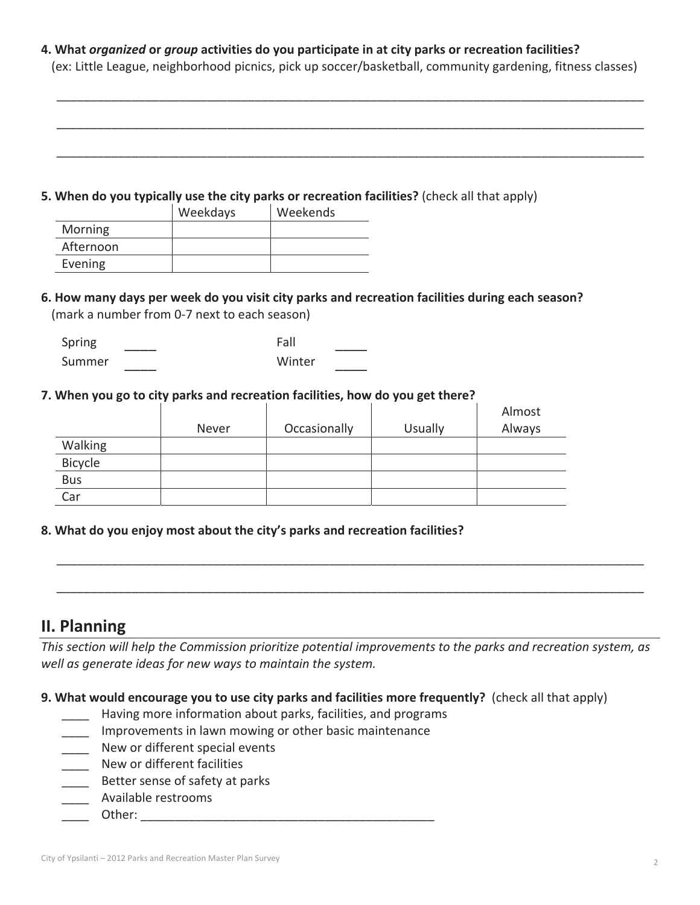**4. What *organized* or *group* activities do you participate in at city parks or recreation facilities?**
(ex: Little League, neighborhood picnics, pick up soccer/basketball, community gardening, fitness classes)

___________________________________________________________________________________

___________________________________________________________________________________

___________________________________________________________________________________

**5. When do you typically use the city parks or recreation facilities?** (check all that apply)

| | Weekdays | Weekends |
|---|---|---|
| Morning | | |
| Afternoon | | |
| Evening | | |

**6. How many days per week do you visit city parks and recreation facilities during each season?**
(mark a number from 0-7 next to each season)

Spring _____ Fall _____
Summer _____ Winter _____

**7. When you go to city parks and recreation facilities, how do you get there?**

| | Never | Occasionally | Usually | Almost Always |
|---|---|---|---|---|
| Walking | | | | |
| Bicycle | | | | |
| Bus | | | | |
| Car | | | | |

**8. What do you enjoy most about the city's parks and recreation facilities?**

___________________________________________________________________________________

___________________________________________________________________________________

## II. Planning

*This section will help the Commission prioritize potential improvements to the parks and recreation system, as well as generate ideas for new ways to maintain the system.*

**9. What would encourage you to use city parks and facilities more frequently?** (check all that apply)

____ Having more information about parks, facilities, and programs
____ Improvements in lawn mowing or other basic maintenance
____ New or different special events
____ New or different facilities
____ Better sense of safety at parks
____ Available restrooms
____ Other: _____________________________________________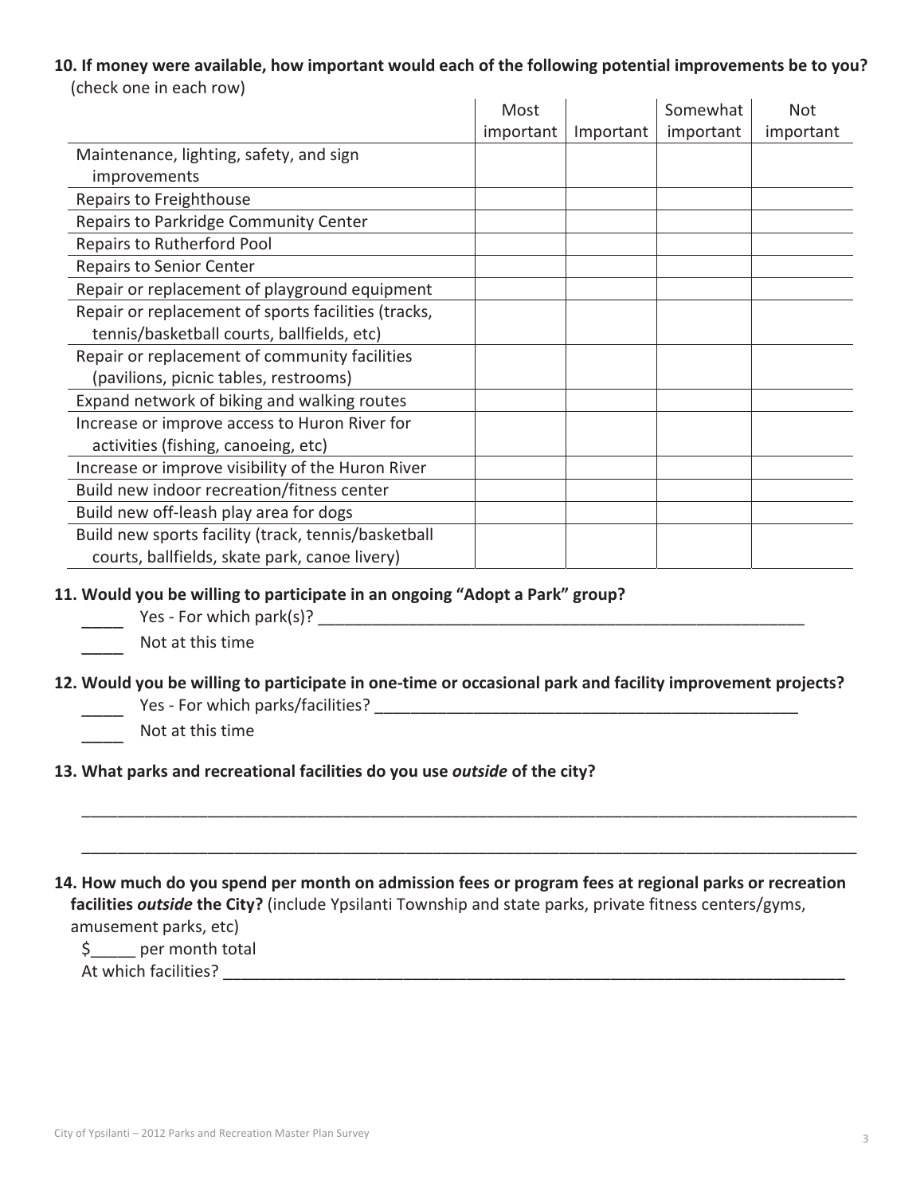**10. If money were available, how important would each of the following potential improvements be to you?** (check one in each row)

| | Most important | Important | Somewhat important | Not important |
|---|---|---|---|---|
| Maintenance, lighting, safety, and sign improvements | | | | |
| Repairs to Freighthouse | | | | |
| Repairs to Parkridge Community Center | | | | |
| Repairs to Rutherford Pool | | | | |
| Repairs to Senior Center | | | | |
| Repair or replacement of playground equipment | | | | |
| Repair or replacement of sports facilities (tracks, tennis/basketball courts, ballfields, etc) | | | | |
| Repair or replacement of community facilities (pavilions, picnic tables, restrooms) | | | | |
| Expand network of biking and walking routes | | | | |
| Increase or improve access to Huron River for activities (fishing, canoeing, etc) | | | | |
| Increase or improve visibility of the Huron River | | | | |
| Build new indoor recreation/fitness center | | | | |
| Build new off-leash play area for dogs | | | | |
| Build new sports facility (track, tennis/basketball courts, ballfields, skate park, canoe livery) | | | | |

**11. Would you be willing to participate in an ongoing "Adopt a Park" group?**

_____ Yes - For which park(s)? ________________________________________________________

_____ Not at this time

**12. Would you be willing to participate in one-time or occasional park and facility improvement projects?**

_____ Yes - For which parks/facilities? _______________________________________________

_____ Not at this time

**13. What parks and recreational facilities do you use *outside* of the city?**

_____________________________________________________________________________________

_____________________________________________________________________________________

**14. How much do you spend per month on admission fees or program fees at regional parks or recreation facilities *outside* the City?** (include Ypsilanti Township and state parks, private fitness centers/gyms, amusement parks, etc)

$_____ per month total

At which facilities? ________________________________________________________________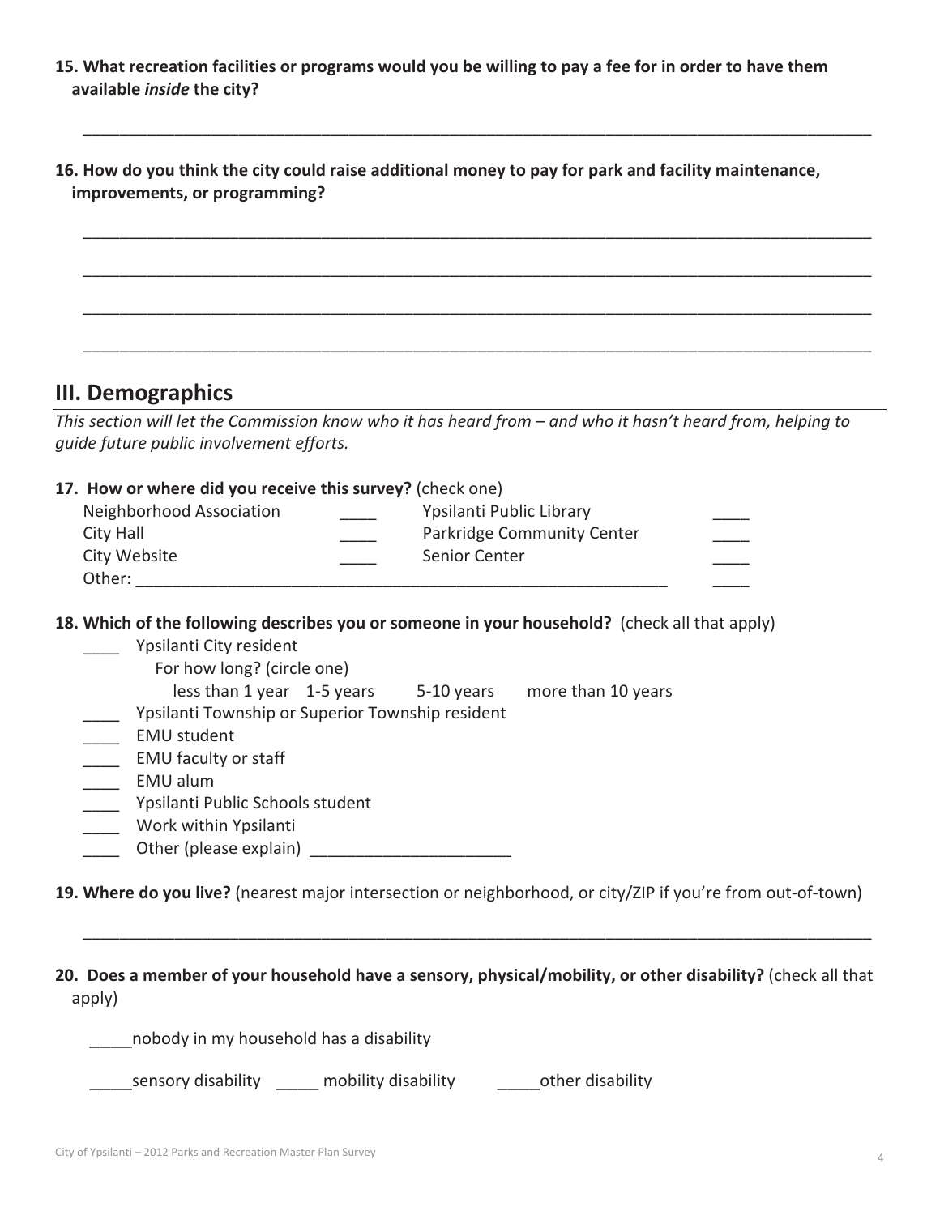**15. What recreation facilities or programs would you be willing to pay a fee for in order to have them available *inside* the city?**

_______________________________________________________________________________________

**16. How do you think the city could raise additional money to pay for park and facility maintenance, improvements, or programming?**

_______________________________________________________________________________________

_______________________________________________________________________________________

_______________________________________________________________________________________

_______________________________________________________________________________________

## III. Demographics

*This section will let the Commission know who it has heard from – and who it hasn't heard from, helping to guide future public involvement efforts.*

**17. How or where did you receive this survey?** (check one)

| | | | |
|---|---|---|---|
| Neighborhood Association | ____ | Ypsilanti Public Library | ____ |
| City Hall | ____ | Parkridge Community Center | ____ |
| City Website | ____ | Senior Center | ____ |
| Other: ____________________________________________________________ | | | ____ |

**18. Which of the following describes you or someone in your household?** (check all that apply)

- ____ Ypsilanti City resident
  - For how long? (circle one)
    - less than 1 year   1-5 years   5-10 years   more than 10 years
- ____ Ypsilanti Township or Superior Township resident
- ____ EMU student
- ____ EMU faculty or staff
- ____ EMU alum
- ____ Ypsilanti Public Schools student
- ____ Work within Ypsilanti
- ____ Other (please explain) ______________________

**19. Where do you live?** (nearest major intersection or neighborhood, or city/ZIP if you're from out-of-town)

_______________________________________________________________________________________

**20. Does a member of your household have a sensory, physical/mobility, or other disability?** (check all that apply)

_____nobody in my household has a disability

_____sensory disability   _____ mobility disability   _____other disability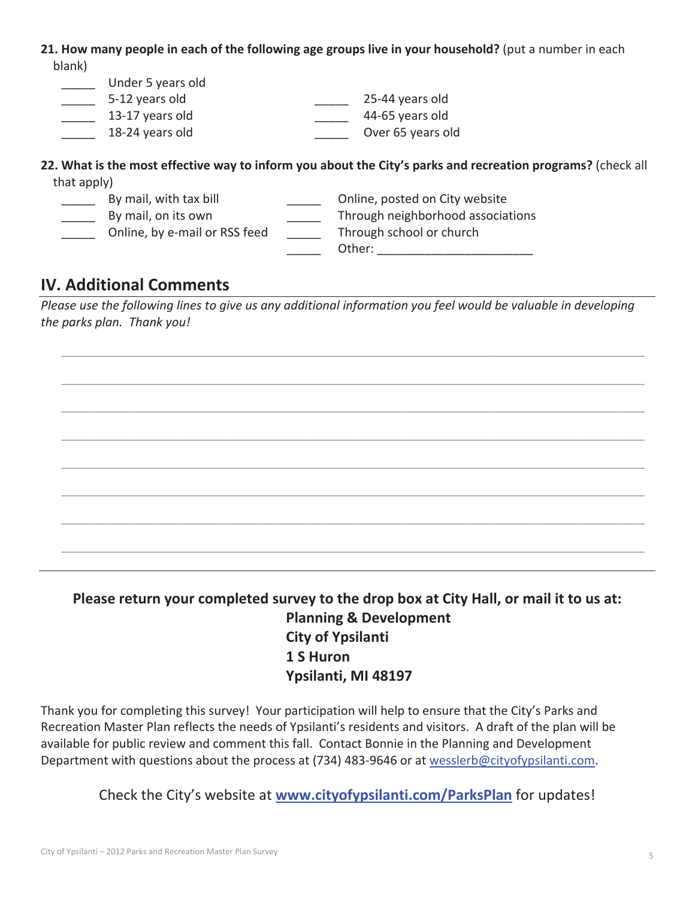**21. How many people in each of the following age groups live in your household?** (put a number in each blank)

- _____ Under 5 years old
- _____ 5-12 years old
- _____ 13-17 years old
- _____ 18-24 years old
- _____ 25-44 years old
- _____ 44-65 years old
- _____ Over 65 years old

**22. What is the most effective way to inform you about the City's parks and recreation programs?** (check all that apply)

- _____ By mail, with tax bill
- _____ By mail, on its own
- _____ Online, by e-mail or RSS feed
- _____ Online, posted on City website
- _____ Through neighborhood associations
- _____ Through school or church
- _____ Other: ______________________

## IV. Additional Comments

*Please use the following lines to give us any additional information you feel would be valuable in developing the parks plan. Thank you!*

______________________________________________________________________________

______________________________________________________________________________

______________________________________________________________________________

______________________________________________________________________________

______________________________________________________________________________

______________________________________________________________________________

______________________________________________________________________________

______________________________________________________________________________

**Please return your completed survey to the drop box at City Hall, or mail it to us at:**

**Planning & Development**
**City of Ypsilanti**
**1 S Huron**
**Ypsilanti, MI 48197**

Thank you for completing this survey! Your participation will help to ensure that the City's Parks and Recreation Master Plan reflects the needs of Ypsilanti's residents and visitors. A draft of the plan will be available for public review and comment this fall. Contact Bonnie in the Planning and Development Department with questions about the process at (734) 483-9646 or at wesslerb@cityofypsilanti.com.

Check the City's website at **www.cityofypsilanti.com/ParksPlan** for updates!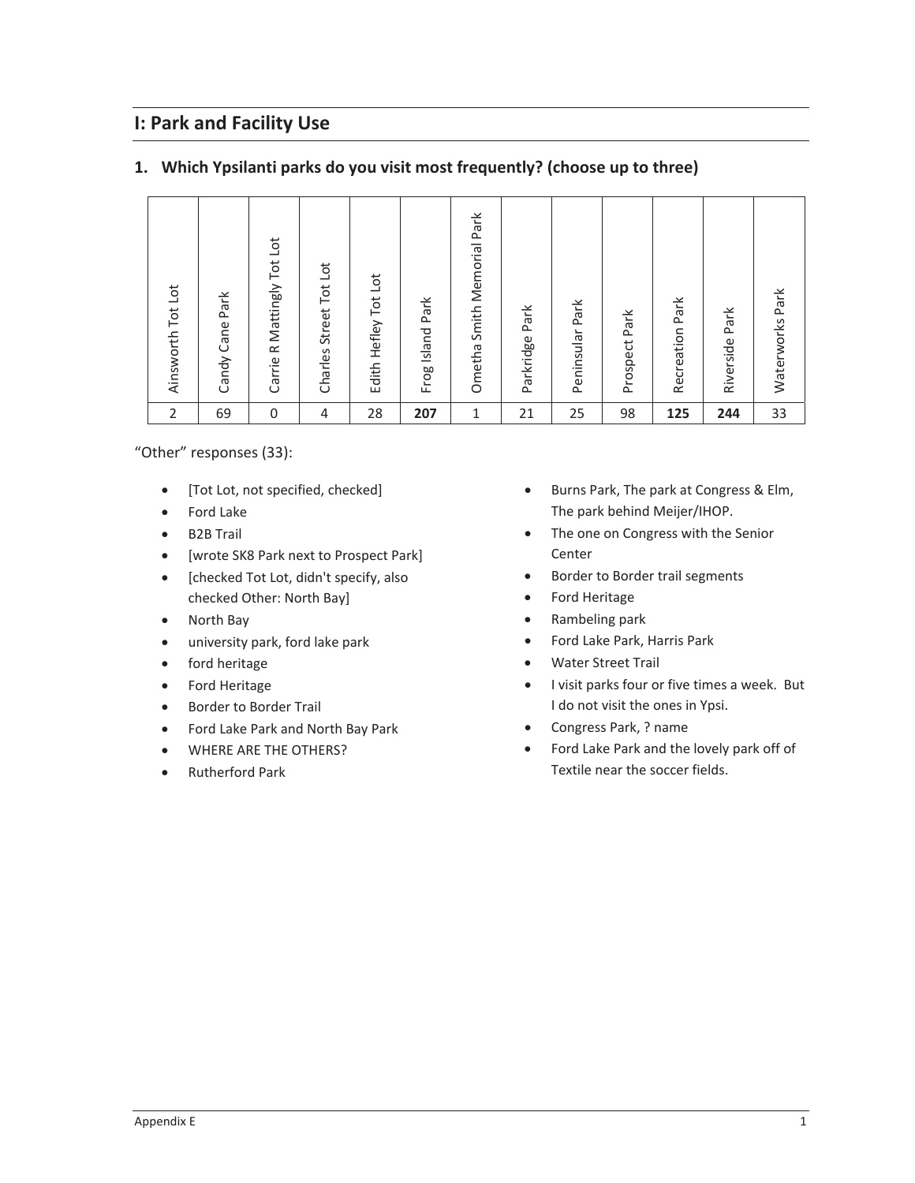## I: Park and Facility Use

### 1. Which Ypsilanti parks do you visit most frequently? (choose up to three)

| Ainsworth Tot Lot | Candy Cane Park | Carrie R Mattingly Tot Lot | Charles Street Tot Lot | Edith Hefley Tot Lot | Frog Island Park | Ometha Smith Memorial Park | Parkridge Park | Peninsular Park | Prospect Park | Recreation Park | Riverside Park | Waterworks Park |
|---|---|---|---|---|---|---|---|---|---|---|---|---|
| 2 | 69 | 0 | 4 | 28 | **207** | 1 | 21 | 25 | 98 | **125** | **244** | 33 |

"Other" responses (33):

- [Tot Lot, not specified, checked]
- Ford Lake
- B2B Trail
- [wrote SK8 Park next to Prospect Park]
- [checked Tot Lot, didn't specify, also checked Other: North Bay]
- North Bay
- university park, ford lake park
- ford heritage
- Ford Heritage
- Border to Border Trail
- Ford Lake Park and North Bay Park
- WHERE ARE THE OTHERS?
- Rutherford Park
- Burns Park, The park at Congress & Elm, The park behind Meijer/IHOP.
- The one on Congress with the Senior Center
- Border to Border trail segments
- Ford Heritage
- Rambeling park
- Ford Lake Park, Harris Park
- Water Street Trail
- I visit parks four or five times a week. But I do not visit the ones in Ypsi.
- Congress Park, ? name
- Ford Lake Park and the lovely park off of Textile near the soccer fields.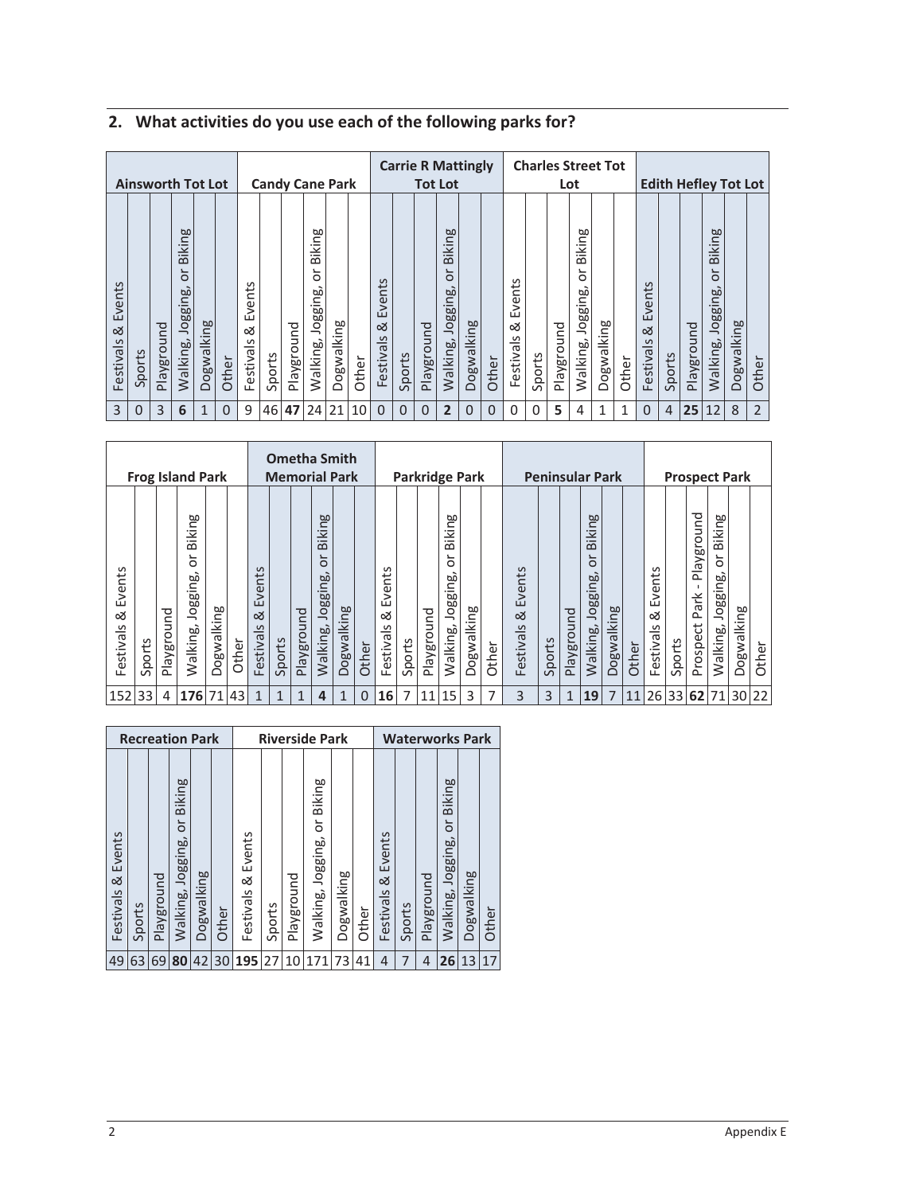## 2. What activities do you use each of the following parks for?

| Ainsworth Tot Lot | | | | | | Candy Cane Park | | | | | | Carrie R Mattingly Tot Lot | | | | | | Charles Street Tot Lot | | | | | | Edith Hefley Tot Lot | | | | | |
|---|---|---|---|---|---|---|---|---|---|---|---|---|---|---|---|---|---|---|---|---|---|---|---|---|---|---|---|---|---|
| Festivals & Events | Sports | Playground | Walking, Jogging, or Biking | Dogwalking | Other | Festivals & Events | Sports | Playground | Walking, Jogging, or Biking | Dogwalking | Other | Festivals & Events | Sports | Playground | Walking, Jogging, or Biking | Dogwalking | Other | Festivals & Events | Sports | Playground | Walking, Jogging, or Biking | Dogwalking | Other | Festivals & Events | Sports | Playground | Walking, Jogging, or Biking | Dogwalking | Other |
| 3 | 0 | 3 | **6** | 1 | 0 | 9 | 46 | **47** | 24 | 21 | 10 | 0 | 0 | 0 | **2** | 0 | 0 | 0 | 0 | **5** | 4 | 1 | 1 | 0 | 4 | **25** | 12 | 8 | 2 |

| Frog Island Park | | | | | | Ometha Smith Memorial Park | | | | | | Parkridge Park | | | | | | Peninsular Park | | | | | | Prospect Park | | | | | |
|---|---|---|---|---|---|---|---|---|---|---|---|---|---|---|---|---|---|---|---|---|---|---|---|---|---|---|---|---|---|
| Festivals & Events | Sports | Playground | Walking, Jogging, or Biking | Dogwalking | Other | Festivals & Events | Sports | Playground | Walking, Jogging, or Biking | Dogwalking | Other | Festivals & Events | Sports | Playground | Walking, Jogging, or Biking | Dogwalking | Other | Festivals & Events | Sports | Playground | Walking, Jogging, or Biking | Dogwalking | Other | Festivals & Events | Sports | Prospect Park - Playground | Walking, Jogging, or Biking | Dogwalking | Other |
| 152 | 33 | 4 | **176** | 71 | 43 | 1 | 1 | 1 | **4** | 1 | 0 | **16** | 7 | 11 | 15 | 3 | 7 | 3 | 3 | 1 | **19** | 7 | 11 | 26 | 33 | **62** | 71 | 30 | 22 |

| Recreation Park | | | | | | Riverside Park | | | | | | Waterworks Park | | | | | |
|---|---|---|---|---|---|---|---|---|---|---|---|---|---|---|---|---|---|
| Festivals & Events | Sports | Playground | Walking, Jogging, or Biking | Dogwalking | Other | Festivals & Events | Sports | Playground | Walking, Jogging, or Biking | Dogwalking | Other | Festivals & Events | Sports | Playground | Walking, Jogging, or Biking | Dogwalking | Other |
| 49 | 63 | 69 | **80** | 42 | 30 | **195** | 27 | 10 | 171 | 73 | 41 | 4 | 7 | 4 | **26** | 13 | 17 |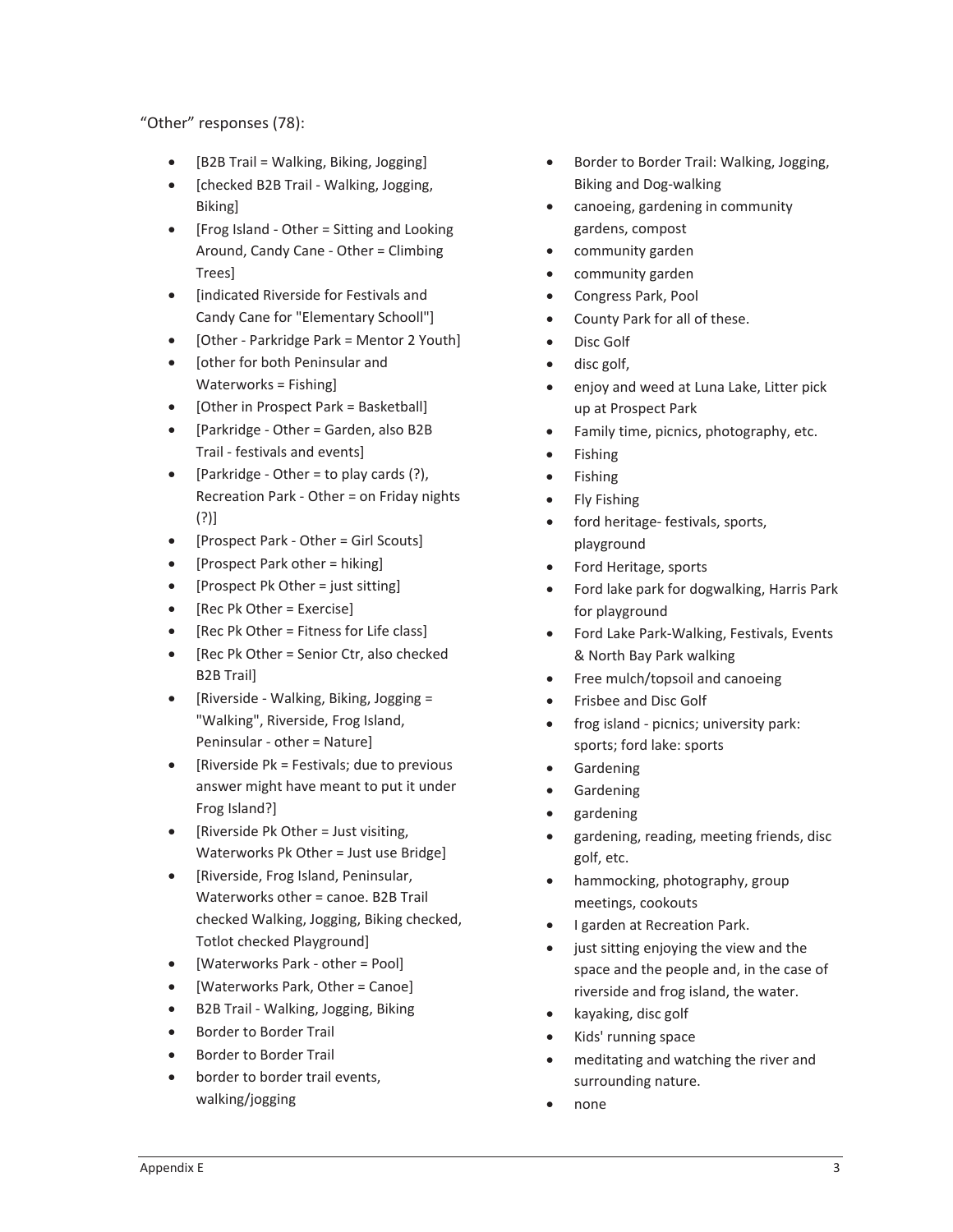"Other" responses (78):

- [B2B Trail = Walking, Biking, Jogging]
- [checked B2B Trail - Walking, Jogging, Biking]
- [Frog Island - Other = Sitting and Looking Around, Candy Cane - Other = Climbing Trees]
- [indicated Riverside for Festivals and Candy Cane for "Elementary Schooll"]
- [Other - Parkridge Park = Mentor 2 Youth]
- [other for both Peninsular and Waterworks = Fishing]
- [Other in Prospect Park = Basketball]
- [Parkridge - Other = Garden, also B2B Trail - festivals and events]
- [Parkridge - Other = to play cards (?), Recreation Park - Other = on Friday nights (?)]
- [Prospect Park - Other = Girl Scouts]
- [Prospect Park other = hiking]
- [Prospect Pk Other = just sitting]
- [Rec Pk Other = Exercise]
- [Rec Pk Other = Fitness for Life class]
- [Rec Pk Other = Senior Ctr, also checked B2B Trail]
- [Riverside - Walking, Biking, Jogging = "Walking", Riverside, Frog Island, Peninsular - other = Nature]
- [Riverside Pk = Festivals; due to previous answer might have meant to put it under Frog Island?]
- [Riverside Pk Other = Just visiting, Waterworks Pk Other = Just use Bridge]
- [Riverside, Frog Island, Peninsular, Waterworks other = canoe. B2B Trail checked Walking, Jogging, Biking checked, Totlot checked Playground]
- [Waterworks Park - other = Pool]
- [Waterworks Park, Other = Canoe]
- B2B Trail - Walking, Jogging, Biking
- Border to Border Trail
- Border to Border Trail
- border to border trail events, walking/jogging
- Border to Border Trail: Walking, Jogging, Biking and Dog-walking
- canoeing, gardening in community gardens, compost
- community garden
- community garden
- Congress Park, Pool
- County Park for all of these.
- Disc Golf
- disc golf,
- enjoy and weed at Luna Lake, Litter pick up at Prospect Park
- Family time, picnics, photography, etc.
- Fishing
- Fishing
- Fly Fishing
- ford heritage- festivals, sports, playground
- Ford Heritage, sports
- Ford lake park for dogwalking, Harris Park for playground
- Ford Lake Park-Walking, Festivals, Events & North Bay Park walking
- Free mulch/topsoil and canoeing
- Frisbee and Disc Golf
- frog island - picnics; university park: sports; ford lake: sports
- Gardening
- Gardening
- gardening
- gardening, reading, meeting friends, disc golf, etc.
- hammocking, photography, group meetings, cookouts
- I garden at Recreation Park.
- just sitting enjoying the view and the space and the people and, in the case of riverside and frog island, the water.
- kayaking, disc golf
- Kids' running space
- meditating and watching the river and surrounding nature.
- none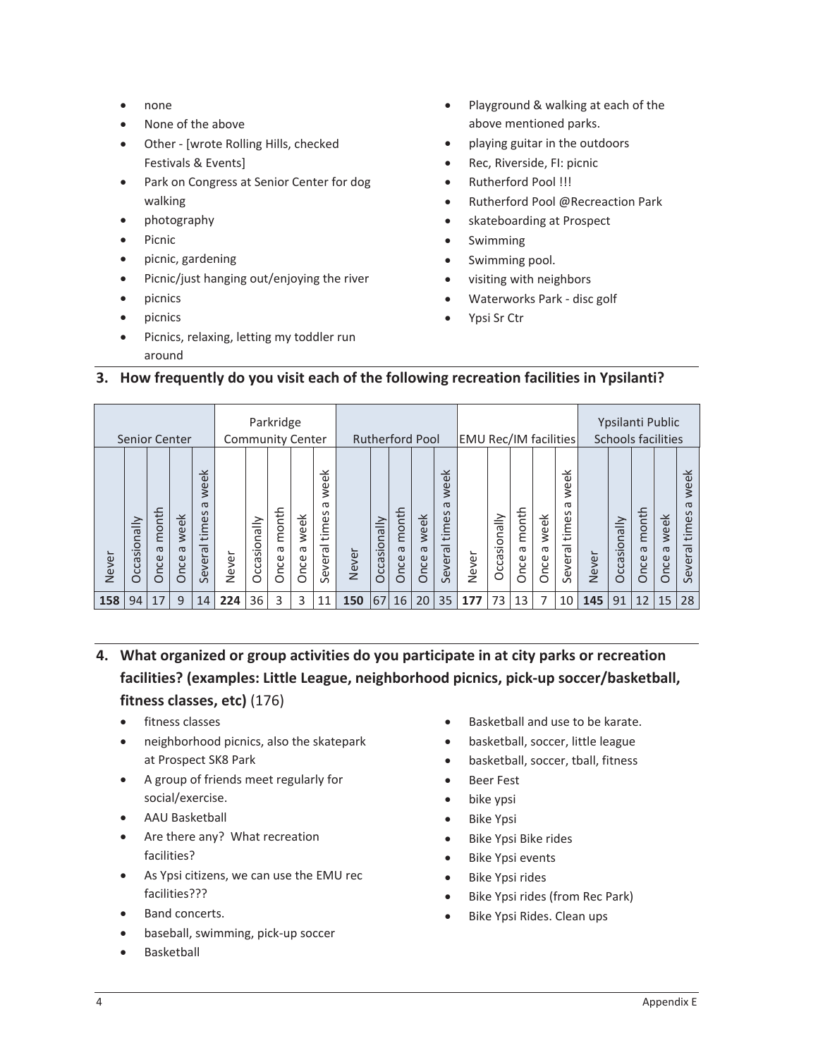- none
- None of the above
- Other - [wrote Rolling Hills, checked Festivals & Events]
- Park on Congress at Senior Center for dog walking
- photography
- Picnic
- picnic, gardening
- Picnic/just hanging out/enjoying the river
- picnics
- picnics
- Picnics, relaxing, letting my toddler run around
- Playground & walking at each of the above mentioned parks.
- playing guitar in the outdoors
- Rec, Riverside, FI: picnic
- Rutherford Pool !!!
- Rutherford Pool @Recreaction Park
- skateboarding at Prospect
- Swimming
- Swimming pool.
- visiting with neighbors
- Waterworks Park - disc golf
- Ypsi Sr Ctr

## 3. How frequently do you visit each of the following recreation facilities in Ypsilanti?

| Senior Center | | | | | Parkridge Community Center | | | | | Rutherford Pool | | | | | EMU Rec/IM facilities | | | | | Ypsilanti Public Schools facilities | | | | |
|---|---|---|---|---|---|---|---|---|---|---|---|---|---|---|---|---|---|---|---|---|---|---|---|---|
| Never | Occasionally | Once a month | Once a week | Several times a week | Never | Occasionally | Once a month | Once a week | Several times a week | Never | Occasionally | Once a month | Once a week | Several times a week | Never | Occasionally | Once a month | Once a week | Several times a week | Never | Occasionally | Once a month | Once a week | Several times a week |
| **158** | 94 | 17 | 9 | 14 | **224** | 36 | 3 | 3 | 11 | **150** | 67 | 16 | 20 | 35 | **177** | 73 | 13 | 7 | 10 | **145** | 91 | 12 | 15 | 28 |

## 4. What organized or group activities do you participate in at city parks or recreation facilities? (examples: Little League, neighborhood picnics, pick-up soccer/basketball, fitness classes, etc) (176)

- fitness classes
- neighborhood picnics, also the skatepark at Prospect SK8 Park
- A group of friends meet regularly for social/exercise.
- AAU Basketball
- Are there any? What recreation facilities?
- As Ypsi citizens, we can use the EMU rec facilities???
- Band concerts.
- baseball, swimming, pick-up soccer
- Basketball
- Basketball and use to be karate.
- basketball, soccer, little league
- basketball, soccer, tball, fitness
- Beer Fest
- bike ypsi
- Bike Ypsi
- Bike Ypsi Bike rides
- Bike Ypsi events
- Bike Ypsi rides
- Bike Ypsi rides (from Rec Park)
- Bike Ypsi Rides. Clean ups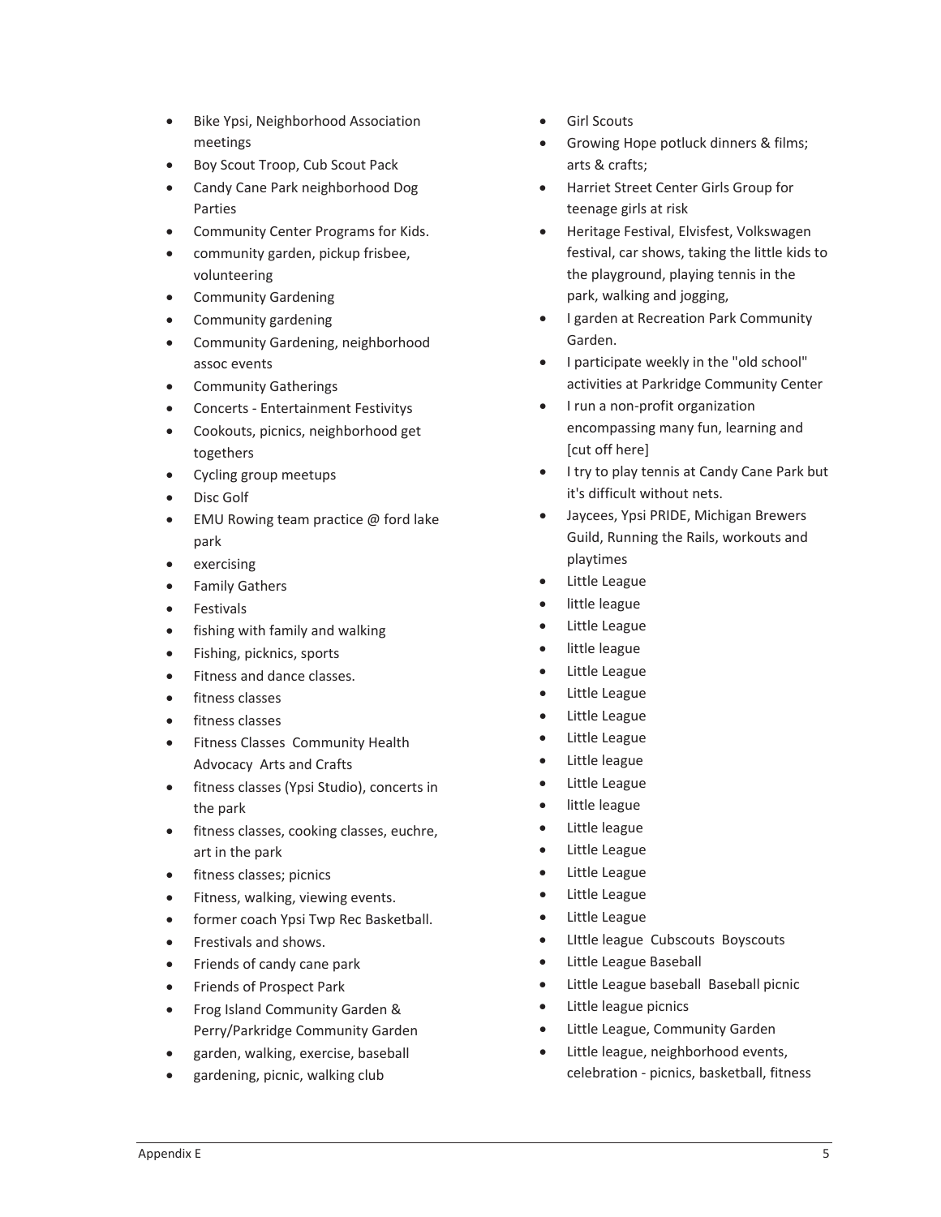- Bike Ypsi, Neighborhood Association meetings
- Boy Scout Troop, Cub Scout Pack
- Candy Cane Park neighborhood Dog Parties
- Community Center Programs for Kids.
- community garden, pickup frisbee, volunteering
- Community Gardening
- Community gardening
- Community Gardening, neighborhood assoc events
- Community Gatherings
- Concerts - Entertainment Festivitys
- Cookouts, picnics, neighborhood get togethers
- Cycling group meetups
- Disc Golf
- EMU Rowing team practice @ ford lake park
- exercising
- Family Gathers
- Festivals
- fishing with family and walking
- Fishing, picnics, sports
- Fitness and dance classes.
- fitness classes
- fitness classes
- Fitness Classes  Community Health Advocacy  Arts and Crafts
- fitness classes (Ypsi Studio), concerts in the park
- fitness classes, cooking classes, euchre, art in the park
- fitness classes; picnics
- Fitness, walking, viewing events.
- former coach Ypsi Twp Rec Basketball.
- Frestivals and shows.
- Friends of candy cane park
- Friends of Prospect Park
- Frog Island Community Garden & Perry/Parkridge Community Garden
- garden, walking, exercise, baseball
- gardening, picnic, walking club
- Girl Scouts
- Growing Hope potluck dinners & films; arts & crafts;
- Harriet Street Center Girls Group for teenage girls at risk
- Heritage Festival, Elvisfest, Volkswagen festival, car shows, taking the little kids to the playground, playing tennis in the park, walking and jogging,
- I garden at Recreation Park Community Garden.
- I participate weekly in the "old school" activities at Parkridge Community Center
- I run a non-profit organization encompassing many fun, learning and [cut off here]
- I try to play tennis at Candy Cane Park but it's difficult without nets.
- Jaycees, Ypsi PRIDE, Michigan Brewers Guild, Running the Rails, workouts and playtimes
- Little League
- little league
- Little League
- little league
- Little League
- Little League
- Little League
- Little League
- Little league
- Little League
- little league
- Little league
- Little League
- Little League
- Little League
- Little League
- LIttle league  Cubscouts  Boyscouts
- Little League Baseball
- Little League baseball  Baseball picnic
- Little league picnics
- Little League, Community Garden
- Little league, neighborhood events, celebration - picnics, basketball, fitness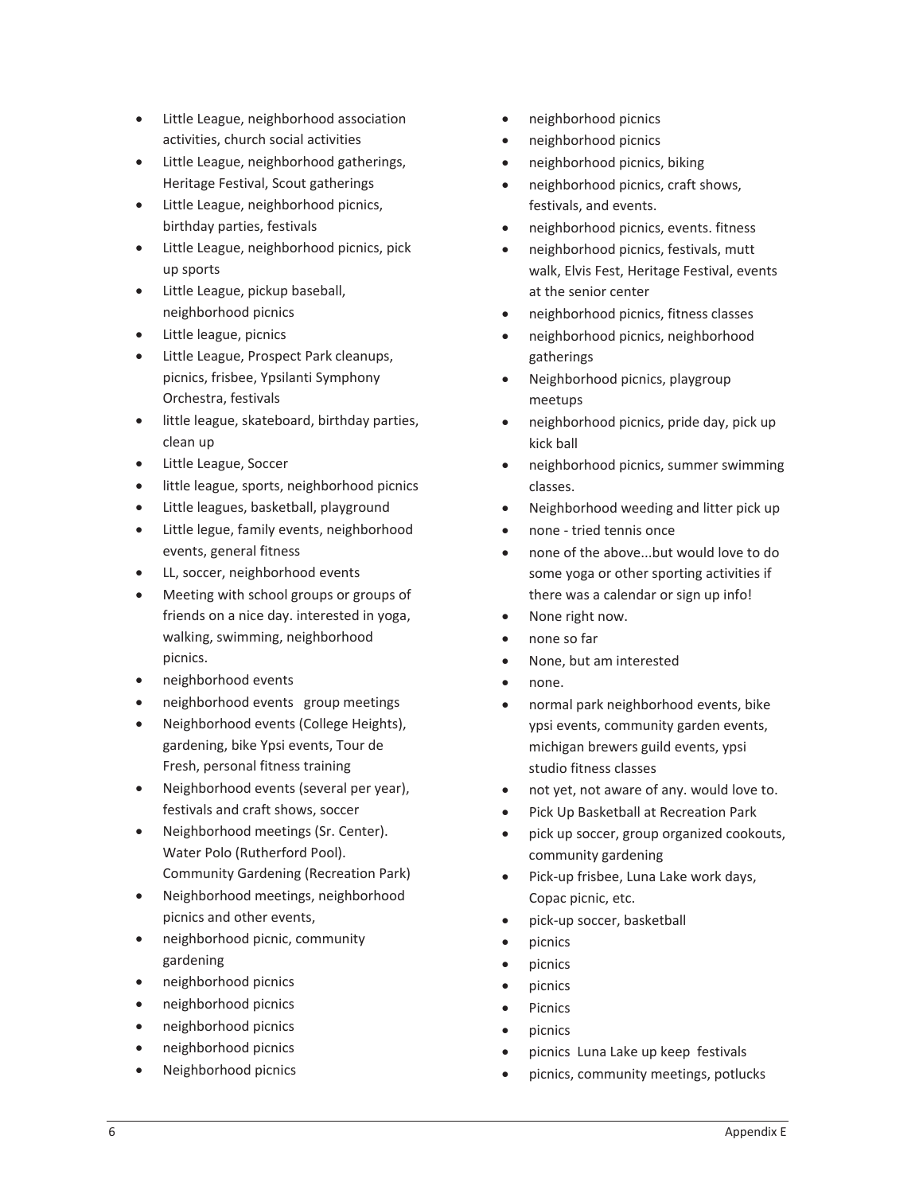- Little League, neighborhood association activities, church social activities
- Little League, neighborhood gatherings, Heritage Festival, Scout gatherings
- Little League, neighborhood picnics, birthday parties, festivals
- Little League, neighborhood picnics, pick up sports
- Little League, pickup baseball, neighborhood picnics
- Little league, picnics
- Little League, Prospect Park cleanups, picnics, frisbee, Ypsilanti Symphony Orchestra, festivals
- little league, skateboard, birthday parties, clean up
- Little League, Soccer
- little league, sports, neighborhood picnics
- Little leagues, basketball, playground
- Little legue, family events, neighborhood events, general fitness
- LL, soccer, neighborhood events
- Meeting with school groups or groups of friends on a nice day. interested in yoga, walking, swimming, neighborhood picnics.
- neighborhood events
- neighborhood events   group meetings
- Neighborhood events (College Heights), gardening, bike Ypsi events, Tour de Fresh, personal fitness training
- Neighborhood events (several per year), festivals and craft shows, soccer
- Neighborhood meetings (Sr. Center). Water Polo (Rutherford Pool). Community Gardening (Recreation Park)
- Neighborhood meetings, neighborhood picnics and other events,
- neighborhood picnic, community gardening
- neighborhood picnics
- neighborhood picnics
- neighborhood picnics
- neighborhood picnics
- Neighborhood picnics
- neighborhood picnics
- neighborhood picnics
- neighborhood picnics, biking
- neighborhood picnics, craft shows, festivals, and events.
- neighborhood picnics, events. fitness
- neighborhood picnics, festivals, mutt walk, Elvis Fest, Heritage Festival, events at the senior center
- neighborhood picnics, fitness classes
- neighborhood picnics, neighborhood gatherings
- Neighborhood picnics, playgroup meetups
- neighborhood picnics, pride day, pick up kick ball
- neighborhood picnics, summer swimming classes.
- Neighborhood weeding and litter pick up
- none - tried tennis once
- none of the above...but would love to do some yoga or other sporting activities if there was a calendar or sign up info!
- None right now.
- none so far
- None, but am interested
- none.
- normal park neighborhood events, bike ypsi events, community garden events, michigan brewers guild events, ypsi studio fitness classes
- not yet, not aware of any. would love to.
- Pick Up Basketball at Recreation Park
- pick up soccer, group organized cookouts, community gardening
- Pick-up frisbee, Luna Lake work days, Copac picnic, etc.
- pick-up soccer, basketball
- picnics
- picnics
- picnics
- Picnics
- picnics
- picnics  Luna Lake up keep  festivals
- picnics, community meetings, potlucks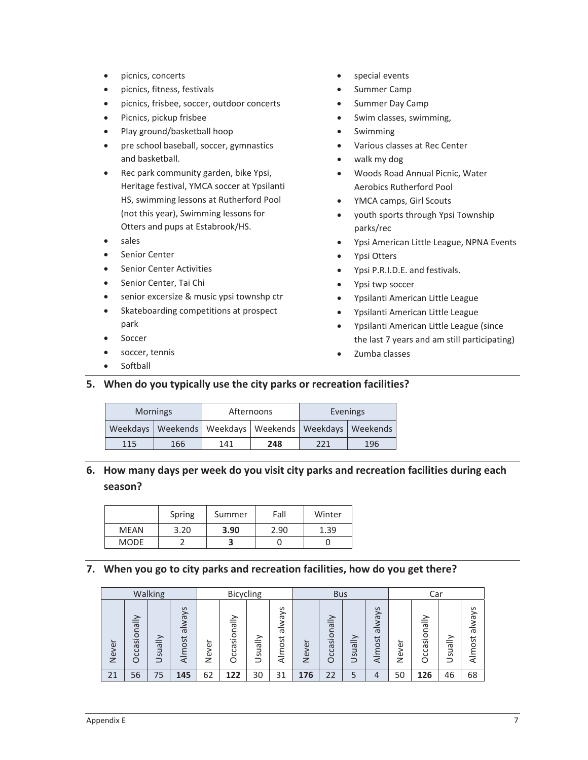- picnics, concerts
- picnics, fitness, festivals
- picnics, frisbee, soccer, outdoor concerts
- Picnics, pickup frisbee
- Play ground/basketball hoop
- pre school baseball, soccer, gymnastics and basketball.
- Rec park community garden, bike Ypsi, Heritage festival, YMCA soccer at Ypsilanti HS, swimming lessons at Rutherford Pool (not this year), Swimming lessons for Otters and pups at Estabrook/HS.
- sales
- Senior Center
- Senior Center Activities
- Senior Center, Tai Chi
- senior excersize & music ypsi townshp ctr
- Skateboarding competitions at prospect park
- Soccer
- soccer, tennis
- Softball
- special events
- Summer Camp
- Summer Day Camp
- Swim classes, swimming,
- Swimming
- Various classes at Rec Center
- walk my dog
- Woods Road Annual Picnic, Water Aerobics Rutherford Pool
- YMCA camps, Girl Scouts
- youth sports through Ypsi Township parks/rec
- Ypsi American Little League, NPNA Events
- Ypsi Otters
- Ypsi P.R.I.D.E. and festivals.
- Ypsi twp soccer
- Ypsilanti American Little League
- Ypsilanti American Little League
- Ypsilanti American Little League (since the last 7 years and am still participating)
- Zumba classes

## 5. When do you typically use the city parks or recreation facilities?

| Mornings | | Afternoons | | Evenings | |
|---|---|---|---|---|---|
| Weekdays | Weekends | Weekdays | Weekends | Weekdays | Weekends |
| 115 | 166 | 141 | **248** | 221 | 196 |

## 6. How many days per week do you visit city parks and recreation facilities during each season?

| | Spring | Summer | Fall | Winter |
|---|---|---|---|---|
| MEAN | 3.20 | **3.90** | 2.90 | 1.39 |
| MODE | 2 | **3** | 0 | 0 |

## 7. When you go to city parks and recreation facilities, how do you get there?

| Walking | | | | Bicycling | | | | Bus | | | | Car | | | |
|---|---|---|---|---|---|---|---|---|---|---|---|---|---|---|---|
| Never | Occasionally | Usually | Almost always | Never | Occasionally | Usually | Almost always | Never | Occasionally | Usually | Almost always | Never | Occasionally | Usually | Almost always |
| 21 | 56 | 75 | **145** | 62 | **122** | 30 | 31 | **176** | 22 | 5 | 4 | 50 | **126** | 46 | 68 |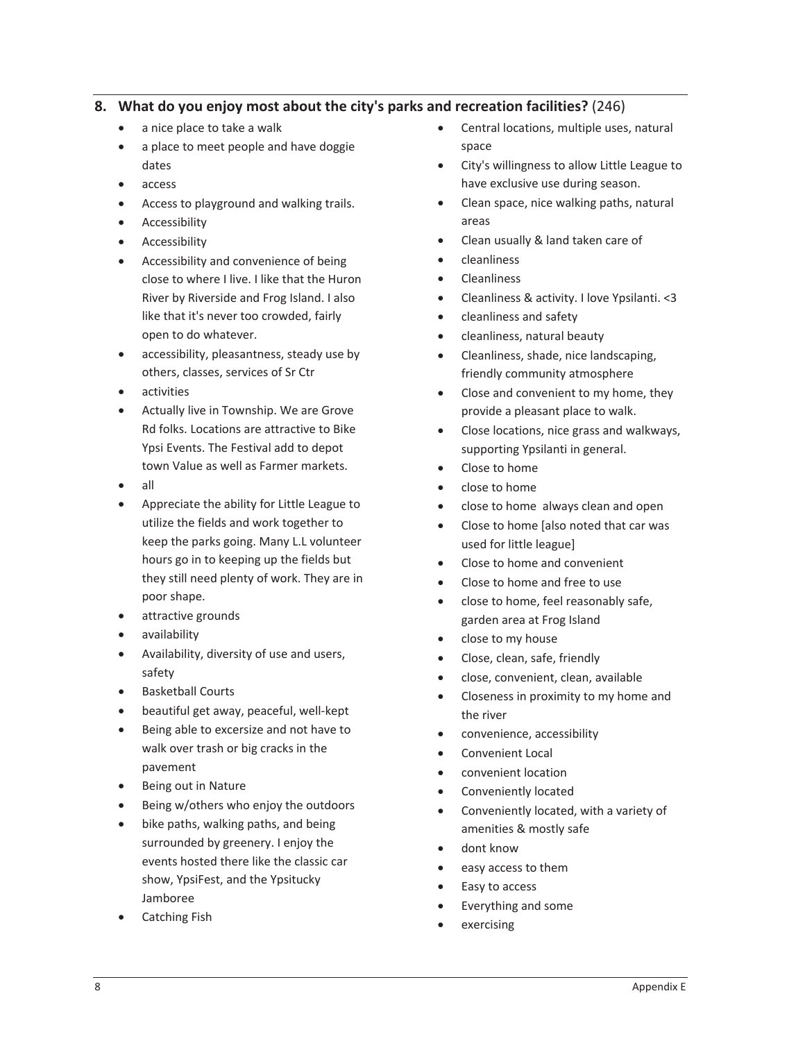## 8. What do you enjoy most about the city's parks and recreation facilities? (246)

- a nice place to take a walk
- a place to meet people and have doggie dates
- access
- Access to playground and walking trails.
- Accessibility
- Accessibility
- Accessibility and convenience of being close to where I live. I like that the Huron River by Riverside and Frog Island. I also like that it's never too crowded, fairly open to do whatever.
- accessibility, pleasantness, steady use by others, classes, services of Sr Ctr
- activities
- Actually live in Township. We are Grove Rd folks. Locations are attractive to Bike Ypsi Events. The Festival add to depot town Value as well as Farmer markets.
- all
- Appreciate the ability for Little League to utilize the fields and work together to keep the parks going. Many L.L volunteer hours go in to keeping up the fields but they still need plenty of work. They are in poor shape.
- attractive grounds
- availability
- Availability, diversity of use and users, safety
- Basketball Courts
- beautiful get away, peaceful, well-kept
- Being able to excersize and not have to walk over trash or big cracks in the pavement
- Being out in Nature
- Being w/others who enjoy the outdoors
- bike paths, walking paths, and being surrounded by greenery. I enjoy the events hosted there like the classic car show, YpsiFest, and the Ypsitucky Jamboree
- Catching Fish
- Central locations, multiple uses, natural space
- City's willingness to allow Little League to have exclusive use during season.
- Clean space, nice walking paths, natural areas
- Clean usually & land taken care of
- cleanliness
- Cleanliness
- Cleanliness & activity. I love Ypsilanti. <3
- cleanliness and safety
- cleanliness, natural beauty
- Cleanliness, shade, nice landscaping, friendly community atmosphere
- Close and convenient to my home, they provide a pleasant place to walk.
- Close locations, nice grass and walkways, supporting Ypsilanti in general.
- Close to home
- close to home
- close to home always clean and open
- Close to home [also noted that car was used for little league]
- Close to home and convenient
- Close to home and free to use
- close to home, feel reasonably safe, garden area at Frog Island
- close to my house
- Close, clean, safe, friendly
- close, convenient, clean, available
- Closeness in proximity to my home and the river
- convenience, accessibility
- Convenient Local
- convenient location
- Conveniently located
- Conveniently located, with a variety of amenities & mostly safe
- dont know
- easy access to them
- Easy to access
- Everything and some
- exercising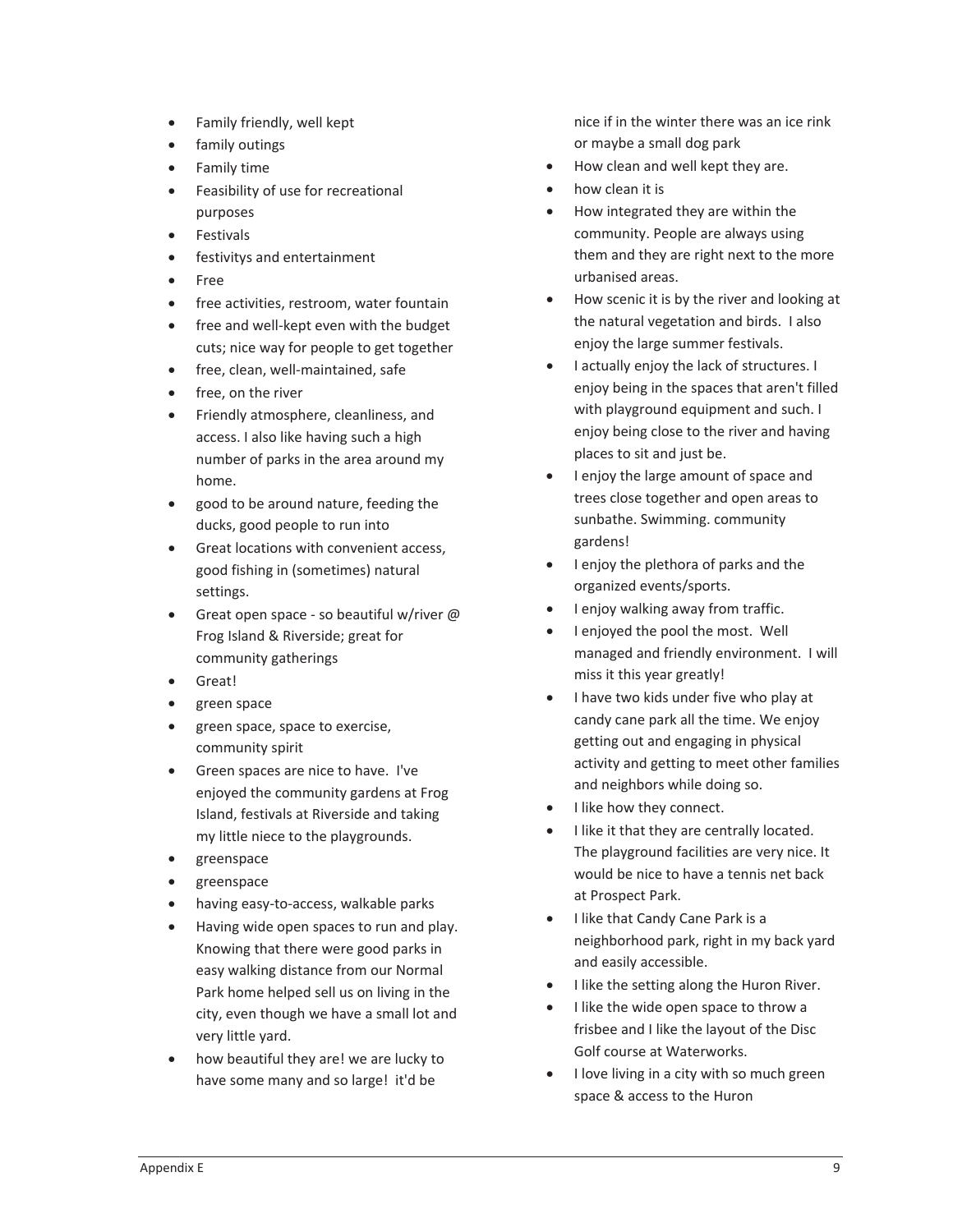- Family friendly, well kept
- family outings
- Family time
- Feasibility of use for recreational purposes
- Festivals
- festivitys and entertainment
- Free
- free activities, restroom, water fountain
- free and well-kept even with the budget cuts; nice way for people to get together
- free, clean, well-maintained, safe
- free, on the river
- Friendly atmosphere, cleanliness, and access. I also like having such a high number of parks in the area around my home.
- good to be around nature, feeding the ducks, good people to run into
- Great locations with convenient access, good fishing in (sometimes) natural settings.
- Great open space - so beautiful w/river @ Frog Island & Riverside; great for community gatherings
- Great!
- green space
- green space, space to exercise, community spirit
- Green spaces are nice to have. I've enjoyed the community gardens at Frog Island, festivals at Riverside and taking my little niece to the playgrounds.
- greenspace
- greenspace
- having easy-to-access, walkable parks
- Having wide open spaces to run and play. Knowing that there were good parks in easy walking distance from our Normal Park home helped sell us on living in the city, even though we have a small lot and very little yard.
- how beautiful they are! we are lucky to have some many and so large! it'd be nice if in the winter there was an ice rink or maybe a small dog park
- How clean and well kept they are.
- how clean it is
- How integrated they are within the community. People are always using them and they are right next to the more urbanised areas.
- How scenic it is by the river and looking at the natural vegetation and birds. I also enjoy the large summer festivals.
- I actually enjoy the lack of structures. I enjoy being in the spaces that aren't filled with playground equipment and such. I enjoy being close to the river and having places to sit and just be.
- I enjoy the large amount of space and trees close together and open areas to sunbathe. Swimming. community gardens!
- I enjoy the plethora of parks and the organized events/sports.
- I enjoy walking away from traffic.
- I enjoyed the pool the most. Well managed and friendly environment. I will miss it this year greatly!
- I have two kids under five who play at candy cane park all the time. We enjoy getting out and engaging in physical activity and getting to meet other families and neighbors while doing so.
- I like how they connect.
- I like it that they are centrally located. The playground facilities are very nice. It would be nice to have a tennis net back at Prospect Park.
- I like that Candy Cane Park is a neighborhood park, right in my back yard and easily accessible.
- I like the setting along the Huron River.
- I like the wide open space to throw a frisbee and I like the layout of the Disc Golf course at Waterworks.
- I love living in a city with so much green space & access to the Huron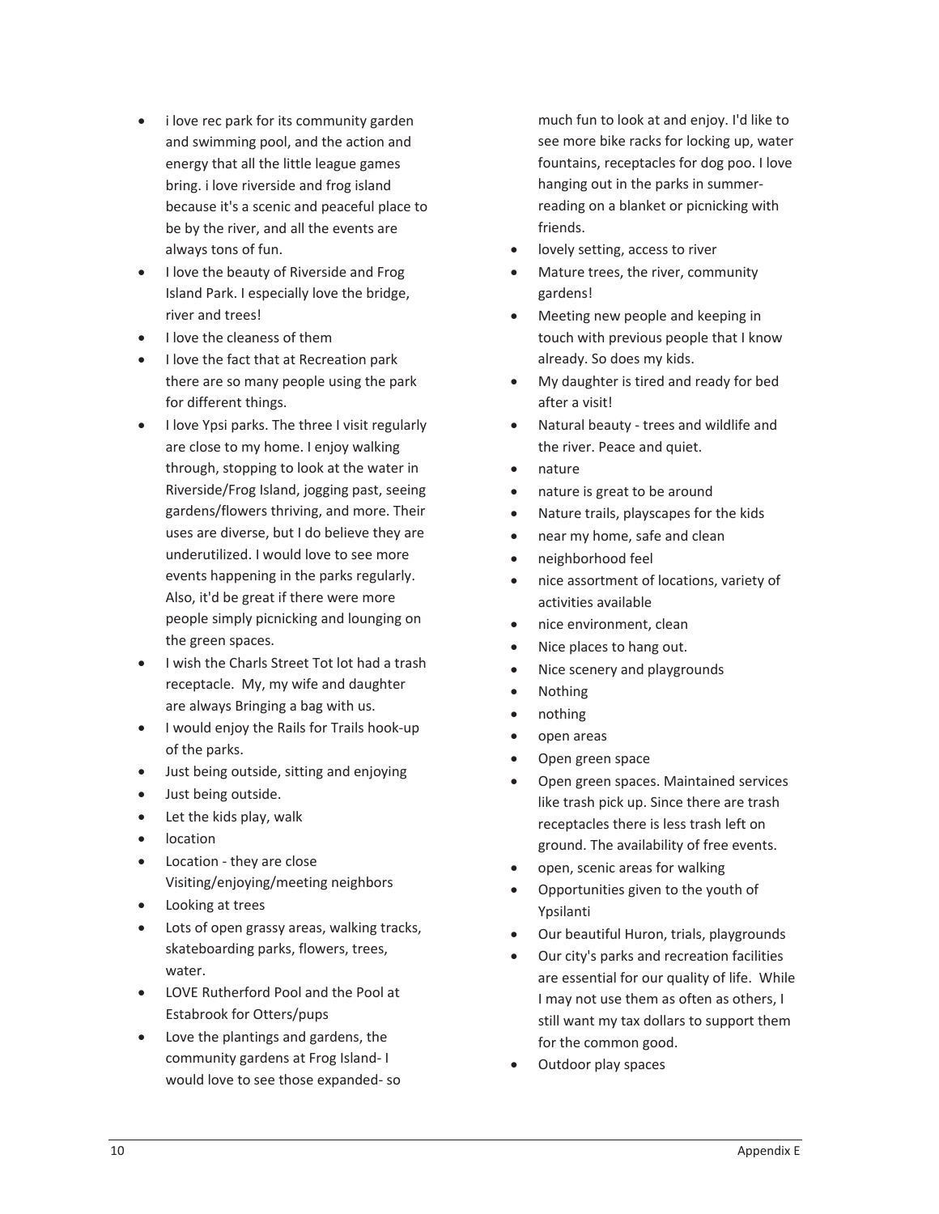- i love rec park for its community garden and swimming pool, and the action and energy that all the little league games bring. i love riverside and frog island because it's a scenic and peaceful place to be by the river, and all the events are always tons of fun.
- I love the beauty of Riverside and Frog Island Park. I especially love the bridge, river and trees!
- I love the cleaness of them
- I love the fact that at Recreation park there are so many people using the park for different things.
- I love Ypsi parks. The three I visit regularly are close to my home. I enjoy walking through, stopping to look at the water in Riverside/Frog Island, jogging past, seeing gardens/flowers thriving, and more. Their uses are diverse, but I do believe they are underutilized. I would love to see more events happening in the parks regularly. Also, it'd be great if there were more people simply picnicking and lounging on the green spaces.
- I wish the Charls Street Tot lot had a trash receptacle. My, my wife and daughter are always Bringing a bag with us.
- I would enjoy the Rails for Trails hook-up of the parks.
- Just being outside, sitting and enjoying
- Just being outside.
- Let the kids play, walk
- location
- Location - they are close Visiting/enjoying/meeting neighbors
- Looking at trees
- Lots of open grassy areas, walking tracks, skateboarding parks, flowers, trees, water.
- LOVE Rutherford Pool and the Pool at Estabrook for Otters/pups
- Love the plantings and gardens, the community gardens at Frog Island- I would love to see those expanded- so much fun to look at and enjoy. I'd like to see more bike racks for locking up, water fountains, receptacles for dog poo. I love hanging out in the parks in summer- reading on a blanket or picnicking with friends.
- lovely setting, access to river
- Mature trees, the river, community gardens!
- Meeting new people and keeping in touch with previous people that I know already. So does my kids.
- My daughter is tired and ready for bed after a visit!
- Natural beauty - trees and wildlife and the river. Peace and quiet.
- nature
- nature is great to be around
- Nature trails, playscapes for the kids
- near my home, safe and clean
- neighborhood feel
- nice assortment of locations, variety of activities available
- nice environment, clean
- Nice places to hang out.
- Nice scenery and playgrounds
- Nothing
- nothing
- open areas
- Open green space
- Open green spaces. Maintained services like trash pick up. Since there are trash receptacles there is less trash left on ground. The availability of free events.
- open, scenic areas for walking
- Opportunities given to the youth of Ypsilanti
- Our beautiful Huron, trials, playgrounds
- Our city's parks and recreation facilities are essential for our quality of life. While I may not use them as often as others, I still want my tax dollars to support them for the common good.
- Outdoor play spaces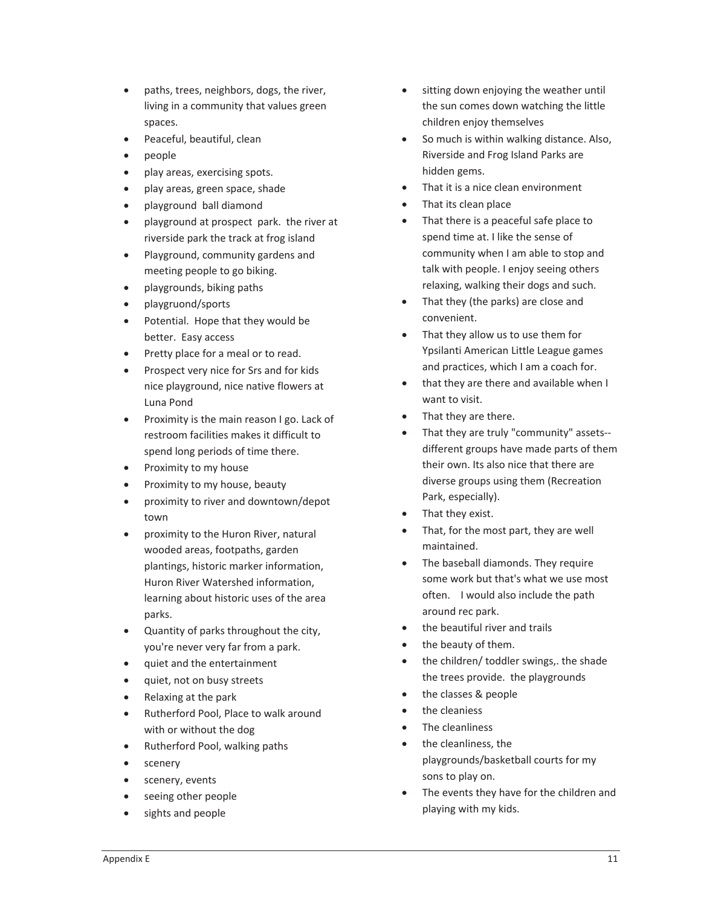- paths, trees, neighbors, dogs, the river, living in a community that values green spaces.
- Peaceful, beautiful, clean
- people
- play areas, exercising spots.
- play areas, green space, shade
- playground ball diamond
- playground at prospect park. the river at riverside park the track at frog island
- Playground, community gardens and meeting people to go biking.
- playgrounds, biking paths
- playgruond/sports
- Potential. Hope that they would be better. Easy access
- Pretty place for a meal or to read.
- Prospect very nice for Srs and for kids nice playground, nice native flowers at Luna Pond
- Proximity is the main reason I go. Lack of restroom facilities makes it difficult to spend long periods of time there.
- Proximity to my house
- Proximity to my house, beauty
- proximity to river and downtown/depot town
- proximity to the Huron River, natural wooded areas, footpaths, garden plantings, historic marker information, Huron River Watershed information, learning about historic uses of the area parks.
- Quantity of parks throughout the city, you're never very far from a park.
- quiet and the entertainment
- quiet, not on busy streets
- Relaxing at the park
- Rutherford Pool, Place to walk around with or without the dog
- Rutherford Pool, walking paths
- scenery
- scenery, events
- seeing other people
- sights and people
- sitting down enjoying the weather until the sun comes down watching the little children enjoy themselves
- So much is within walking distance. Also, Riverside and Frog Island Parks are hidden gems.
- That it is a nice clean environment
- That its clean place
- That there is a peaceful safe place to spend time at. I like the sense of community when I am able to stop and talk with people. I enjoy seeing others relaxing, walking their dogs and such.
- That they (the parks) are close and convenient.
- That they allow us to use them for Ypsilanti American Little League games and practices, which I am a coach for.
- that they are there and available when I want to visit.
- That they are there.
- That they are truly "community" assets--different groups have made parts of them their own. Its also nice that there are diverse groups using them (Recreation Park, especially).
- That they exist.
- That, for the most part, they are well maintained.
- The baseball diamonds. They require some work but that's what we use most often. I would also include the path around rec park.
- the beautiful river and trails
- the beauty of them.
- the children/ toddler swings,. the shade the trees provide. the playgrounds
- the classes & people
- the cleaniess
- The cleanliness
- the cleanliness, the playgrounds/basketball courts for my sons to play on.
- The events they have for the children and playing with my kids.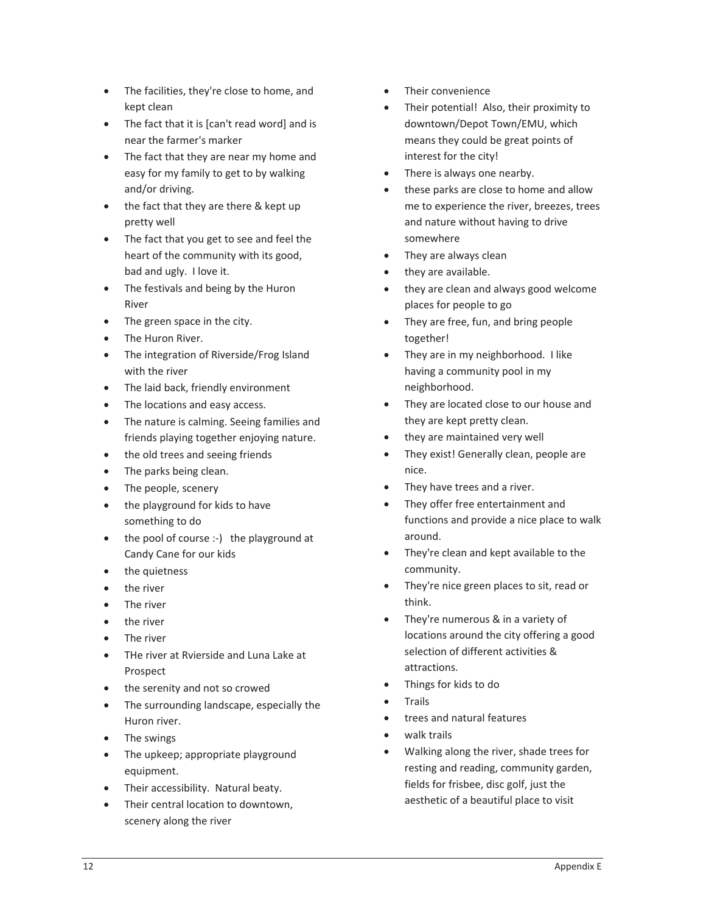- The facilities, they're close to home, and kept clean
- The fact that it is [can't read word] and is near the farmer's marker
- The fact that they are near my home and easy for my family to get to by walking and/or driving.
- the fact that they are there & kept up pretty well
- The fact that you get to see and feel the heart of the community with its good, bad and ugly. I love it.
- The festivals and being by the Huron River
- The green space in the city.
- The Huron River.
- The integration of Riverside/Frog Island with the river
- The laid back, friendly environment
- The locations and easy access.
- The nature is calming. Seeing families and friends playing together enjoying nature.
- the old trees and seeing friends
- The parks being clean.
- The people, scenery
- the playground for kids to have something to do
- the pool of course :-) the playground at Candy Cane for our kids
- the quietness
- the river
- The river
- the river
- The river
- THe river at Rvierside and Luna Lake at Prospect
- the serenity and not so crowed
- The surrounding landscape, especially the Huron river.
- The swings
- The upkeep; appropriate playground equipment.
- Their accessibility. Natural beaty.
- Their central location to downtown, scenery along the river
- Their convenience
- Their potential! Also, their proximity to downtown/Depot Town/EMU, which means they could be great points of interest for the city!
- There is always one nearby.
- these parks are close to home and allow me to experience the river, breezes, trees and nature without having to drive somewhere
- They are always clean
- they are available.
- they are clean and always good welcome places for people to go
- They are free, fun, and bring people together!
- They are in my neighborhood. I like having a community pool in my neighborhood.
- They are located close to our house and they are kept pretty clean.
- they are maintained very well
- They exist! Generally clean, people are nice.
- They have trees and a river.
- They offer free entertainment and functions and provide a nice place to walk around.
- They're clean and kept available to the community.
- They're nice green places to sit, read or think.
- They're numerous & in a variety of locations around the city offering a good selection of different activities & attractions.
- Things for kids to do
- Trails
- trees and natural features
- walk trails
- Walking along the river, shade trees for resting and reading, community garden, fields for frisbee, disc golf, just the aesthetic of a beautiful place to visit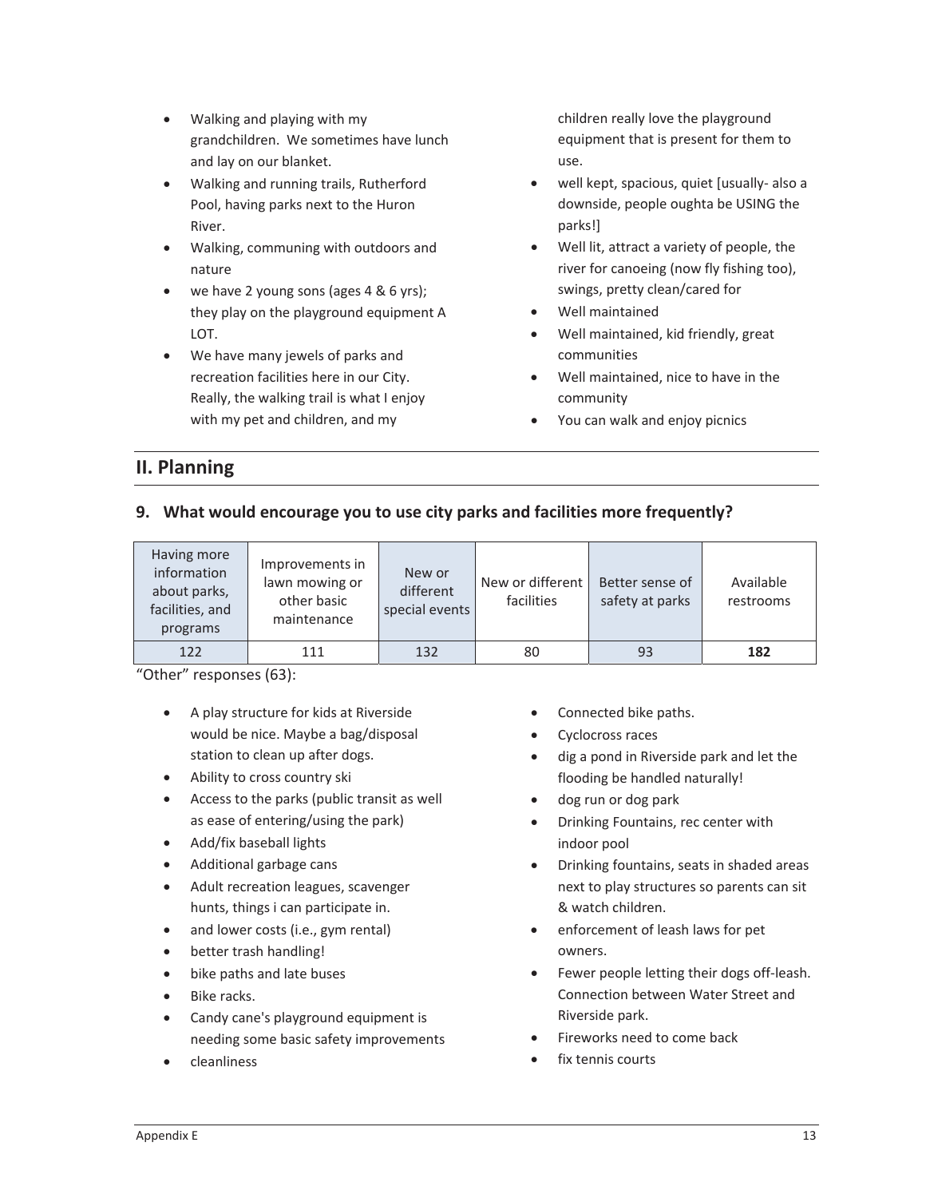- Walking and playing with my grandchildren. We sometimes have lunch and lay on our blanket.
- Walking and running trails, Rutherford Pool, having parks next to the Huron River.
- Walking, communing with outdoors and nature
- we have 2 young sons (ages 4 & 6 yrs); they play on the playground equipment A LOT.
- We have many jewels of parks and recreation facilities here in our City. Really, the walking trail is what I enjoy with my pet and children, and my children really love the playground equipment that is present for them to use.
- well kept, spacious, quiet [usually- also a downside, people oughta be USING the parks!]
- Well lit, attract a variety of people, the river for canoeing (now fly fishing too), swings, pretty clean/cared for
- Well maintained
- Well maintained, kid friendly, great communities
- Well maintained, nice to have in the community
- You can walk and enjoy picnics

## II. Planning

### 9. What would encourage you to use city parks and facilities more frequently?

| Having more information about parks, facilities, and programs | Improvements in lawn mowing or other basic maintenance | New or different special events | New or different facilities | Better sense of safety at parks | Available restrooms |
|---|---|---|---|---|---|
| 122 | 111 | 132 | 80 | 93 | **182** |

"Other" responses (63):

- A play structure for kids at Riverside would be nice. Maybe a bag/disposal station to clean up after dogs.
- Ability to cross country ski
- Access to the parks (public transit as well as ease of entering/using the park)
- Add/fix baseball lights
- Additional garbage cans
- Adult recreation leagues, scavenger hunts, things i can participate in.
- and lower costs (i.e., gym rental)
- better trash handling!
- bike paths and late buses
- Bike racks.
- Candy cane's playground equipment is needing some basic safety improvements
- cleanliness
- Connected bike paths.
- Cyclocross races
- dig a pond in Riverside park and let the flooding be handled naturally!
- dog run or dog park
- Drinking Fountains, rec center with indoor pool
- Drinking fountains, seats in shaded areas next to play structures so parents can sit & watch children.
- enforcement of leash laws for pet owners.
- Fewer people letting their dogs off-leash. Connection between Water Street and Riverside park.
- Fireworks need to come back
- fix tennis courts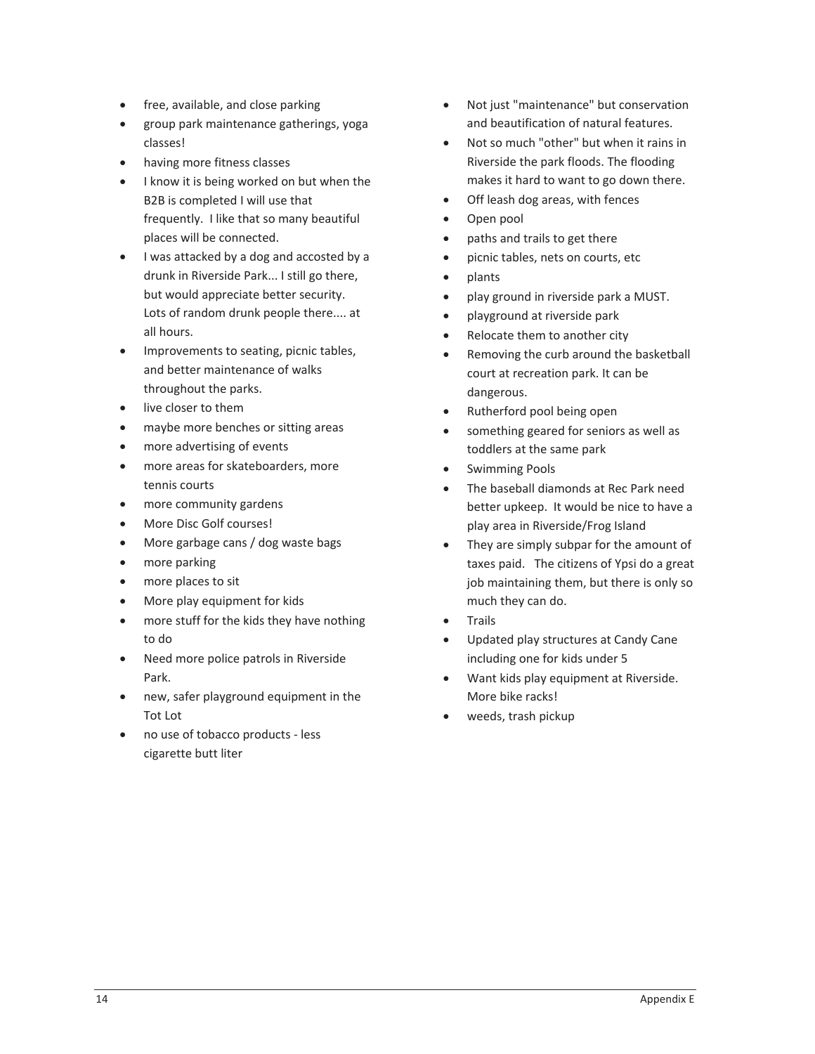- free, available, and close parking
- group park maintenance gatherings, yoga classes!
- having more fitness classes
- I know it is being worked on but when the B2B is completed I will use that frequently. I like that so many beautiful places will be connected.
- I was attacked by a dog and accosted by a drunk in Riverside Park... I still go there, but would appreciate better security. Lots of random drunk people there.... at all hours.
- Improvements to seating, picnic tables, and better maintenance of walks throughout the parks.
- live closer to them
- maybe more benches or sitting areas
- more advertising of events
- more areas for skateboarders, more tennis courts
- more community gardens
- More Disc Golf courses!
- More garbage cans / dog waste bags
- more parking
- more places to sit
- More play equipment for kids
- more stuff for the kids they have nothing to do
- Need more police patrols in Riverside Park.
- new, safer playground equipment in the Tot Lot
- no use of tobacco products - less cigarette butt liter
- Not just "maintenance" but conservation and beautification of natural features.
- Not so much "other" but when it rains in Riverside the park floods. The flooding makes it hard to want to go down there.
- Off leash dog areas, with fences
- Open pool
- paths and trails to get there
- picnic tables, nets on courts, etc
- plants
- play ground in riverside park a MUST.
- playground at riverside park
- Relocate them to another city
- Removing the curb around the basketball court at recreation park. It can be dangerous.
- Rutherford pool being open
- something geared for seniors as well as toddlers at the same park
- Swimming Pools
- The baseball diamonds at Rec Park need better upkeep. It would be nice to have a play area in Riverside/Frog Island
- They are simply subpar for the amount of taxes paid. The citizens of Ypsi do a great job maintaining them, but there is only so much they can do.
- Trails
- Updated play structures at Candy Cane including one for kids under 5
- Want kids play equipment at Riverside. More bike racks!
- weeds, trash pickup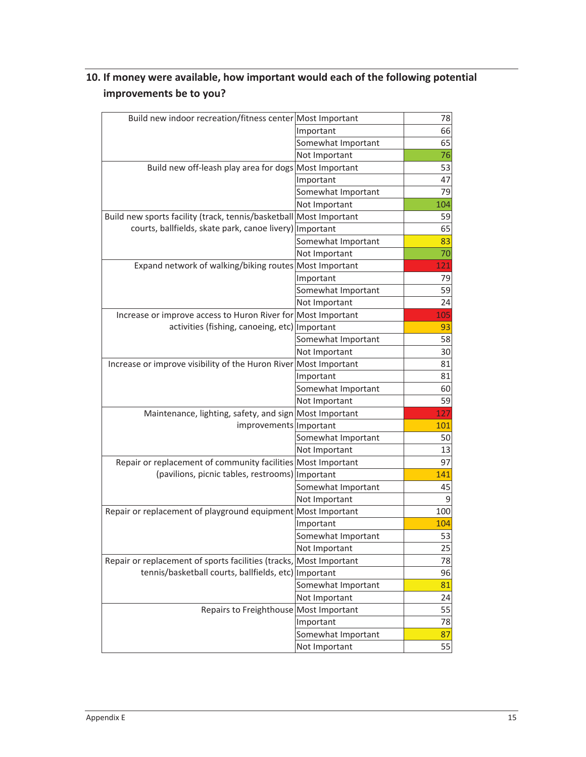## 10. If money were available, how important would each of the following potential improvements be to you?

| Improvement | Rating | Count |
|---|---|---|
| Build new indoor recreation/fitness center | Most Important | 78 |
| | Important | 66 |
| | Somewhat Important | 65 |
| | Not Important | 76 |
| Build new off-leash play area for dogs | Most Important | 53 |
| | Important | 47 |
| | Somewhat Important | 79 |
| | Not Important | 104 |
| Build new sports facility (track, tennis/basketball courts, ballfields, skate park, canoe livery) | Most Important | 59 |
| | Important | 65 |
| | Somewhat Important | 83 |
| | Not Important | 70 |
| Expand network of walking/biking routes | Most Important | 121 |
| | Important | 79 |
| | Somewhat Important | 59 |
| | Not Important | 24 |
| Increase or improve access to Huron River for activities (fishing, canoeing, etc) | Most Important | 105 |
| | Important | 93 |
| | Somewhat Important | 58 |
| | Not Important | 30 |
| Increase or improve visibility of the Huron River | Most Important | 81 |
| | Important | 81 |
| | Somewhat Important | 60 |
| | Not Important | 59 |
| Maintenance, lighting, safety, and sign improvements | Most Important | 127 |
| | Important | 101 |
| | Somewhat Important | 50 |
| | Not Important | 13 |
| Repair or replacement of community facilities (pavilions, picnic tables, restrooms) | Most Important | 97 |
| | Important | 141 |
| | Somewhat Important | 45 |
| | Not Important | 9 |
| Repair or replacement of playground equipment | Most Important | 100 |
| | Important | 104 |
| | Somewhat Important | 53 |
| | Not Important | 25 |
| Repair or replacement of sports facilities (tracks, tennis/basketball courts, ballfields, etc) | Most Important | 78 |
| | Important | 96 |
| | Somewhat Important | 81 |
| | Not Important | 24 |
| Repairs to Freighthouse | Most Important | 55 |
| | Important | 78 |
| | Somewhat Important | 87 |
| | Not Important | 55 |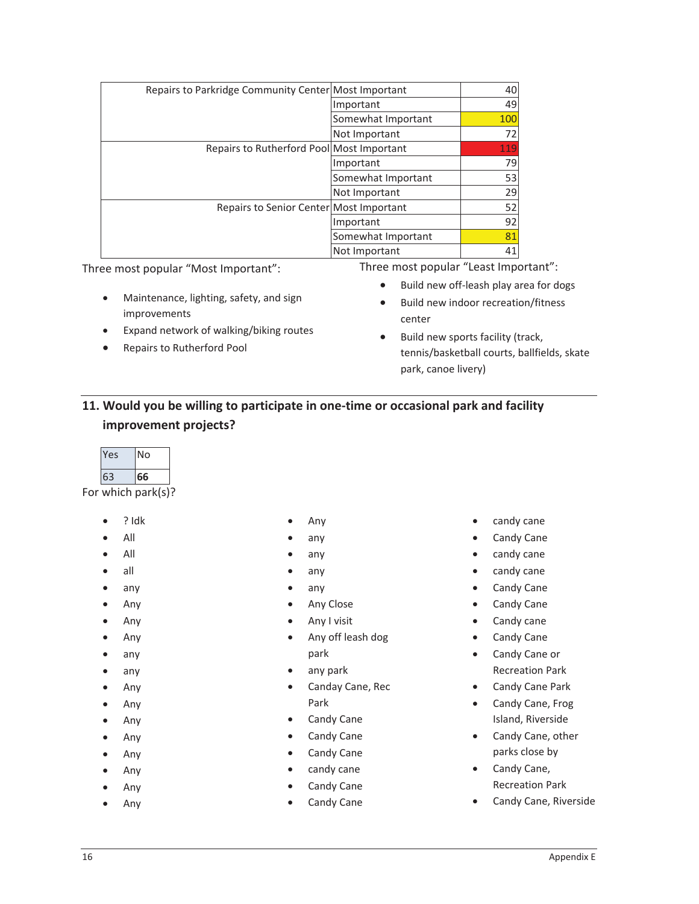| | | |
|---|---|---|
| Repairs to Parkridge Community Center | Most Important | 40 |
| | Important | 49 |
| | Somewhat Important | 100 |
| | Not Important | 72 |
| Repairs to Rutherford Pool | Most Important | 119 |
| | Important | 79 |
| | Somewhat Important | 53 |
| | Not Important | 29 |
| Repairs to Senior Center | Most Important | 52 |
| | Important | 92 |
| | Somewhat Important | 81 |
| | Not Important | 41 |

Three most popular "Most Important":

- Maintenance, lighting, safety, and sign improvements
- Expand network of walking/biking routes
- Repairs to Rutherford Pool

Three most popular "Least Important":

- Build new off-leash play area for dogs
- Build new indoor recreation/fitness center
- Build new sports facility (track, tennis/basketball courts, ballfields, skate park, canoe livery)

## 11. Would you be willing to participate in one-time or occasional park and facility improvement projects?

| Yes | No |
|---|---|
| 63 | **66** |

For which park(s)?

- ? Idk
- All
- All
- all
- any
- Any
- Any
- Any
- any
- any
- Any
- Any
- Any
- Any
- Any
- Any
- Any
- Any
- Any
- any
- any
- any
- any
- Any Close
- Any I visit
- Any off leash dog park
- any park
- Canday Cane, Rec Park
- Candy Cane
- Candy Cane
- Candy Cane
- candy cane
- Candy Cane
- Candy Cane
- candy cane
- Candy Cane
- candy cane
- candy cane
- Candy Cane
- Candy Cane
- Candy cane
- Candy Cane
- Candy Cane or Recreation Park
- Candy Cane Park
- Candy Cane, Frog Island, Riverside
- Candy Cane, other parks close by
- Candy Cane, Recreation Park
- Candy Cane, Riverside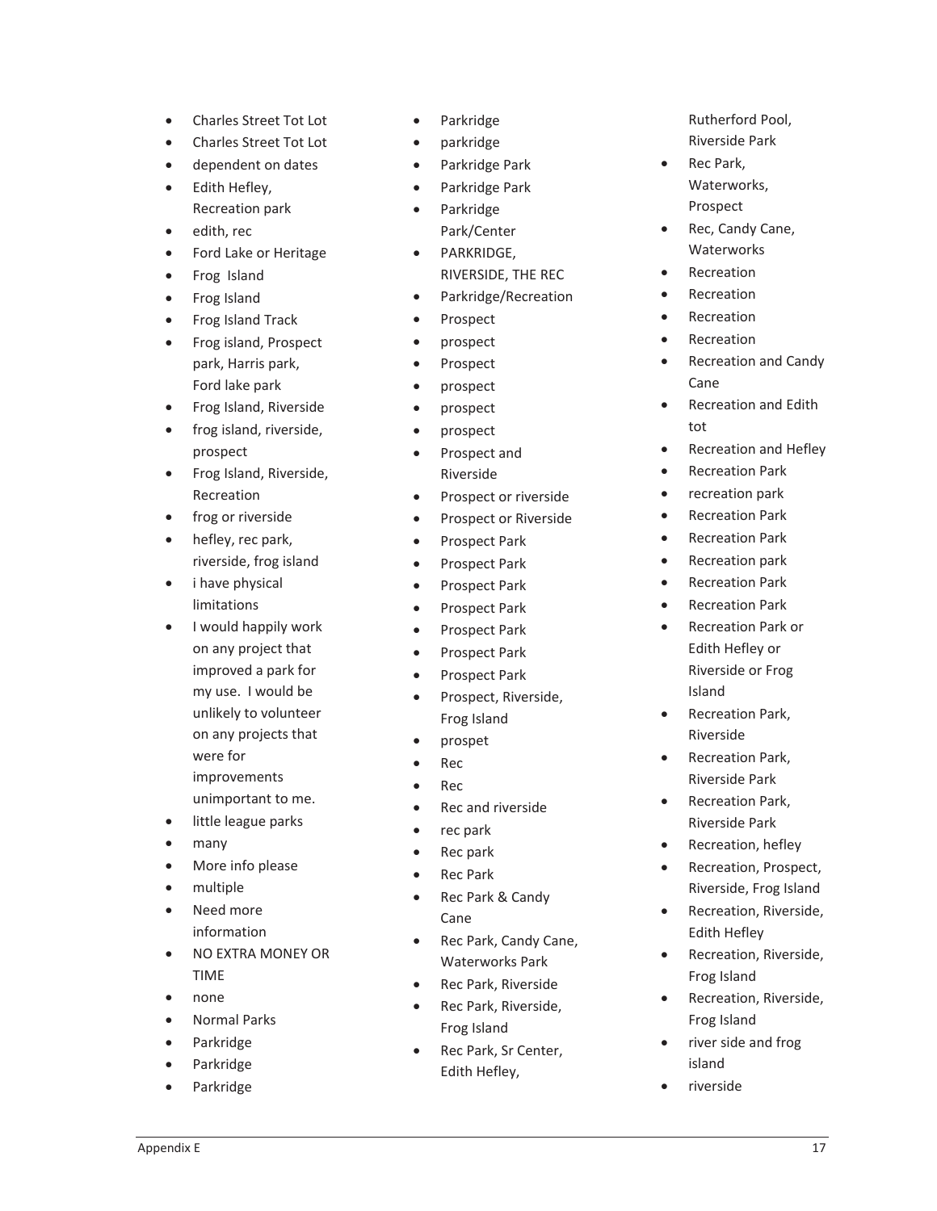- Charles Street Tot Lot
- Charles Street Tot Lot
- dependent on dates
- Edith Hefley, Recreation park
- edith, rec
- Ford Lake or Heritage
- Frog  Island
- Frog Island
- Frog Island Track
- Frog island, Prospect park, Harris park, Ford lake park
- Frog Island, Riverside
- frog island, riverside, prospect
- Frog Island, Riverside, Recreation
- frog or riverside
- hefley, rec park, riverside, frog island
- i have physical limitations
- I would happily work on any project that improved a park for my use.  I would be unlikely to volunteer on any projects that were for improvements unimportant to me.
- little league parks
- many
- More info please
- multiple
- Need more information
- NO EXTRA MONEY OR TIME
- none
- Normal Parks
- Parkridge
- Parkridge
- Parkridge
- Parkridge
- parkridge
- Parkridge Park
- Parkridge Park
- Parkridge Park/Center
- PARKRIDGE, RIVERSIDE, THE REC
- Parkridge/Recreation
- Prospect
- prospect
- Prospect
- prospect
- prospect
- prospect
- Prospect and Riverside
- Prospect or riverside
- Prospect or Riverside
- Prospect Park
- Prospect Park
- Prospect Park
- Prospect Park
- Prospect Park
- Prospect Park
- Prospect Park
- Prospect, Riverside, Frog Island
- prospet
- Rec
- Rec
- Rec and riverside
- rec park
- Rec park
- Rec Park
- Rec Park & Candy Cane
- Rec Park, Candy Cane, Waterworks Park
- Rec Park, Riverside
- Rec Park, Riverside, Frog Island
- Rec Park, Sr Center, Edith Hefley, Rutherford Pool, Riverside Park
- Rec Park, Waterworks, Prospect
- Rec, Candy Cane, Waterworks
- Recreation
- Recreation
- Recreation
- Recreation
- Recreation and Candy Cane
- Recreation and Edith tot
- Recreation and Hefley
- Recreation Park
- recreation park
- Recreation Park
- Recreation Park
- Recreation park
- Recreation Park
- Recreation Park
- Recreation Park or Edith Hefley or Riverside or Frog Island
- Recreation Park, Riverside
- Recreation Park, Riverside Park
- Recreation Park, Riverside Park
- Recreation, hefley
- Recreation, Prospect, Riverside, Frog Island
- Recreation, Riverside, Edith Hefley
- Recreation, Riverside, Frog Island
- Recreation, Riverside, Frog Island
- river side and frog island
- riverside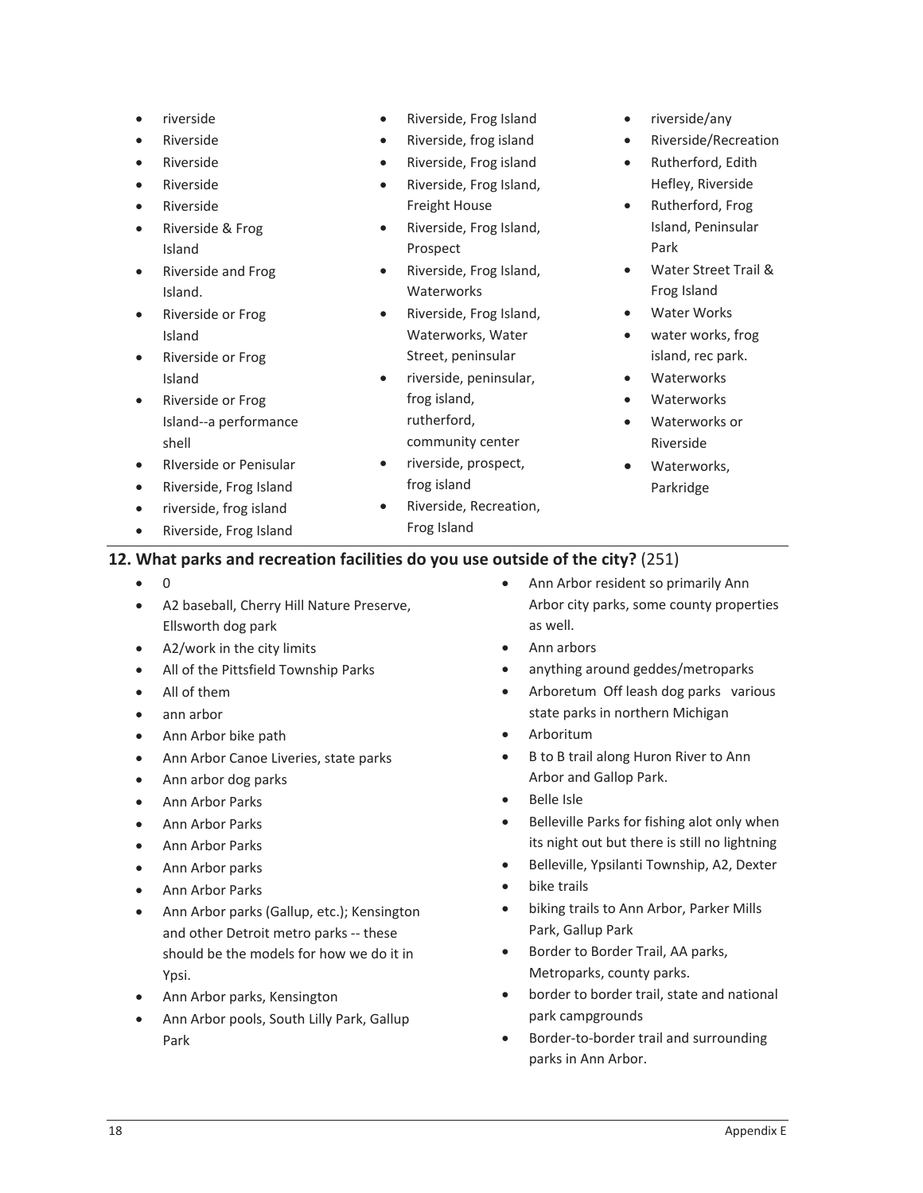- riverside
- Riverside
- Riverside
- Riverside
- Riverside
- Riverside & Frog Island
- Riverside and Frog Island.
- Riverside or Frog Island
- Riverside or Frog Island
- Riverside or Frog Island--a performance shell
- RIverside or Penisular
- Riverside, Frog Island
- riverside, frog island
- Riverside, Frog Island
- Riverside, Frog Island
- Riverside, frog island
- Riverside, Frog island
- Riverside, Frog Island, Freight House
- Riverside, Frog Island, Prospect
- Riverside, Frog Island, Waterworks
- Riverside, Frog Island, Waterworks, Water Street, peninsular
- riverside, peninsular, frog island, rutherford, community center
- riverside, prospect, frog island
- Riverside, Recreation, Frog Island
- riverside/any
- Riverside/Recreation
- Rutherford, Edith Hefley, Riverside
- Rutherford, Frog Island, Peninsular Park
- Water Street Trail & Frog Island
- Water Works
- water works, frog island, rec park.
- Waterworks
- Waterworks
- Waterworks or Riverside
- Waterworks, Parkridge

## 12. What parks and recreation facilities do you use outside of the city? (251)

- 0
- A2 baseball, Cherry Hill Nature Preserve, Ellsworth dog park
- A2/work in the city limits
- All of the Pittsfield Township Parks
- All of them
- ann arbor
- Ann Arbor bike path
- Ann Arbor Canoe Liveries, state parks
- Ann arbor dog parks
- Ann Arbor Parks
- Ann Arbor Parks
- Ann Arbor Parks
- Ann Arbor parks
- Ann Arbor Parks
- Ann Arbor parks (Gallup, etc.); Kensington and other Detroit metro parks -- these should be the models for how we do it in Ypsi.
- Ann Arbor parks, Kensington
- Ann Arbor pools, South Lilly Park, Gallup Park
- Ann Arbor resident so primarily Ann Arbor city parks, some county properties as well.
- Ann arbors
- anything around geddes/metroparks
- Arboretum Off leash dog parks various state parks in northern Michigan
- Arboritum
- B to B trail along Huron River to Ann Arbor and Gallop Park.
- Belle Isle
- Belleville Parks for fishing alot only when its night out but there is still no lightning
- Belleville, Ypsilanti Township, A2, Dexter
- bike trails
- biking trails to Ann Arbor, Parker Mills Park, Gallup Park
- Border to Border Trail, AA parks, Metroparks, county parks.
- border to border trail, state and national park campgrounds
- Border-to-border trail and surrounding parks in Ann Arbor.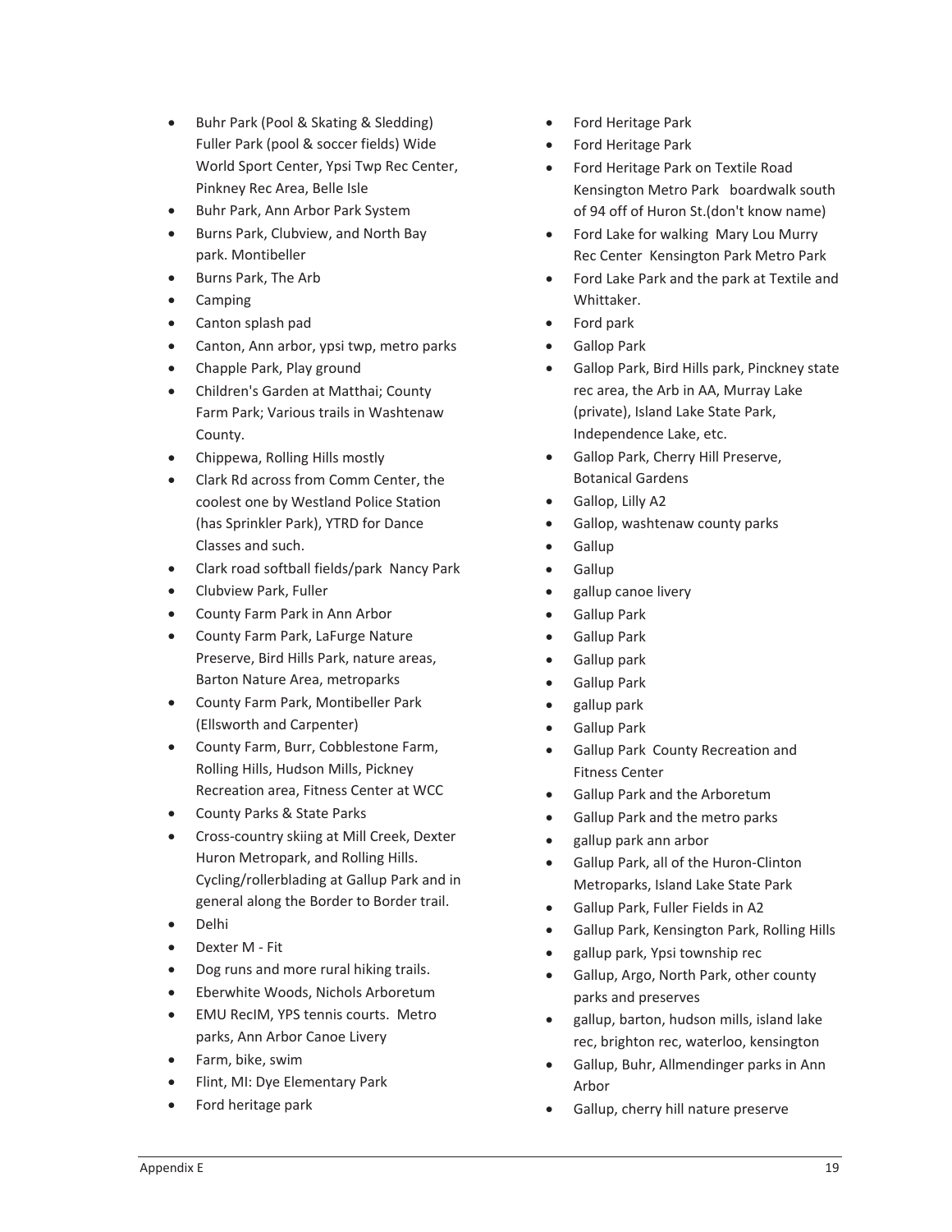- Buhr Park (Pool & Skating & Sledding) Fuller Park (pool & soccer fields) Wide World Sport Center, Ypsi Twp Rec Center, Pinkney Rec Area, Belle Isle
- Buhr Park, Ann Arbor Park System
- Burns Park, Clubview, and North Bay park. Montibeller
- Burns Park, The Arb
- Camping
- Canton splash pad
- Canton, Ann arbor, ypsi twp, metro parks
- Chapple Park, Play ground
- Children's Garden at Matthai; County Farm Park; Various trails in Washtenaw County.
- Chippewa, Rolling Hills mostly
- Clark Rd across from Comm Center, the coolest one by Westland Police Station (has Sprinkler Park), YTRD for Dance Classes and such.
- Clark road softball fields/park Nancy Park
- Clubview Park, Fuller
- County Farm Park in Ann Arbor
- County Farm Park, LaFurge Nature Preserve, Bird Hills Park, nature areas, Barton Nature Area, metroparks
- County Farm Park, Montibeller Park (Ellsworth and Carpenter)
- County Farm, Burr, Cobblestone Farm, Rolling Hills, Hudson Mills, Pickney Recreation area, Fitness Center at WCC
- County Parks & State Parks
- Cross-country skiing at Mill Creek, Dexter Huron Metropark, and Rolling Hills. Cycling/rollerblading at Gallup Park and in general along the Border to Border trail.
- Delhi
- Dexter M - Fit
- Dog runs and more rural hiking trails.
- Eberwhite Woods, Nichols Arboretum
- EMU RecIM, YPS tennis courts. Metro parks, Ann Arbor Canoe Livery
- Farm, bike, swim
- Flint, MI: Dye Elementary Park
- Ford heritage park
- Ford Heritage Park
- Ford Heritage Park
- Ford Heritage Park on Textile Road Kensington Metro Park boardwalk south of 94 off of Huron St.(don't know name)
- Ford Lake for walking Mary Lou Murry Rec Center Kensington Park Metro Park
- Ford Lake Park and the park at Textile and Whittaker.
- Ford park
- Gallop Park
- Gallop Park, Bird Hills park, Pinckney state rec area, the Arb in AA, Murray Lake (private), Island Lake State Park, Independence Lake, etc.
- Gallop Park, Cherry Hill Preserve, Botanical Gardens
- Gallop, Lilly A2
- Gallop, washtenaw county parks
- Gallup
- Gallup
- gallup canoe livery
- Gallup Park
- Gallup Park
- Gallup park
- Gallup Park
- gallup park
- Gallup Park
- Gallup Park County Recreation and Fitness Center
- Gallup Park and the Arboretum
- Gallup Park and the metro parks
- gallup park ann arbor
- Gallup Park, all of the Huron-Clinton Metroparks, Island Lake State Park
- Gallup Park, Fuller Fields in A2
- Gallup Park, Kensington Park, Rolling Hills
- gallup park, Ypsi township rec
- Gallup, Argo, North Park, other county parks and preserves
- gallup, barton, hudson mills, island lake rec, brighton rec, waterloo, kensington
- Gallup, Buhr, Allmendinger parks in Ann Arbor
- Gallup, cherry hill nature preserve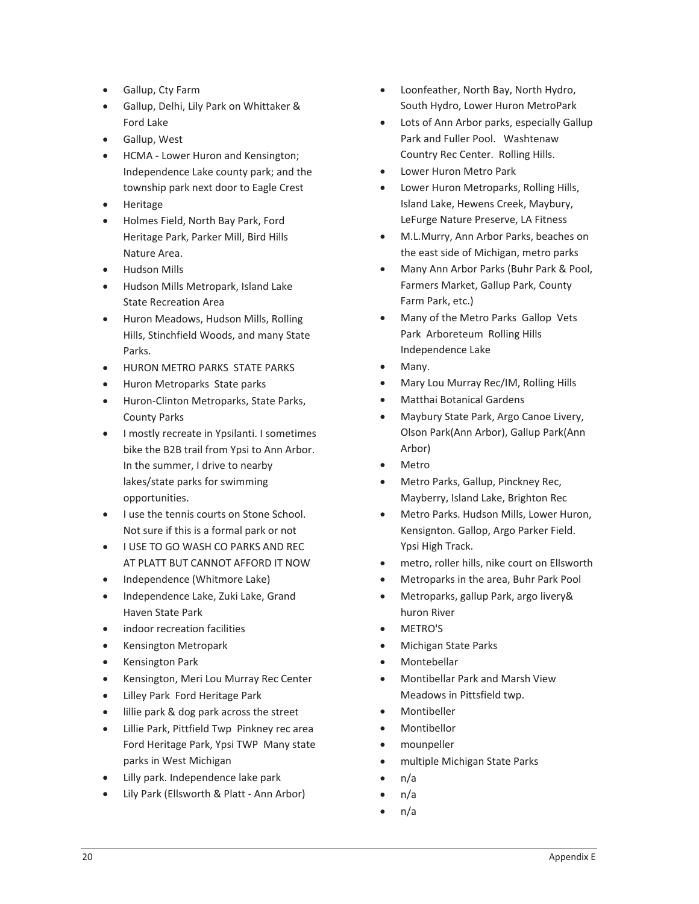- Gallup, Cty Farm
- Gallup, Delhi, Lily Park on Whittaker & Ford Lake
- Gallup, West
- HCMA - Lower Huron and Kensington; Independence Lake county park; and the township park next door to Eagle Crest
- Heritage
- Holmes Field, North Bay Park, Ford Heritage Park, Parker Mill, Bird Hills Nature Area.
- Hudson Mills
- Hudson Mills Metropark, Island Lake State Recreation Area
- Huron Meadows, Hudson Mills, Rolling Hills, Stinchfield Woods, and many State Parks.
- HURON METRO PARKS STATE PARKS
- Huron Metroparks State parks
- Huron-Clinton Metroparks, State Parks, County Parks
- I mostly recreate in Ypsilanti. I sometimes bike the B2B trail from Ypsi to Ann Arbor. In the summer, I drive to nearby lakes/state parks for swimming opportunities.
- I use the tennis courts on Stone School. Not sure if this is a formal park or not
- I USE TO GO WASH CO PARKS AND REC AT PLATT BUT CANNOT AFFORD IT NOW
- Independence (Whitmore Lake)
- Independence Lake, Zuki Lake, Grand Haven State Park
- indoor recreation facilities
- Kensington Metropark
- Kensington Park
- Kensington, Meri Lou Murray Rec Center
- Lilley Park Ford Heritage Park
- lillie park & dog park across the street
- Lillie Park, Pittfield Twp Pinkney rec area Ford Heritage Park, Ypsi TWP Many state parks in West Michigan
- Lilly park. Independence lake park
- Lily Park (Ellsworth & Platt - Ann Arbor)
- Loonfeather, North Bay, North Hydro, South Hydro, Lower Huron MetroPark
- Lots of Ann Arbor parks, especially Gallup Park and Fuller Pool. Washtenaw Country Rec Center. Rolling Hills.
- Lower Huron Metro Park
- Lower Huron Metroparks, Rolling Hills, Island Lake, Hewens Creek, Maybury, LeFurge Nature Preserve, LA Fitness
- M.L.Murry, Ann Arbor Parks, beaches on the east side of Michigan, metro parks
- Many Ann Arbor Parks (Buhr Park & Pool, Farmers Market, Gallup Park, County Farm Park, etc.)
- Many of the Metro Parks Gallop Vets Park Arboreteum Rolling Hills Independence Lake
- Many.
- Mary Lou Murray Rec/IM, Rolling Hills
- Matthai Botanical Gardens
- Maybury State Park, Argo Canoe Livery, Olson Park(Ann Arbor), Gallup Park(Ann Arbor)
- Metro
- Metro Parks, Gallup, Pinckney Rec, Mayberry, Island Lake, Brighton Rec
- Metro Parks. Hudson Mills, Lower Huron, Kensignton. Gallop, Argo Parker Field. Ypsi High Track.
- metro, roller hills, nike court on Ellsworth
- Metroparks in the area, Buhr Park Pool
- Metroparks, gallup Park, argo livery& huron River
- METRO'S
- Michigan State Parks
- Montebellar
- Montibellar Park and Marsh View Meadows in Pittsfield twp.
- Montibeller
- Montibellor
- mounpeller
- multiple Michigan State Parks
- n/a
- n/a
- n/a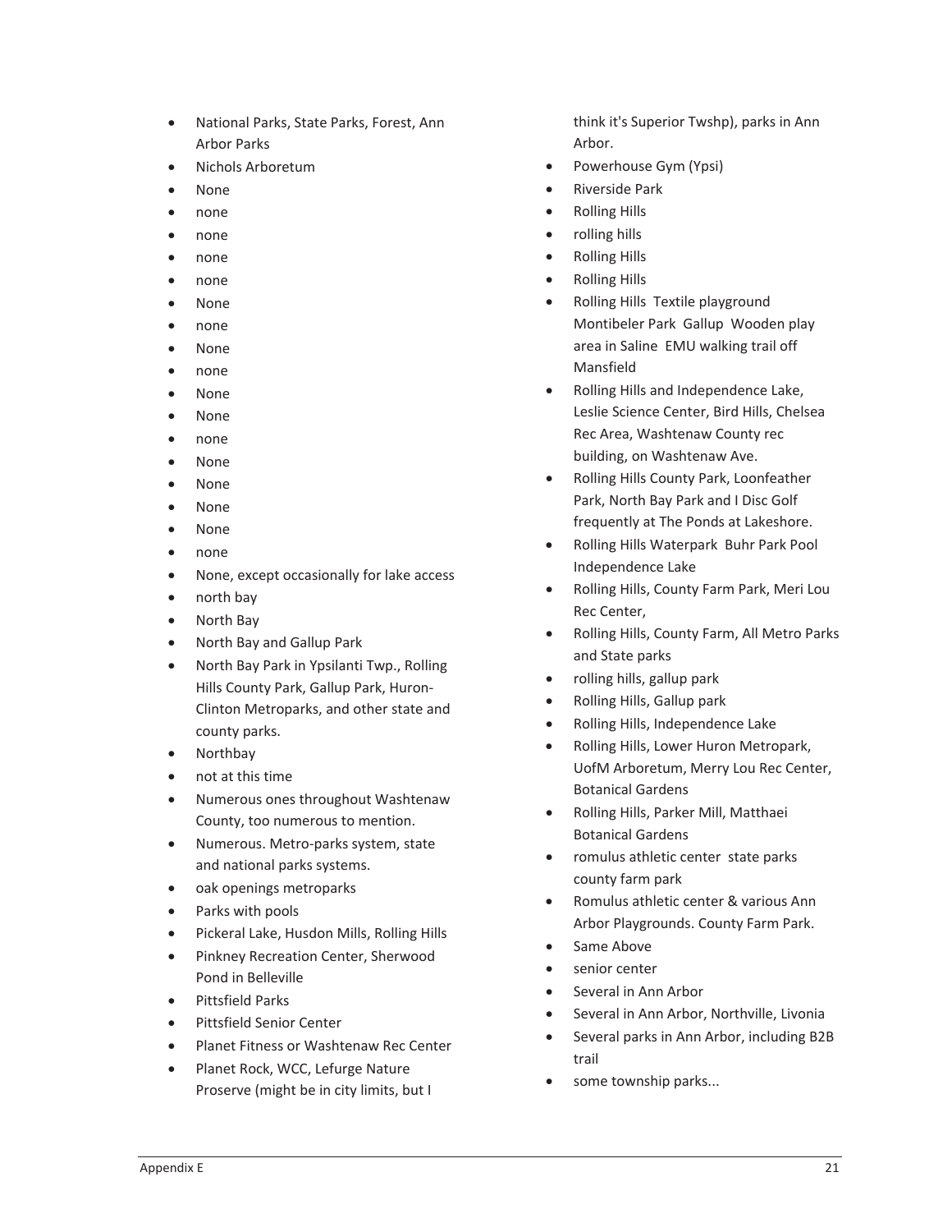- National Parks, State Parks, Forest, Ann Arbor Parks
- Nichols Arboretum
- None
- none
- none
- none
- none
- None
- none
- None
- none
- None
- None
- none
- None
- None
- None
- None
- none
- None, except occasionally for lake access
- north bay
- North Bay
- North Bay and Gallup Park
- North Bay Park in Ypsilanti Twp., Rolling Hills County Park, Gallup Park, Huron-Clinton Metroparks, and other state and county parks.
- Northbay
- not at this time
- Numerous ones throughout Washtenaw County, too numerous to mention.
- Numerous. Metro-parks system, state and national parks systems.
- oak openings metroparks
- Parks with pools
- Pickeral Lake, Husdon Mills, Rolling Hills
- Pinkney Recreation Center, Sherwood Pond in Belleville
- Pittsfield Parks
- Pittsfield Senior Center
- Planet Fitness or Washtenaw Rec Center
- Planet Rock, WCC, Lefurge Nature Proserve (might be in city limits, but I think it's Superior Twshp), parks in Ann Arbor.
- Powerhouse Gym (Ypsi)
- Riverside Park
- Rolling Hills
- rolling hills
- Rolling Hills
- Rolling Hills
- Rolling Hills Textile playground Montibeler Park Gallup Wooden play area in Saline EMU walking trail off Mansfield
- Rolling Hills and Independence Lake, Leslie Science Center, Bird Hills, Chelsea Rec Area, Washtenaw County rec building, on Washtenaw Ave.
- Rolling Hills County Park, Loonfeather Park, North Bay Park and I Disc Golf frequently at The Ponds at Lakeshore.
- Rolling Hills Waterpark Buhr Park Pool Independence Lake
- Rolling Hills, County Farm Park, Meri Lou Rec Center,
- Rolling Hills, County Farm, All Metro Parks and State parks
- rolling hills, gallup park
- Rolling Hills, Gallup park
- Rolling Hills, Independence Lake
- Rolling Hills, Lower Huron Metropark, UofM Arboretum, Merry Lou Rec Center, Botanical Gardens
- Rolling Hills, Parker Mill, Matthaei Botanical Gardens
- romulus athletic center state parks county farm park
- Romulus athletic center & various Ann Arbor Playgrounds. County Farm Park.
- Same Above
- senior center
- Several in Ann Arbor
- Several in Ann Arbor, Northville, Livonia
- Several parks in Ann Arbor, including B2B trail
- some township parks...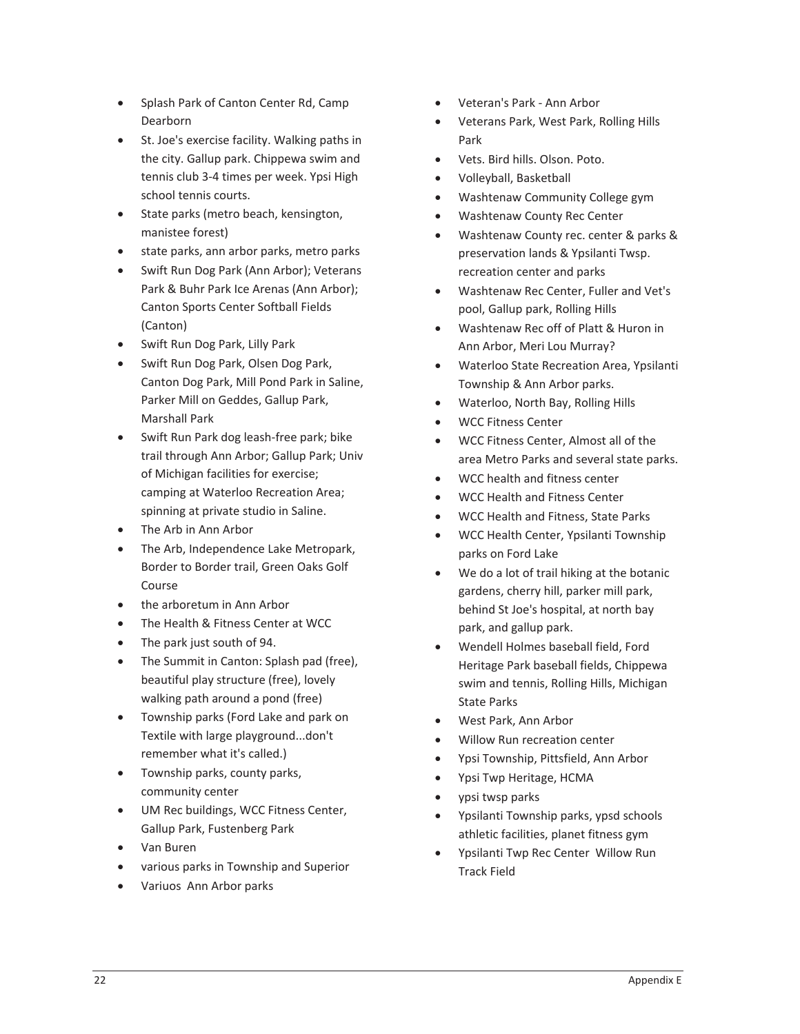- Splash Park of Canton Center Rd, Camp Dearborn
- St. Joe's exercise facility. Walking paths in the city. Gallup park. Chippewa swim and tennis club 3-4 times per week. Ypsi High school tennis courts.
- State parks (metro beach, kensington, manistee forest)
- state parks, ann arbor parks, metro parks
- Swift Run Dog Park (Ann Arbor); Veterans Park & Buhr Park Ice Arenas (Ann Arbor); Canton Sports Center Softball Fields (Canton)
- Swift Run Dog Park, Lilly Park
- Swift Run Dog Park, Olsen Dog Park, Canton Dog Park, Mill Pond Park in Saline, Parker Mill on Geddes, Gallup Park, Marshall Park
- Swift Run Park dog leash-free park; bike trail through Ann Arbor; Gallup Park; Univ of Michigan facilities for exercise; camping at Waterloo Recreation Area; spinning at private studio in Saline.
- The Arb in Ann Arbor
- The Arb, Independence Lake Metropark, Border to Border trail, Green Oaks Golf Course
- the arboretum in Ann Arbor
- The Health & Fitness Center at WCC
- The park just south of 94.
- The Summit in Canton: Splash pad (free), beautiful play structure (free), lovely walking path around a pond (free)
- Township parks (Ford Lake and park on Textile with large playground...don't remember what it's called.)
- Township parks, county parks, community center
- UM Rec buildings, WCC Fitness Center, Gallup Park, Fustenberg Park
- Van Buren
- various parks in Township and Superior
- Variuos Ann Arbor parks
- Veteran's Park - Ann Arbor
- Veterans Park, West Park, Rolling Hills Park
- Vets. Bird hills. Olson. Poto.
- Volleyball, Basketball
- Washtenaw Community College gym
- Washtenaw County Rec Center
- Washtenaw County rec. center & parks & preservation lands & Ypsilanti Twsp. recreation center and parks
- Washtenaw Rec Center, Fuller and Vet's pool, Gallup park, Rolling Hills
- Washtenaw Rec off of Platt & Huron in Ann Arbor, Meri Lou Murray?
- Waterloo State Recreation Area, Ypsilanti Township & Ann Arbor parks.
- Waterloo, North Bay, Rolling Hills
- WCC Fitness Center
- WCC Fitness Center, Almost all of the area Metro Parks and several state parks.
- WCC health and fitness center
- WCC Health and Fitness Center
- WCC Health and Fitness, State Parks
- WCC Health Center, Ypsilanti Township parks on Ford Lake
- We do a lot of trail hiking at the botanic gardens, cherry hill, parker mill park, behind St Joe's hospital, at north bay park, and gallup park.
- Wendell Holmes baseball field, Ford Heritage Park baseball fields, Chippewa swim and tennis, Rolling Hills, Michigan State Parks
- West Park, Ann Arbor
- Willow Run recreation center
- Ypsi Township, Pittsfield, Ann Arbor
- Ypsi Twp Heritage, HCMA
- ypsi twsp parks
- Ypsilanti Township parks, ypsd schools athletic facilities, planet fitness gym
- Ypsilanti Twp Rec Center Willow Run Track Field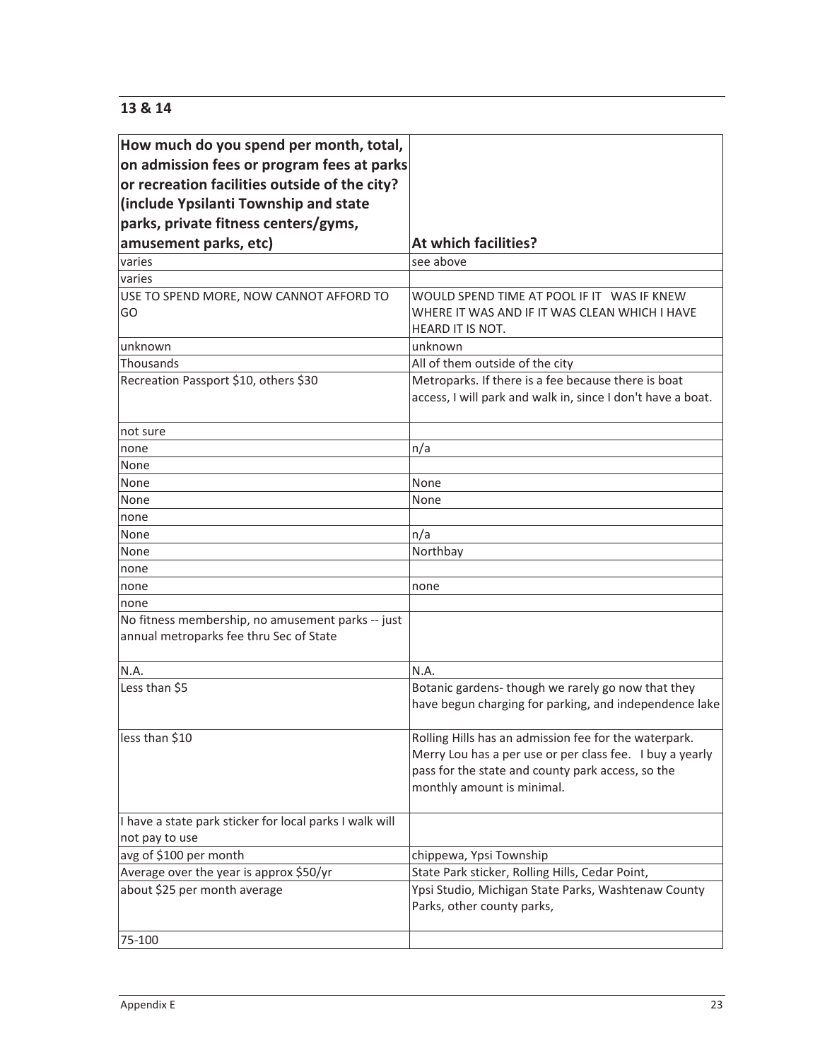## 13 & 14

| How much do you spend per month, total, on admission fees or program fees at parks or recreation facilities outside of the city? (include Ypsilanti Township and state parks, private fitness centers/gyms, amusement parks, etc) | At which facilities? |
|---|---|
| varies | see above |
| varies | |
| USE TO SPEND MORE, NOW CANNOT AFFORD TO GO | WOULD SPEND TIME AT POOL IF IT WAS IF KNEW WHERE IT WAS AND IF IT WAS CLEAN WHICH I HAVE HEARD IT IS NOT. |
| unknown | unknown |
| Thousands | All of them outside of the city |
| Recreation Passport $10, others $30 | Metroparks. If there is a fee because there is boat access, I will park and walk in, since I don't have a boat. |
| not sure | |
| none | n/a |
| None | |
| None | None |
| None | None |
| none | |
| None | n/a |
| None | Northbay |
| none | |
| none | none |
| none | |
| No fitness membership, no amusement parks -- just annual metroparks fee thru Sec of State | |
| N.A. | N.A. |
| Less than $5 | Botanic gardens- though we rarely go now that they have begun charging for parking, and independence lake |
| less than $10 | Rolling Hills has an admission fee for the waterpark. Merry Lou has a per use or per class fee. I buy a yearly pass for the state and county park access, so the monthly amount is minimal. |
| I have a state park sticker for local parks I walk will not pay to use | |
| avg of $100 per month | chippewa, Ypsi Township |
| Average over the year is approx $50/yr | State Park sticker, Rolling Hills, Cedar Point, |
| about $25 per month average | Ypsi Studio, Michigan State Parks, Washtenaw County Parks, other county parks, |
| 75-100 | |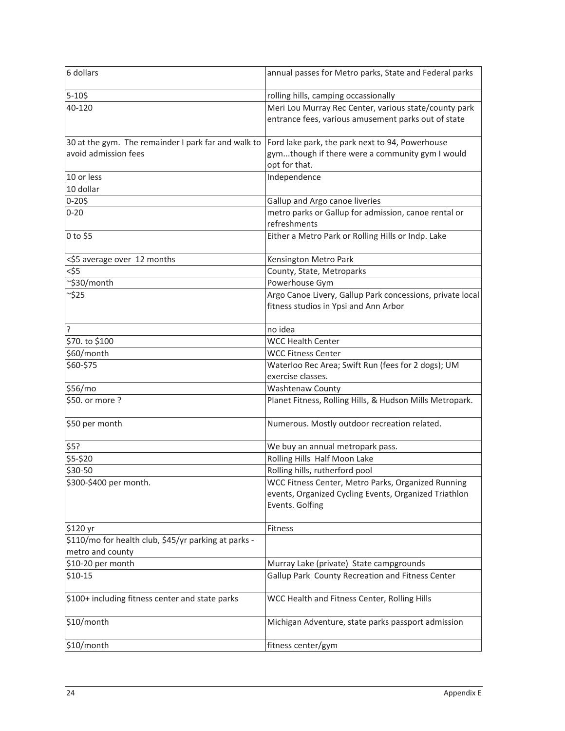| | |
|---|---|
| 6 dollars | annual passes for Metro parks, State and Federal parks |
| 5-10$ | rolling hills, camping occassionally |
| 40-120 | Meri Lou Murray Rec Center, various state/county park entrance fees, various amusement parks out of state |
| 30 at the gym. The remainder I park far and walk to avoid admission fees | Ford lake park, the park next to 94, Powerhouse gym...though if there were a community gym I would opt for that. |
| 10 or less | Independence |
| 10 dollar | |
| 0-20$ | Gallup and Argo canoe liveries |
| 0-20 | metro parks or Gallup for admission, canoe rental or refreshments |
| 0 to $5 | Either a Metro Park or Rolling Hills or Indp. Lake |
| <$5 average over 12 months | Kensington Metro Park |
| <$5 | County, State, Metroparks |
| ~$30/month | Powerhouse Gym |
| ~$25 | Argo Canoe Livery, Gallup Park concessions, private local fitness studios in Ypsi and Ann Arbor |
| ? | no idea |
| $70. to $100 | WCC Health Center |
| $60/month | WCC Fitness Center |
| $60-$75 | Waterloo Rec Area; Swift Run (fees for 2 dogs); UM exercise classes. |
| $56/mo | Washtenaw County |
| $50. or more ? | Planet Fitness, Rolling Hills, & Hudson Mills Metropark. |
| $50 per month | Numerous. Mostly outdoor recreation related. |
| $5? | We buy an annual metropark pass. |
| $5-$20 | Rolling Hills Half Moon Lake |
| $30-50 | Rolling hills, rutherford pool |
| $300-$400 per month. | WCC Fitness Center, Metro Parks, Organized Running events, Organized Cycling Events, Organized Triathlon Events. Golfing |
| $120 yr | Fitness |
| $110/mo for health club, $45/yr parking at parks - metro and county | |
| $10-20 per month | Murray Lake (private) State campgrounds |
| $10-15 | Gallup Park County Recreation and Fitness Center |
| $100+ including fitness center and state parks | WCC Health and Fitness Center, Rolling Hills |
| $10/month | Michigan Adventure, state parks passport admission |
| $10/month | fitness center/gym |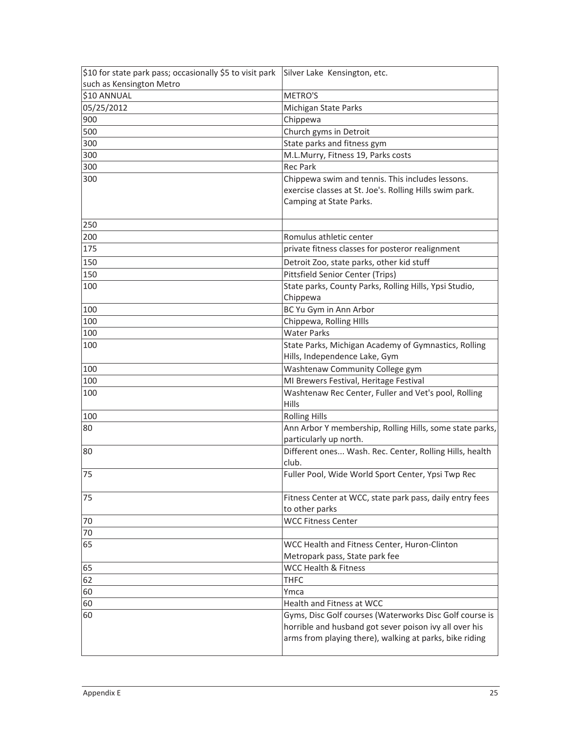| | |
|---|---|
| $10 for state park pass; occasionally $5 to visit park such as Kensington Metro | Silver Lake Kensington, etc. |
| $10 ANNUAL | METRO'S |
| 05/25/2012 | Michigan State Parks |
| 900 | Chippewa |
| 500 | Church gyms in Detroit |
| 300 | State parks and fitness gym |
| 300 | M.L.Murry, Fitness 19, Parks costs |
| 300 | Rec Park |
| 300 | Chippewa swim and tennis. This includes lessons. exercise classes at St. Joe's. Rolling Hills swim park. Camping at State Parks. |
| 250 | |
| 200 | Romulus athletic center |
| 175 | private fitness classes for posteror realignment |
| 150 | Detroit Zoo, state parks, other kid stuff |
| 150 | Pittsfield Senior Center (Trips) |
| 100 | State parks, County Parks, Rolling Hills, Ypsi Studio, Chippewa |
| 100 | BC Yu Gym in Ann Arbor |
| 100 | Chippewa, Rolling HIlls |
| 100 | Water Parks |
| 100 | State Parks, Michigan Academy of Gymnastics, Rolling Hills, Independence Lake, Gym |
| 100 | Washtenaw Community College gym |
| 100 | MI Brewers Festival, Heritage Festival |
| 100 | Washtenaw Rec Center, Fuller and Vet's pool, Rolling Hills |
| 100 | Rolling Hills |
| 80 | Ann Arbor Y membership, Rolling Hills, some state parks, particularly up north. |
| 80 | Different ones... Wash. Rec. Center, Rolling Hills, health club. |
| 75 | Fuller Pool, Wide World Sport Center, Ypsi Twp Rec |
| 75 | Fitness Center at WCC, state park pass, daily entry fees to other parks |
| 70 | WCC Fitness Center |
| 70 | |
| 65 | WCC Health and Fitness Center, Huron-Clinton Metropark pass, State park fee |
| 65 | WCC Health & Fitness |
| 62 | THFC |
| 60 | Ymca |
| 60 | Health and Fitness at WCC |
| 60 | Gyms, Disc Golf courses (Waterworks Disc Golf course is horrible and husband got sever poison ivy all over his arms from playing there), walking at parks, bike riding |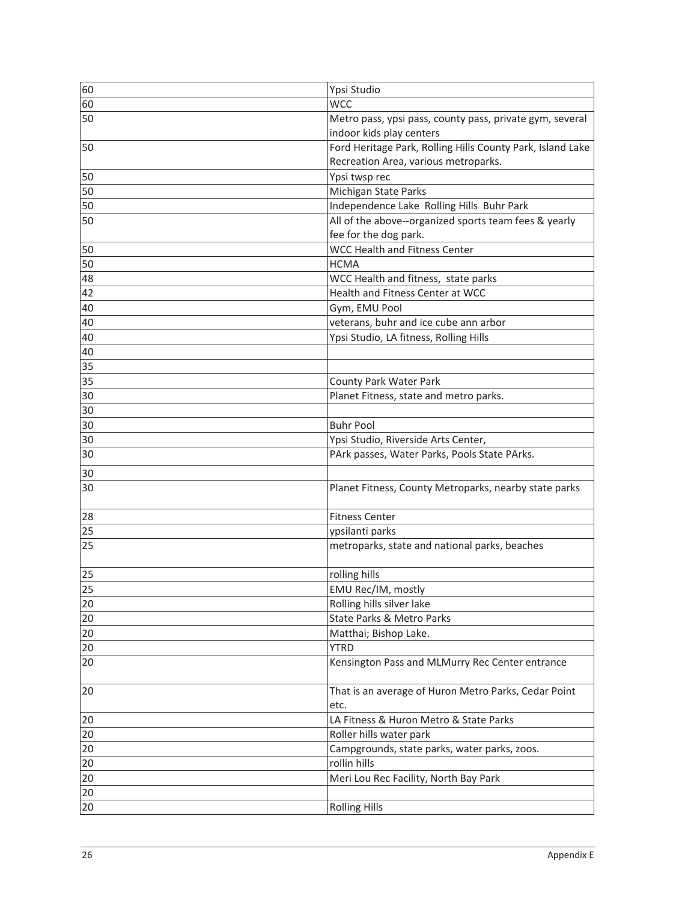| | |
|---|---|
| 60 | Ypsi Studio |
| 60 | WCC |
| 50 | Metro pass, ypsi pass, county pass, private gym, several indoor kids play centers |
| 50 | Ford Heritage Park, Rolling Hills County Park, Island Lake Recreation Area, various metroparks. |
| 50 | Ypsi twsp rec |
| 50 | Michigan State Parks |
| 50 | Independence Lake Rolling Hills Buhr Park |
| 50 | All of the above--organized sports team fees & yearly fee for the dog park. |
| 50 | WCC Health and Fitness Center |
| 50 | HCMA |
| 48 | WCC Health and fitness, state parks |
| 42 | Health and Fitness Center at WCC |
| 40 | Gym, EMU Pool |
| 40 | veterans, buhr and ice cube ann arbor |
| 40 | Ypsi Studio, LA fitness, Rolling Hills |
| 40 | |
| 35 | |
| 35 | County Park Water Park |
| 30 | Planet Fitness, state and metro parks. |
| 30 | |
| 30 | Buhr Pool |
| 30 | Ypsi Studio, Riverside Arts Center, |
| 30 | PArk passes, Water Parks, Pools State PArks. |
| 30 | |
| 30 | Planet Fitness, County Metroparks, nearby state parks |
| 28 | Fitness Center |
| 25 | ypsilanti parks |
| 25 | metroparks, state and national parks, beaches |
| 25 | rolling hills |
| 25 | EMU Rec/IM, mostly |
| 20 | Rolling hills silver lake |
| 20 | State Parks & Metro Parks |
| 20 | Matthai; Bishop Lake. |
| 20 | YTRD |
| 20 | Kensington Pass and MLMurry Rec Center entrance |
| 20 | That is an average of Huron Metro Parks, Cedar Point etc. |
| 20 | LA Fitness & Huron Metro & State Parks |
| 20 | Roller hills water park |
| 20 | Campgrounds, state parks, water parks, zoos. |
| 20 | rollin hills |
| 20 | Meri Lou Rec Facility, North Bay Park |
| 20 | |
| 20 | Rolling Hills |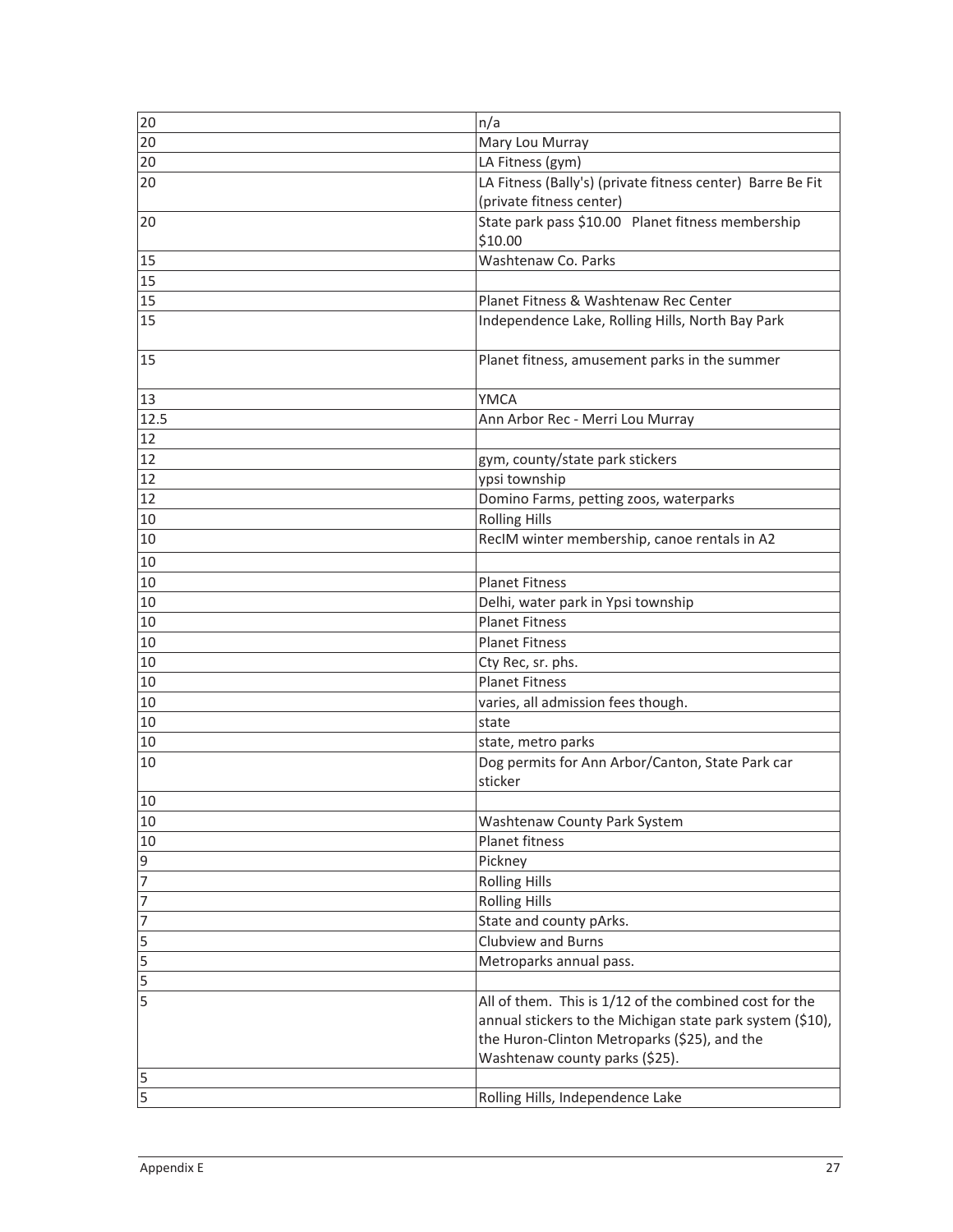| | |
|---|---|
| 20 | n/a |
| 20 | Mary Lou Murray |
| 20 | LA Fitness (gym) |
| 20 | LA Fitness (Bally's) (private fitness center) Barre Be Fit (private fitness center) |
| 20 | State park pass $10.00 Planet fitness membership $10.00 |
| 15 | Washtenaw Co. Parks |
| 15 | |
| 15 | Planet Fitness & Washtenaw Rec Center |
| 15 | Independence Lake, Rolling Hills, North Bay Park |
| 15 | Planet fitness, amusement parks in the summer |
| 13 | YMCA |
| 12.5 | Ann Arbor Rec - Merri Lou Murray |
| 12 | |
| 12 | gym, county/state park stickers |
| 12 | ypsi township |
| 12 | Domino Farms, petting zoos, waterparks |
| 10 | Rolling Hills |
| 10 | RecIM winter membership, canoe rentals in A2 |
| 10 | |
| 10 | Planet Fitness |
| 10 | Delhi, water park in Ypsi township |
| 10 | Planet Fitness |
| 10 | Planet Fitness |
| 10 | Cty Rec, sr. phs. |
| 10 | Planet Fitness |
| 10 | varies, all admission fees though. |
| 10 | state |
| 10 | state, metro parks |
| 10 | Dog permits for Ann Arbor/Canton, State Park car sticker |
| 10 | |
| 10 | Washtenaw County Park System |
| 10 | Planet fitness |
| 9 | Pickney |
| 7 | Rolling Hills |
| 7 | Rolling Hills |
| 7 | State and county pArks. |
| 5 | Clubview and Burns |
| 5 | Metroparks annual pass. |
| 5 | |
| 5 | All of them. This is 1/12 of the combined cost for the annual stickers to the Michigan state park system ($10), the Huron-Clinton Metroparks ($25), and the Washtenaw county parks ($25). |
| 5 | |
| 5 | Rolling Hills, Independence Lake |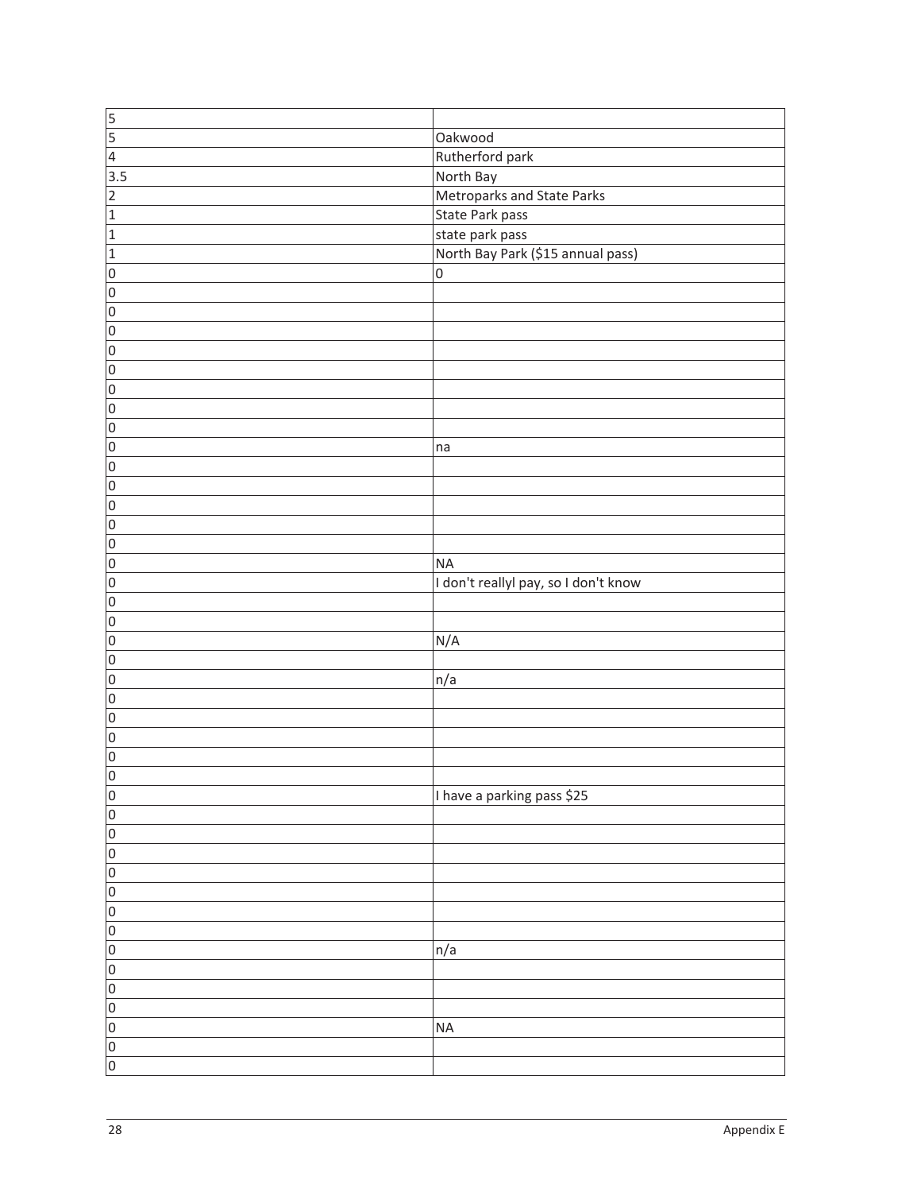| | |
|---|---|
| 5 | |
| 5 | Oakwood |
| 4 | Rutherford park |
| 3.5 | North Bay |
| 2 | Metroparks and State Parks |
| 1 | State Park pass |
| 1 | state park pass |
| 1 | North Bay Park ($15 annual pass) |
| 0 | 0 |
| 0 | |
| 0 | |
| 0 | |
| 0 | |
| 0 | |
| 0 | |
| 0 | |
| 0 | |
| 0 | na |
| 0 | |
| 0 | |
| 0 | |
| 0 | |
| 0 | |
| 0 | NA |
| 0 | I don't reallyl pay, so I don't know |
| 0 | |
| 0 | |
| 0 | N/A |
| 0 | |
| 0 | n/a |
| 0 | |
| 0 | |
| 0 | |
| 0 | |
| 0 | |
| 0 | I have a parking pass $25 |
| 0 | |
| 0 | |
| 0 | |
| 0 | |
| 0 | |
| 0 | |
| 0 | |
| 0 | n/a |
| 0 | |
| 0 | |
| 0 | |
| 0 | NA |
| 0 | |
| 0 | |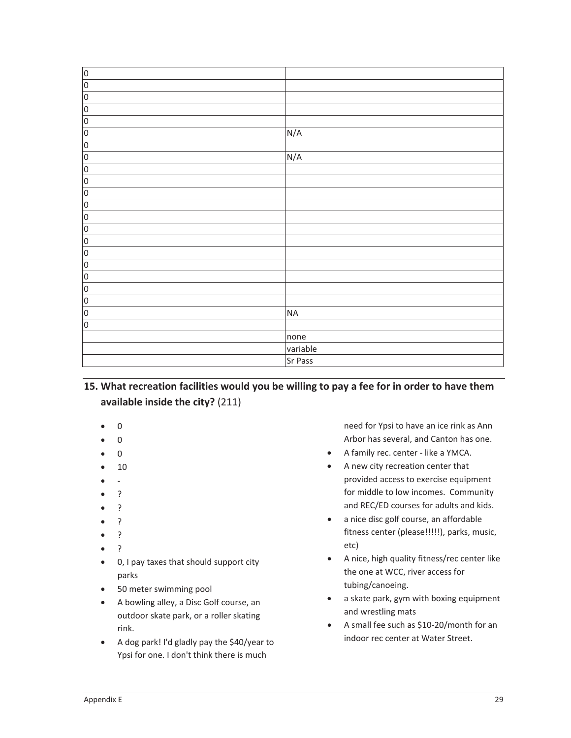| | |
|---|---|
| 0 | |
| 0 | |
| 0 | |
| 0 | |
| 0 | |
| 0 | N/A |
| 0 | |
| 0 | N/A |
| 0 | |
| 0 | |
| 0 | |
| 0 | |
| 0 | |
| 0 | |
| 0 | |
| 0 | |
| 0 | |
| 0 | |
| 0 | |
| 0 | |
| 0 | NA |
| 0 | |
| | none |
| | variable |
| | Sr Pass |

## 15. What recreation facilities would you be willing to pay a fee for in order to have them available inside the city? (211)

- 0
- 0
- 0
- 10
- -
- ?
- ?
- ?
- ?
- ?
- 0, I pay taxes that should support city parks
- 50 meter swimming pool
- A bowling alley, a Disc Golf course, an outdoor skate park, or a roller skating rink.
- A dog park! I'd gladly pay the $40/year to Ypsi for one. I don't think there is much need for Ypsi to have an ice rink as Ann Arbor has several, and Canton has one.
- A family rec. center - like a YMCA.
- A new city recreation center that provided access to exercise equipment for middle to low incomes. Community and REC/ED courses for adults and kids.
- a nice disc golf course, an affordable fitness center (please!!!!!), parks, music, etc)
- A nice, high quality fitness/rec center like the one at WCC, river access for tubing/canoeing.
- a skate park, gym with boxing equipment and wrestling mats
- A small fee such as $10-20/month for an indoor rec center at Water Street.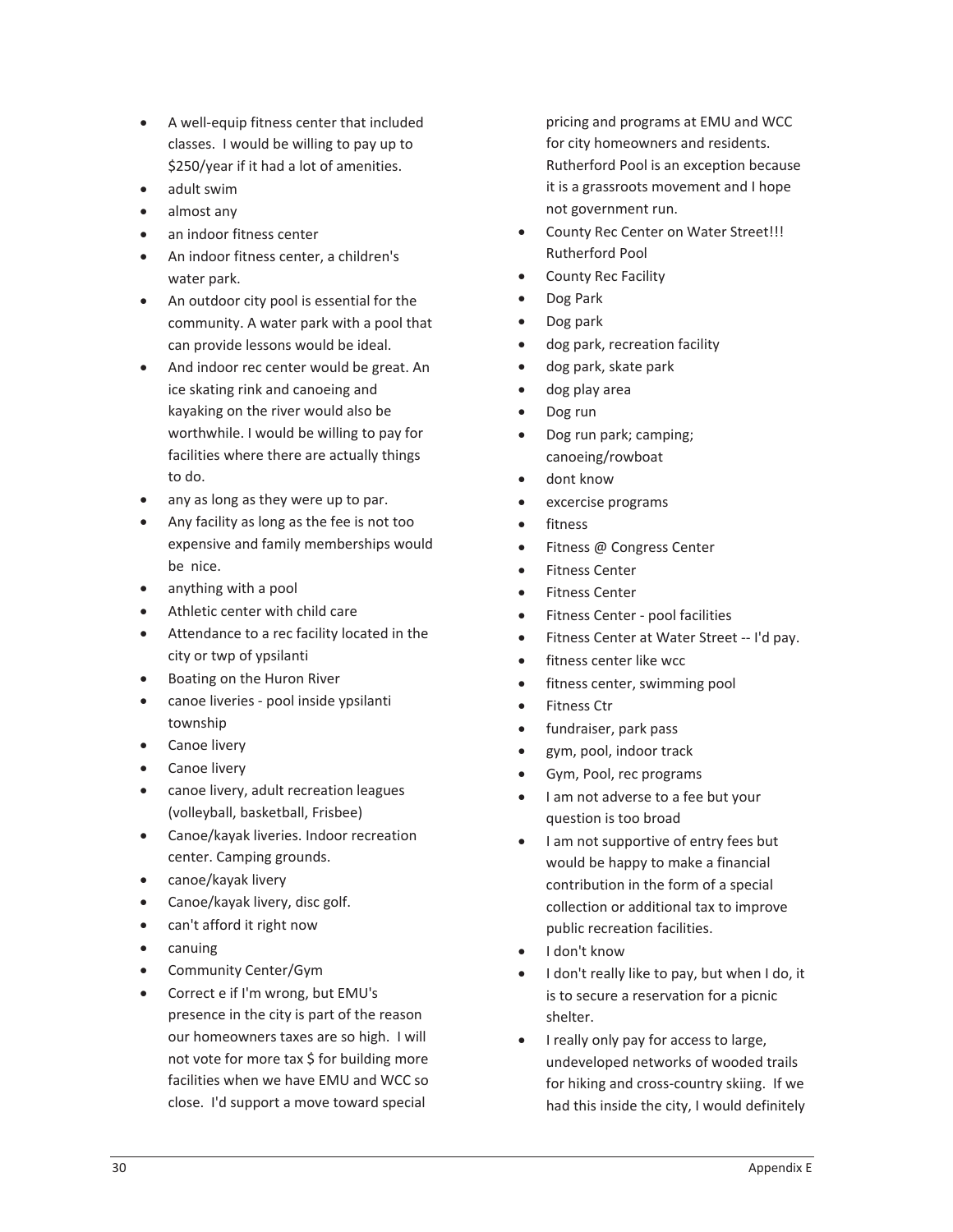- A well-equip fitness center that included classes. I would be willing to pay up to $250/year if it had a lot of amenities.
- adult swim
- almost any
- an indoor fitness center
- An indoor fitness center, a children's water park.
- An outdoor city pool is essential for the community. A water park with a pool that can provide lessons would be ideal.
- And indoor rec center would be great. An ice skating rink and canoeing and kayaking on the river would also be worthwhile. I would be willing to pay for facilities where there are actually things to do.
- any as long as they were up to par.
- Any facility as long as the fee is not too expensive and family memberships would be nice.
- anything with a pool
- Athletic center with child care
- Attendance to a rec facility located in the city or twp of ypsilanti
- Boating on the Huron River
- canoe liveries - pool inside ypsilanti township
- Canoe livery
- Canoe livery
- canoe livery, adult recreation leagues (volleyball, basketball, Frisbee)
- Canoe/kayak liveries. Indoor recreation center. Camping grounds.
- canoe/kayak livery
- Canoe/kayak livery, disc golf.
- can't afford it right now
- canuing
- Community Center/Gym
- Correct e if I'm wrong, but EMU's presence in the city is part of the reason our homeowners taxes are so high. I will not vote for more tax $ for building more facilities when we have EMU and WCC so close. I'd support a move toward special pricing and programs at EMU and WCC for city homeowners and residents. Rutherford Pool is an exception because it is a grassroots movement and I hope not government run.
- County Rec Center on Water Street!!! Rutherford Pool
- County Rec Facility
- Dog Park
- Dog park
- dog park, recreation facility
- dog park, skate park
- dog play area
- Dog run
- Dog run park; camping; canoeing/rowboat
- dont know
- excercise programs
- fitness
- Fitness @ Congress Center
- Fitness Center
- Fitness Center
- Fitness Center - pool facilities
- Fitness Center at Water Street -- I'd pay.
- fitness center like wcc
- fitness center, swimming pool
- Fitness Ctr
- fundraiser, park pass
- gym, pool, indoor track
- Gym, Pool, rec programs
- I am not adverse to a fee but your question is too broad
- I am not supportive of entry fees but would be happy to make a financial contribution in the form of a special collection or additional tax to improve public recreation facilities.
- I don't know
- I don't really like to pay, but when I do, it is to secure a reservation for a picnic shelter.
- I really only pay for access to large, undeveloped networks of wooded trails for hiking and cross-country skiing. If we had this inside the city, I would definitely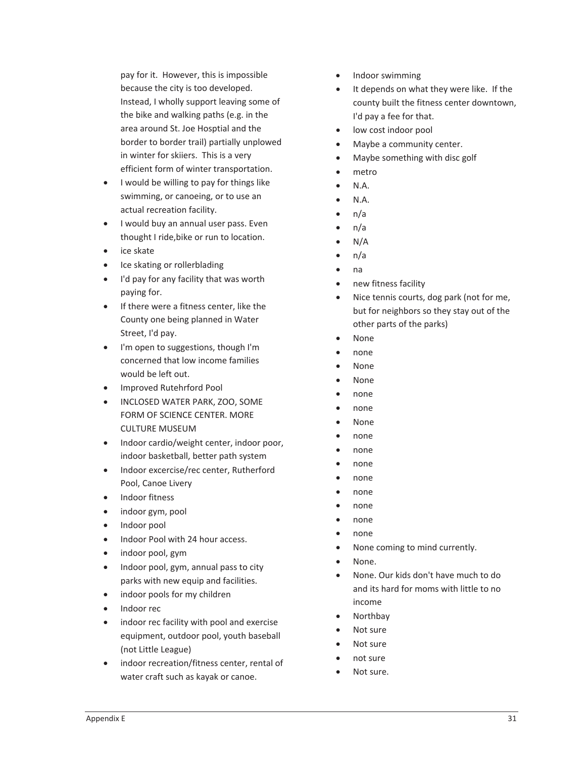pay for it. However, this is impossible because the city is too developed. Instead, I wholly support leaving some of the bike and walking paths (e.g. in the area around St. Joe Hosptial and the border to border trail) partially unplowed in winter for skiiers. This is a very efficient form of winter transportation.

- I would be willing to pay for things like swimming, or canoeing, or to use an actual recreation facility.
- I would buy an annual user pass. Even thought I ride,bike or run to location.
- ice skate
- Ice skating or rollerblading
- I'd pay for any facility that was worth paying for.
- If there were a fitness center, like the County one being planned in Water Street, I'd pay.
- I'm open to suggestions, though I'm concerned that low income families would be left out.
- Improved Rutehrford Pool
- INCLOSED WATER PARK, ZOO, SOME FORM OF SCIENCE CENTER. MORE CULTURE MUSEUM
- Indoor cardio/weight center, indoor poor, indoor basketball, better path system
- Indoor excercise/rec center, Rutherford Pool, Canoe Livery
- Indoor fitness
- indoor gym, pool
- Indoor pool
- Indoor Pool with 24 hour access.
- indoor pool, gym
- Indoor pool, gym, annual pass to city parks with new equip and facilities.
- indoor pools for my children
- Indoor rec
- indoor rec facility with pool and exercise equipment, outdoor pool, youth baseball (not Little League)
- indoor recreation/fitness center, rental of water craft such as kayak or canoe.
- Indoor swimming
- It depends on what they were like. If the county built the fitness center downtown, I'd pay a fee for that.
- low cost indoor pool
- Maybe a community center.
- Maybe something with disc golf
- metro
- N.A.
- N.A.
- n/a
- n/a
- N/A
- n/a
- na
- new fitness facility
- Nice tennis courts, dog park (not for me, but for neighbors so they stay out of the other parts of the parks)
- None
- none
- None
- None
- none
- none
- None
- none
- none
- none
- none
- none
- none
- none
- none
- None coming to mind currently.
- None.
- None. Our kids don't have much to do and its hard for moms with little to no income
- Northbay
- Not sure
- Not sure
- not sure
- Not sure.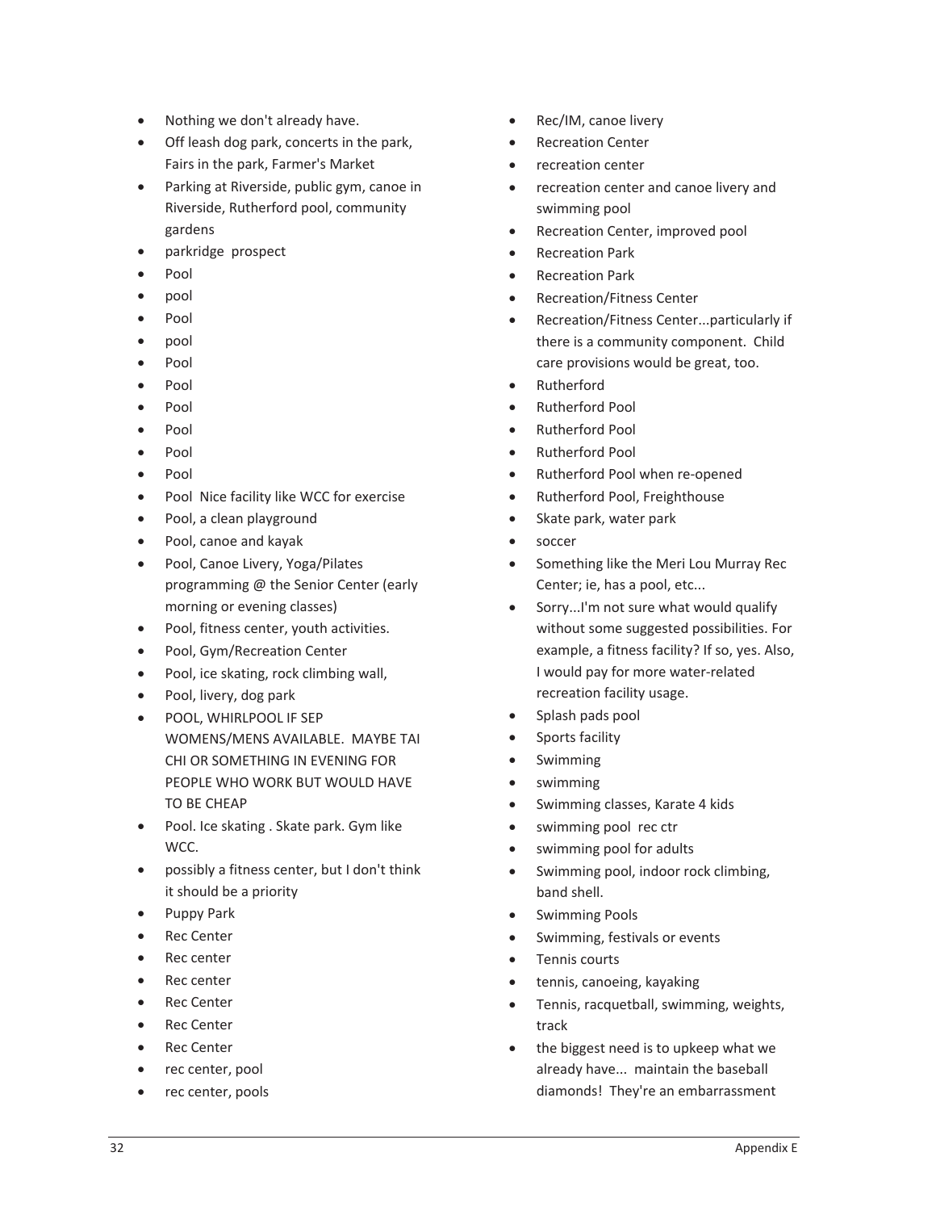- Nothing we don't already have.
- Off leash dog park, concerts in the park, Fairs in the park, Farmer's Market
- Parking at Riverside, public gym, canoe in Riverside, Rutherford pool, community gardens
- parkridge prospect
- Pool
- pool
- Pool
- pool
- Pool
- Pool
- Pool
- Pool
- Pool
- Pool
- Pool Nice facility like WCC for exercise
- Pool, a clean playground
- Pool, canoe and kayak
- Pool, Canoe Livery, Yoga/Pilates programming @ the Senior Center (early morning or evening classes)
- Pool, fitness center, youth activities.
- Pool, Gym/Recreation Center
- Pool, ice skating, rock climbing wall,
- Pool, livery, dog park
- POOL, WHIRLPOOL IF SEP WOMENS/MENS AVAILABLE. MAYBE TAI CHI OR SOMETHING IN EVENING FOR PEOPLE WHO WORK BUT WOULD HAVE TO BE CHEAP
- Pool. Ice skating . Skate park. Gym like WCC.
- possibly a fitness center, but I don't think it should be a priority
- Puppy Park
- Rec Center
- Rec center
- Rec center
- Rec Center
- Rec Center
- Rec Center
- rec center, pool
- rec center, pools
- Rec/IM, canoe livery
- Recreation Center
- recreation center
- recreation center and canoe livery and swimming pool
- Recreation Center, improved pool
- Recreation Park
- Recreation Park
- Recreation/Fitness Center
- Recreation/Fitness Center...particularly if there is a community component. Child care provisions would be great, too.
- Rutherford
- Rutherford Pool
- Rutherford Pool
- Rutherford Pool
- Rutherford Pool when re-opened
- Rutherford Pool, Freighthouse
- Skate park, water park
- soccer
- Something like the Meri Lou Murray Rec Center; ie, has a pool, etc...
- Sorry...I'm not sure what would qualify without some suggested possibilities. For example, a fitness facility? If so, yes. Also, I would pay for more water-related recreation facility usage.
- Splash pads pool
- Sports facility
- Swimming
- swimming
- Swimming classes, Karate 4 kids
- swimming pool rec ctr
- swimming pool for adults
- Swimming pool, indoor rock climbing, band shell.
- Swimming Pools
- Swimming, festivals or events
- Tennis courts
- tennis, canoeing, kayaking
- Tennis, racquetball, swimming, weights, track
- the biggest need is to upkeep what we already have... maintain the baseball diamonds! They're an embarrassment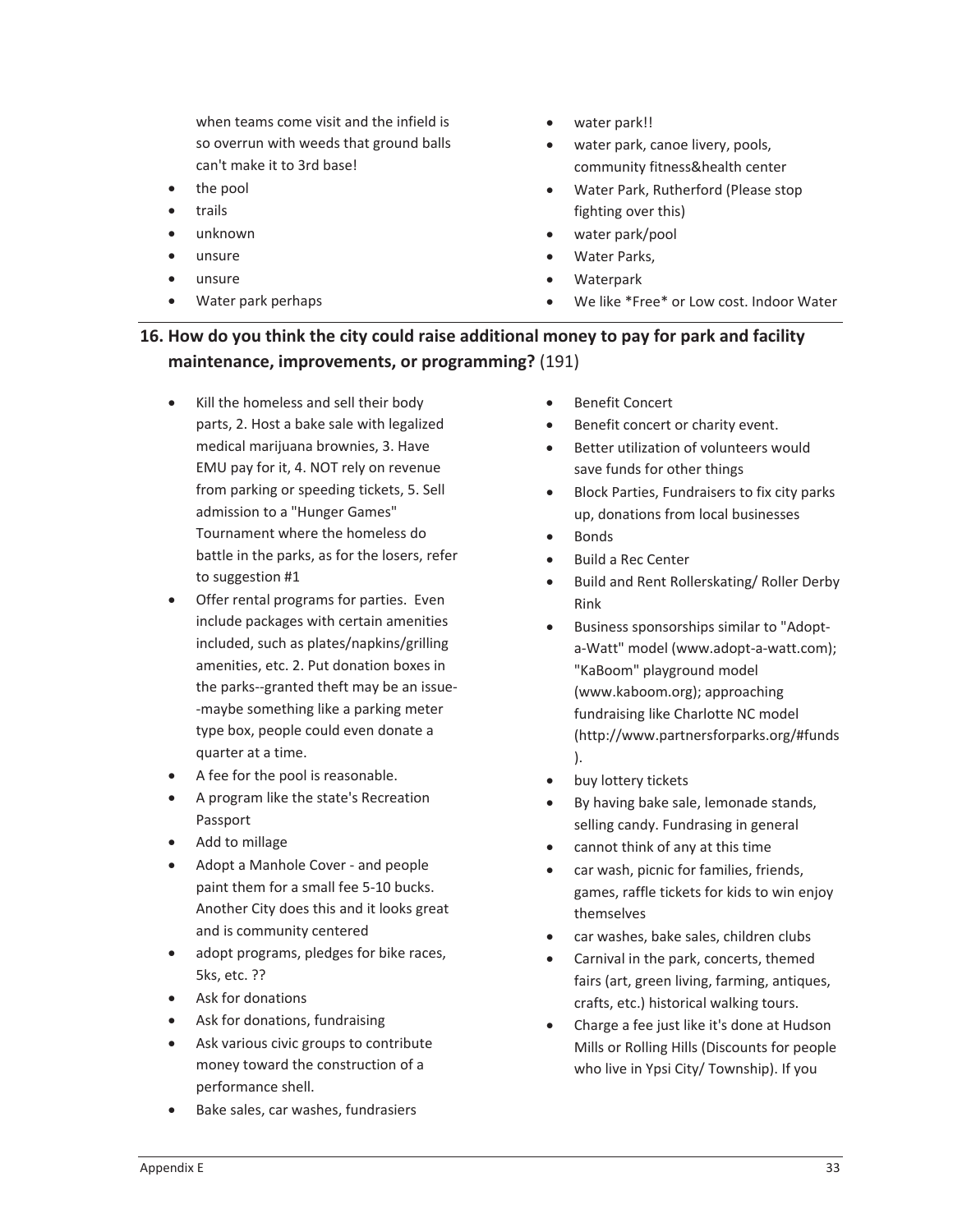when teams come visit and the infield is so overrun with weeds that ground balls can't make it to 3rd base!

- the pool
- trails
- unknown
- unsure
- unsure
- Water park perhaps
- water park!!
- water park, canoe livery, pools, community fitness&health center
- Water Park, Rutherford (Please stop fighting over this)
- water park/pool
- Water Parks,
- Waterpark
- We like *Free* or Low cost. Indoor Water

## 16. How do you think the city could raise additional money to pay for park and facility maintenance, improvements, or programming? (191)

- Kill the homeless and sell their body parts, 2. Host a bake sale with legalized medical marijuana brownies, 3. Have EMU pay for it, 4. NOT rely on revenue from parking or speeding tickets, 5. Sell admission to a "Hunger Games" Tournament where the homeless do battle in the parks, as for the losers, refer to suggestion #1
- Offer rental programs for parties. Even include packages with certain amenities included, such as plates/napkins/grilling amenities, etc. 2. Put donation boxes in the parks--granted theft may be an issue--maybe something like a parking meter type box, people could even donate a quarter at a time.
- A fee for the pool is reasonable.
- A program like the state's Recreation Passport
- Add to millage
- Adopt a Manhole Cover - and people paint them for a small fee 5-10 bucks. Another City does this and it looks great and is community centered
- adopt programs, pledges for bike races, 5ks, etc. ??
- Ask for donations
- Ask for donations, fundraising
- Ask various civic groups to contribute money toward the construction of a performance shell.
- Bake sales, car washes, fundrasiers
- Benefit Concert
- Benefit concert or charity event.
- Better utilization of volunteers would save funds for other things
- Block Parties, Fundraisers to fix city parks up, donations from local businesses
- Bonds
- Build a Rec Center
- Build and Rent Rollerskating/ Roller Derby Rink
- Business sponsorships similar to "Adopt-a-Watt" model (www.adopt-a-watt.com); "KaBoom" playground model (www.kaboom.org); approaching fundraising like Charlotte NC model (http://www.partnersforparks.org/#funds).
- buy lottery tickets
- By having bake sale, lemonade stands, selling candy. Fundrasing in general
- cannot think of any at this time
- car wash, picnic for families, friends, games, raffle tickets for kids to win enjoy themselves
- car washes, bake sales, children clubs
- Carnival in the park, concerts, themed fairs (art, green living, farming, antiques, crafts, etc.) historical walking tours.
- Charge a fee just like it's done at Hudson Mills or Rolling Hills (Discounts for people who live in Ypsi City/ Township). If you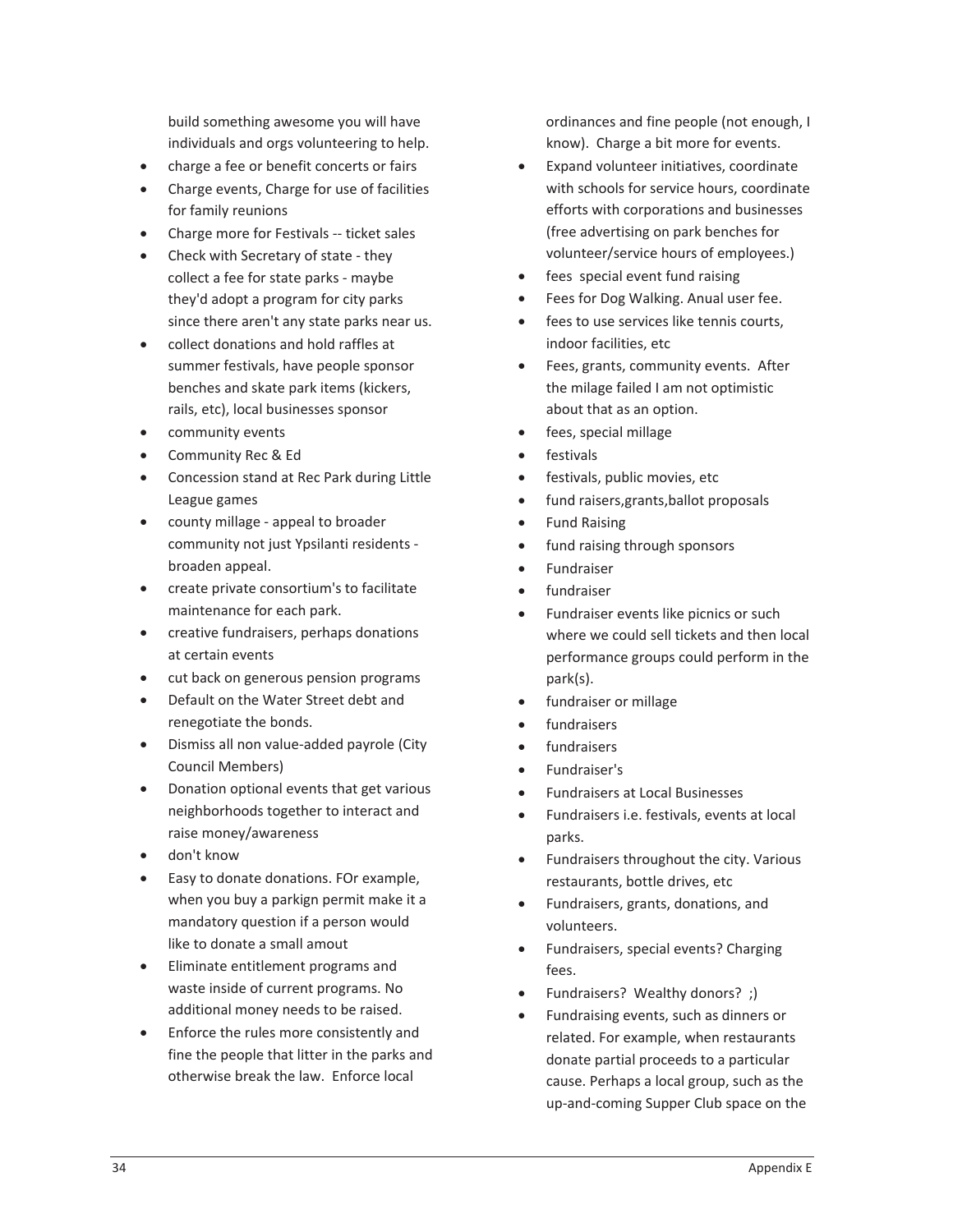build something awesome you will have individuals and orgs volunteering to help.

- charge a fee or benefit concerts or fairs
- Charge events, Charge for use of facilities for family reunions
- Charge more for Festivals -- ticket sales
- Check with Secretary of state - they collect a fee for state parks - maybe they'd adopt a program for city parks since there aren't any state parks near us.
- collect donations and hold raffles at summer festivals, have people sponsor benches and skate park items (kickers, rails, etc), local businesses sponsor
- community events
- Community Rec & Ed
- Concession stand at Rec Park during Little League games
- county millage - appeal to broader community not just Ypsilanti residents - broaden appeal.
- create private consortium's to facilitate maintenance for each park.
- creative fundraisers, perhaps donations at certain events
- cut back on generous pension programs
- Default on the Water Street debt and renegotiate the bonds.
- Dismiss all non value-added payrole (City Council Members)
- Donation optional events that get various neighborhoods together to interact and raise money/awareness
- don't know
- Easy to donate donations. FOr example, when you buy a parkign permit make it a mandatory question if a person would like to donate a small amout
- Eliminate entitlement programs and waste inside of current programs. No additional money needs to be raised.
- Enforce the rules more consistently and fine the people that litter in the parks and otherwise break the law. Enforce local ordinances and fine people (not enough, I know). Charge a bit more for events.
- Expand volunteer initiatives, coordinate with schools for service hours, coordinate efforts with corporations and businesses (free advertising on park benches for volunteer/service hours of employees.)
- fees special event fund raising
- Fees for Dog Walking. Anual user fee.
- fees to use services like tennis courts, indoor facilities, etc
- Fees, grants, community events. After the milage failed I am not optimistic about that as an option.
- fees, special millage
- festivals
- festivals, public movies, etc
- fund raisers,grants,ballot proposals
- Fund Raising
- fund raising through sponsors
- Fundraiser
- fundraiser
- Fundraiser events like picnics or such where we could sell tickets and then local performance groups could perform in the park(s).
- fundraiser or millage
- fundraisers
- fundraisers
- Fundraiser's
- Fundraisers at Local Businesses
- Fundraisers i.e. festivals, events at local parks.
- Fundraisers throughout the city. Various restaurants, bottle drives, etc
- Fundraisers, grants, donations, and volunteers.
- Fundraisers, special events? Charging fees.
- Fundraisers? Wealthy donors? ;)
- Fundraising events, such as dinners or related. For example, when restaurants donate partial proceeds to a particular cause. Perhaps a local group, such as the up-and-coming Supper Club space on the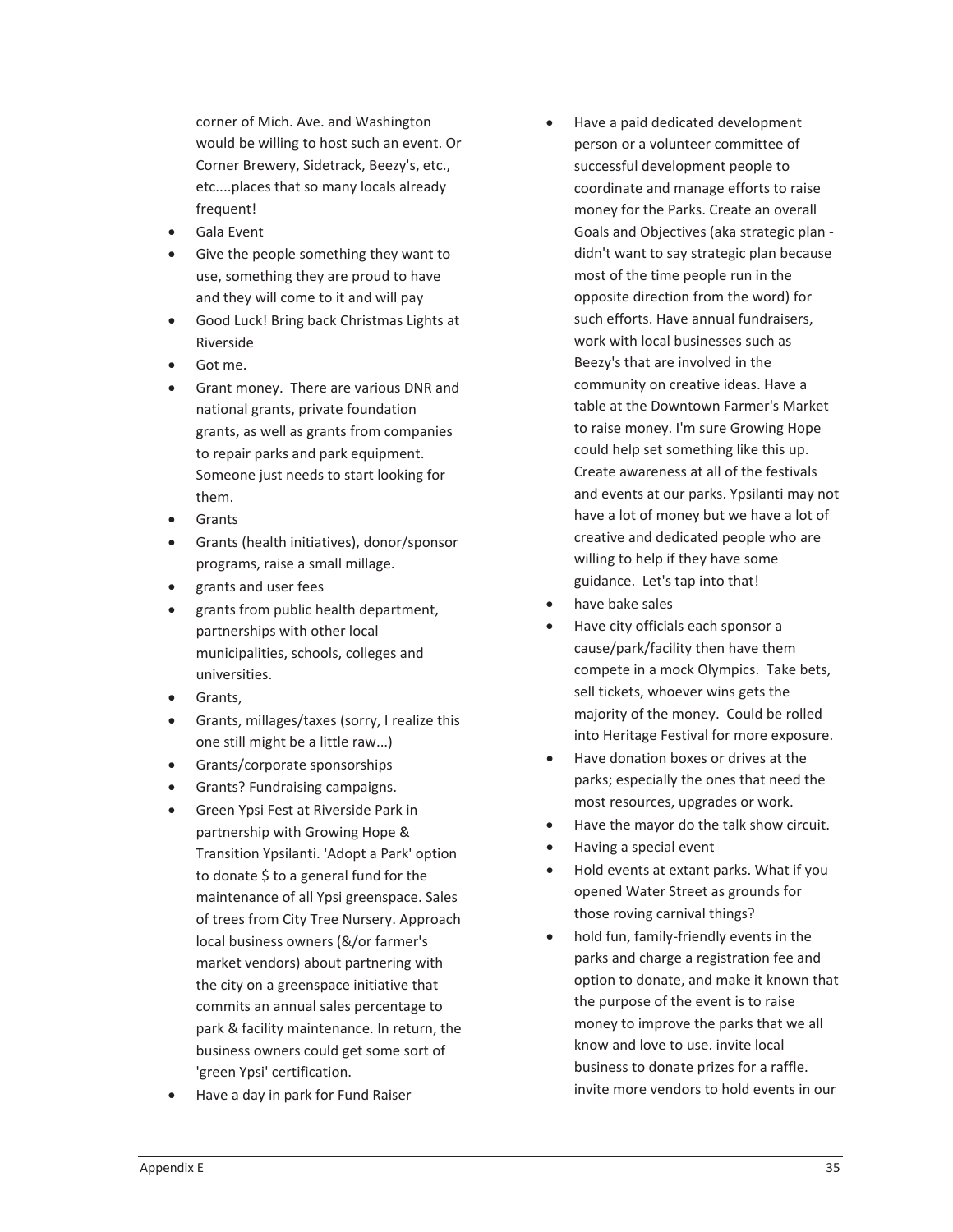corner of Mich. Ave. and Washington would be willing to host such an event. Or Corner Brewery, Sidetrack, Beezy's, etc., etc....places that so many locals already frequent!

- Gala Event
- Give the people something they want to use, something they are proud to have and they will come to it and will pay
- Good Luck! Bring back Christmas Lights at Riverside
- Got me.
- Grant money. There are various DNR and national grants, private foundation grants, as well as grants from companies to repair parks and park equipment. Someone just needs to start looking for them.
- Grants
- Grants (health initiatives), donor/sponsor programs, raise a small millage.
- grants and user fees
- grants from public health department, partnerships with other local municipalities, schools, colleges and universities.
- Grants,
- Grants, millages/taxes (sorry, I realize this one still might be a little raw...)
- Grants/corporate sponsorships
- Grants? Fundraising campaigns.
- Green Ypsi Fest at Riverside Park in partnership with Growing Hope & Transition Ypsilanti. 'Adopt a Park' option to donate $ to a general fund for the maintenance of all Ypsi greenspace. Sales of trees from City Tree Nursery. Approach local business owners (&/or farmer's market vendors) about partnering with the city on a greenspace initiative that commits an annual sales percentage to park & facility maintenance. In return, the business owners could get some sort of 'green Ypsi' certification.
- Have a day in park for Fund Raiser
- Have a paid dedicated development person or a volunteer committee of successful development people to coordinate and manage efforts to raise money for the Parks. Create an overall Goals and Objectives (aka strategic plan - didn't want to say strategic plan because most of the time people run in the opposite direction from the word) for such efforts. Have annual fundraisers, work with local businesses such as Beezy's that are involved in the community on creative ideas. Have a table at the Downtown Farmer's Market to raise money. I'm sure Growing Hope could help set something like this up. Create awareness at all of the festivals and events at our parks. Ypsilanti may not have a lot of money but we have a lot of creative and dedicated people who are willing to help if they have some guidance. Let's tap into that!
- have bake sales
- Have city officials each sponsor a cause/park/facility then have them compete in a mock Olympics. Take bets, sell tickets, whoever wins gets the majority of the money. Could be rolled into Heritage Festival for more exposure.
- Have donation boxes or drives at the parks; especially the ones that need the most resources, upgrades or work.
- Have the mayor do the talk show circuit.
- Having a special event
- Hold events at extant parks. What if you opened Water Street as grounds for those roving carnival things?
- hold fun, family-friendly events in the parks and charge a registration fee and option to donate, and make it known that the purpose of the event is to raise money to improve the parks that we all know and love to use. invite local business to donate prizes for a raffle. invite more vendors to hold events in our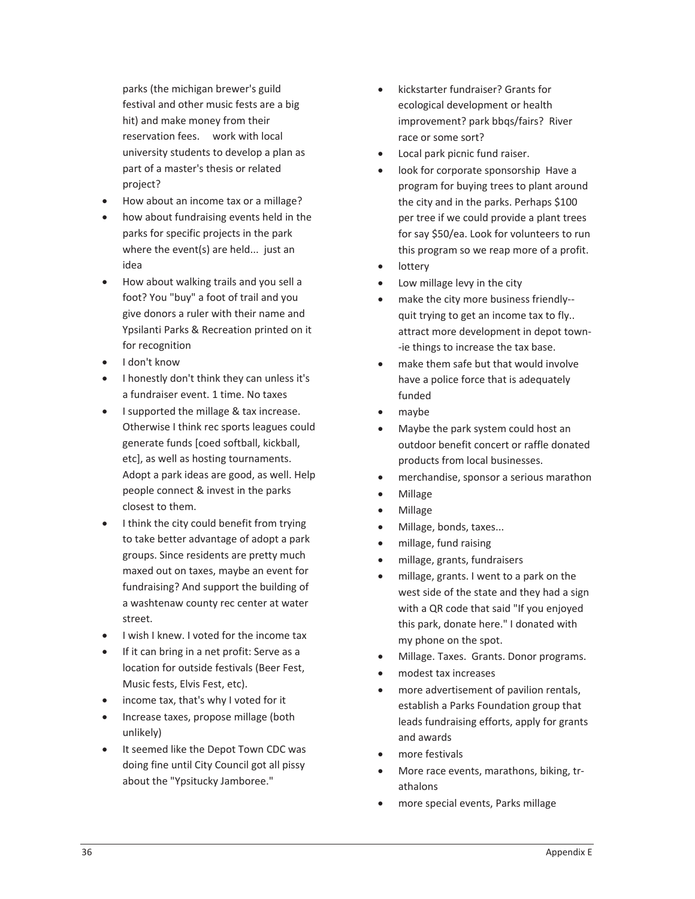parks (the michigan brewer's guild festival and other music fests are a big hit) and make money from their reservation fees.     work with local university students to develop a plan as part of a master's thesis or related project?

- How about an income tax or a millage?
- how about fundraising events held in the parks for specific projects in the park where the event(s) are held... just an idea
- How about walking trails and you sell a foot? You "buy" a foot of trail and you give donors a ruler with their name and Ypsilanti Parks & Recreation printed on it for recognition
- I don't know
- I honestly don't think they can unless it's a fundraiser event. 1 time. No taxes
- I supported the millage & tax increase. Otherwise I think rec sports leagues could generate funds [coed softball, kickball, etc], as well as hosting tournaments. Adopt a park ideas are good, as well. Help people connect & invest in the parks closest to them.
- I think the city could benefit from trying to take better advantage of adopt a park groups. Since residents are pretty much maxed out on taxes, maybe an event for fundraising? And support the building of a washtenaw county rec center at water street.
- I wish I knew. I voted for the income tax
- If it can bring in a net profit: Serve as a location for outside festivals (Beer Fest, Music fests, Elvis Fest, etc).
- income tax, that's why I voted for it
- Increase taxes, propose millage (both unlikely)
- It seemed like the Depot Town CDC was doing fine until City Council got all pissy about the "Ypsitucky Jamboree."
- kickstarter fundraiser? Grants for ecological development or health improvement? park bbqs/fairs? River race or some sort?
- Local park picnic fund raiser.
- look for corporate sponsorship  Have a program for buying trees to plant around the city and in the parks. Perhaps $100 per tree if we could provide a plant trees for say $50/ea. Look for volunteers to run this program so we reap more of a profit.
- lottery
- Low millage levy in the city
- make the city more business friendly--quit trying to get an income tax to fly.. attract more development in depot town--ie things to increase the tax base.
- make them safe but that would involve have a police force that is adequately funded
- maybe
- Maybe the park system could host an outdoor benefit concert or raffle donated products from local businesses.
- merchandise, sponsor a serious marathon
- Millage
- Millage
- Millage, bonds, taxes...
- millage, fund raising
- millage, grants, fundraisers
- millage, grants. I went to a park on the west side of the state and they had a sign with a QR code that said "If you enjoyed this park, donate here." I donated with my phone on the spot.
- Millage. Taxes.  Grants. Donor programs.
- modest tax increases
- more advertisement of pavilion rentals, establish a Parks Foundation group that leads fundraising efforts, apply for grants and awards
- more festivals
- More race events, marathons, biking, tr-athalons
- more special events, Parks millage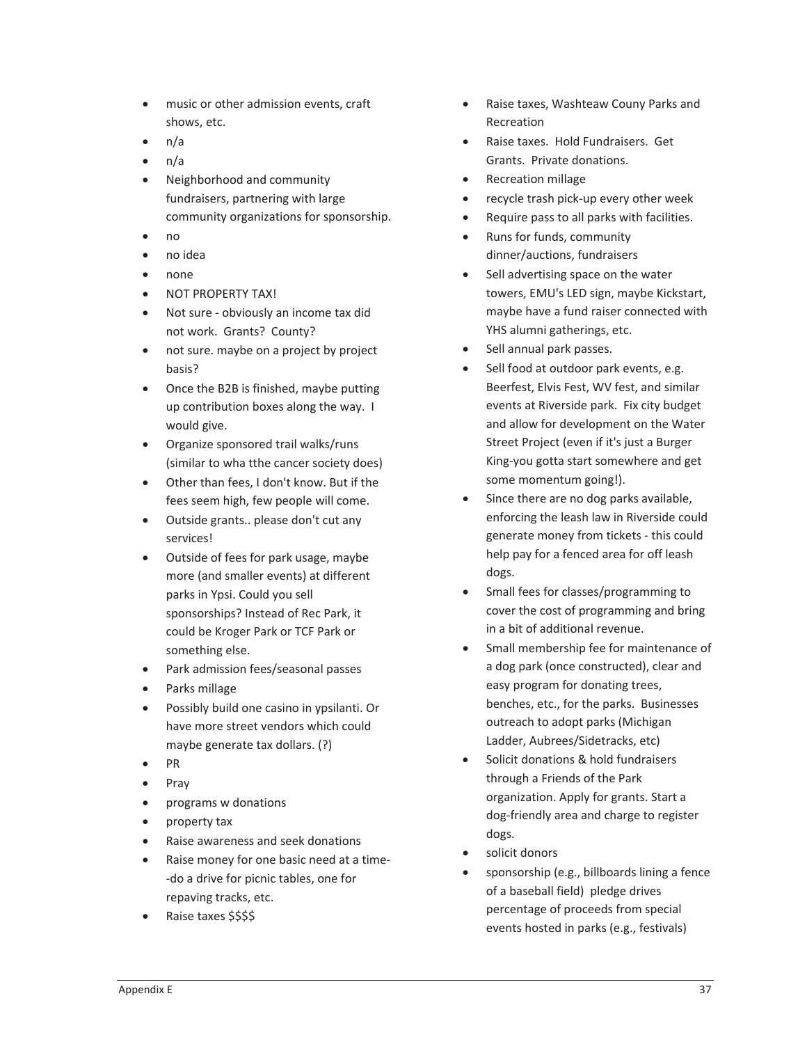- music or other admission events, craft shows, etc.
- n/a
- n/a
- Neighborhood and community fundraisers, partnering with large community organizations for sponsorship.
- no
- no idea
- none
- NOT PROPERTY TAX!
- Not sure - obviously an income tax did not work.  Grants?  County?
- not sure. maybe on a project by project basis?
- Once the B2B is finished, maybe putting up contribution boxes along the way.  I would give.
- Organize sponsored trail walks/runs (similar to wha tthe cancer society does)
- Other than fees, I don't know. But if the fees seem high, few people will come.
- Outside grants.. please don't cut any services!
- Outside of fees for park usage, maybe more (and smaller events) at different parks in Ypsi. Could you sell sponsorships? Instead of Rec Park, it could be Kroger Park or TCF Park or something else.
- Park admission fees/seasonal passes
- Parks millage
- Possibly build one casino in ypsilanti. Or have more street vendors which could maybe generate tax dollars. (?)
- PR
- Pray
- programs w donations
- property tax
- Raise awareness and seek donations
- Raise money for one basic need at a time--do a drive for picnic tables, one for repaving tracks, etc.
- Raise taxes $$$$
- Raise taxes, Washteaw Couny Parks and Recreation
- Raise taxes.  Hold Fundraisers.  Get Grants.  Private donations.
- Recreation millage
- recycle trash pick-up every other week
- Require pass to all parks with facilities.
- Runs for funds, community dinner/auctions, fundraisers
- Sell advertising space on the water towers, EMU's LED sign, maybe Kickstart, maybe have a fund raiser connected with YHS alumni gatherings, etc.
- Sell annual park passes.
- Sell food at outdoor park events, e.g. Beerfest, Elvis Fest, WV fest, and similar events at Riverside park.  Fix city budget and allow for development on the Water Street Project (even if it's just a Burger King-you gotta start somewhere and get some momentum going!).
- Since there are no dog parks available, enforcing the leash law in Riverside could generate money from tickets - this could help pay for a fenced area for off leash dogs.
- Small fees for classes/programming to cover the cost of programming and bring in a bit of additional revenue.
- Small membership fee for maintenance of a dog park (once constructed), clear and easy program for donating trees, benches, etc., for the parks.  Businesses outreach to adopt parks (Michigan Ladder, Aubrees/Sidetracks, etc)
- Solicit donations & hold fundraisers through a Friends of the Park organization. Apply for grants. Start a dog-friendly area and charge to register dogs.
- solicit donors
- sponsorship (e.g., billboards lining a fence of a baseball field)  pledge drives percentage of proceeds from special events hosted in parks (e.g., festivals)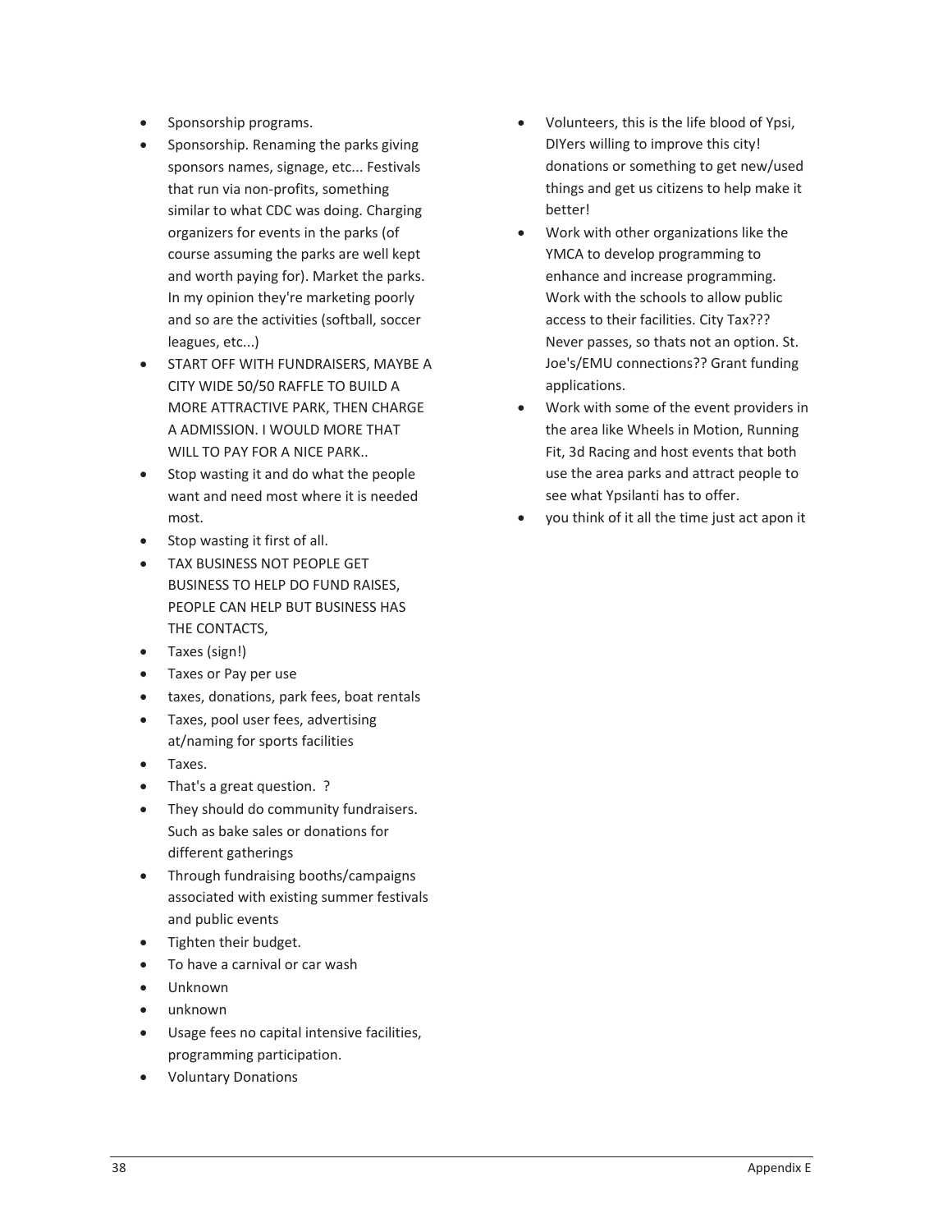- Sponsorship programs.
- Sponsorship. Renaming the parks giving sponsors names, signage, etc... Festivals that run via non-profits, something similar to what CDC was doing. Charging organizers for events in the parks (of course assuming the parks are well kept and worth paying for). Market the parks. In my opinion they're marketing poorly and so are the activities (softball, soccer leagues, etc...)
- START OFF WITH FUNDRAISERS, MAYBE A CITY WIDE 50/50 RAFFLE TO BUILD A MORE ATTRACTIVE PARK, THEN CHARGE A ADMISSION. I WOULD MORE THAT WILL TO PAY FOR A NICE PARK..
- Stop wasting it and do what the people want and need most where it is needed most.
- Stop wasting it first of all.
- TAX BUSINESS NOT PEOPLE GET BUSINESS TO HELP DO FUND RAISES, PEOPLE CAN HELP BUT BUSINESS HAS THE CONTACTS,
- Taxes (sign!)
- Taxes or Pay per use
- taxes, donations, park fees, boat rentals
- Taxes, pool user fees, advertising at/naming for sports facilities
- Taxes.
- That's a great question. ?
- They should do community fundraisers. Such as bake sales or donations for different gatherings
- Through fundraising booths/campaigns associated with existing summer festivals and public events
- Tighten their budget.
- To have a carnival or car wash
- Unknown
- unknown
- Usage fees no capital intensive facilities, programming participation.
- Voluntary Donations
- Volunteers, this is the life blood of Ypsi, DIYers willing to improve this city! donations or something to get new/used things and get us citizens to help make it better!
- Work with other organizations like the YMCA to develop programming to enhance and increase programming. Work with the schools to allow public access to their facilities. City Tax??? Never passes, so thats not an option. St. Joe's/EMU connections?? Grant funding applications.
- Work with some of the event providers in the area like Wheels in Motion, Running Fit, 3d Racing and host events that both use the area parks and attract people to see what Ypsilanti has to offer.
- you think of it all the time just act apon it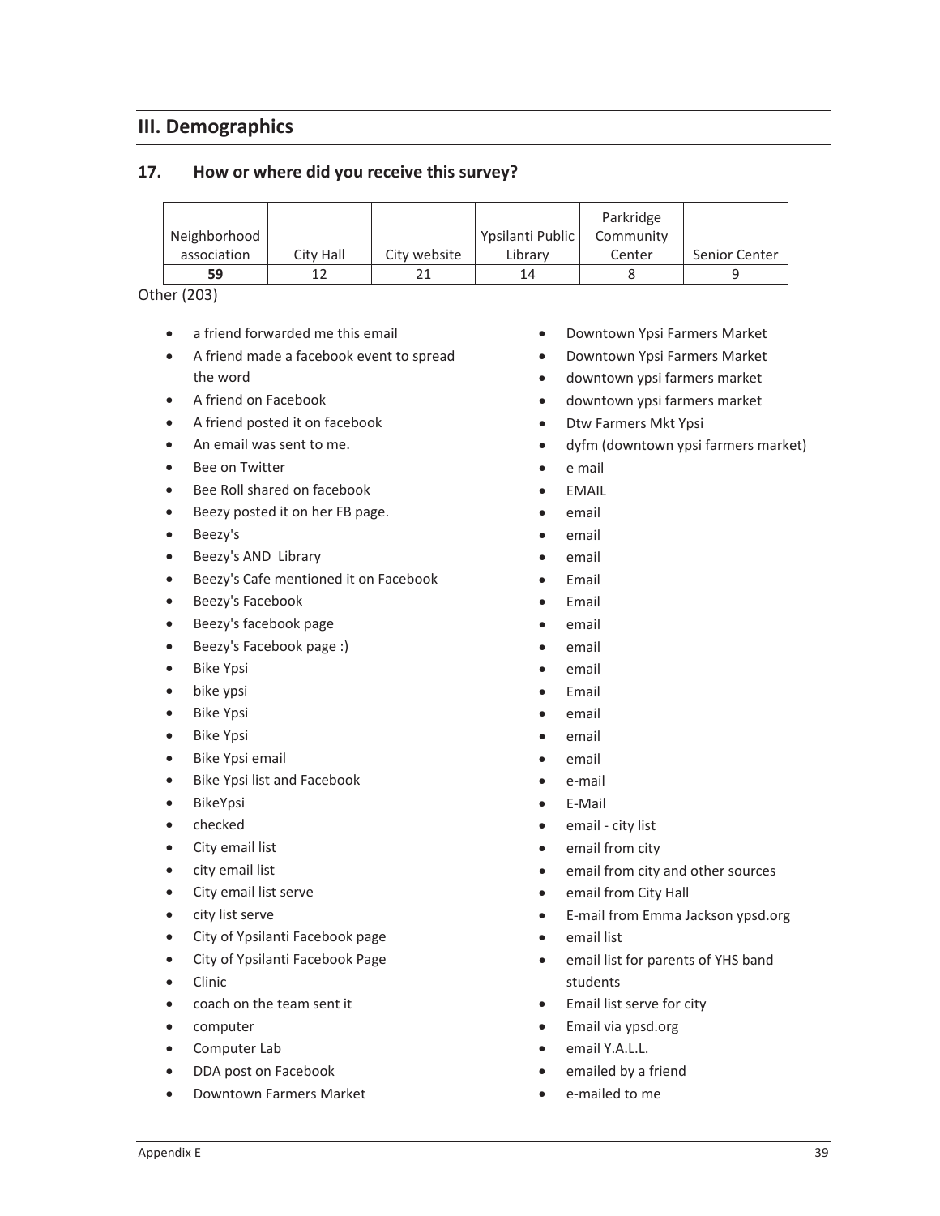## III. Demographics

### 17. How or where did you receive this survey?

| Neighborhood association | City Hall | City website | Ypsilanti Public Library | Parkridge Community Center | Senior Center |
|---|---|---|---|---|---|
| **59** | 12 | 21 | 14 | 8 | 9 |

Other (203)

- a friend forwarded me this email
- A friend made a facebook event to spread the word
- A friend on Facebook
- A friend posted it on facebook
- An email was sent to me.
- Bee on Twitter
- Bee Roll shared on facebook
- Beezy posted it on her FB page.
- Beezy's
- Beezy's AND Library
- Beezy's Cafe mentioned it on Facebook
- Beezy's Facebook
- Beezy's facebook page
- Beezy's Facebook page :)
- Bike Ypsi
- bike ypsi
- Bike Ypsi
- Bike Ypsi
- Bike Ypsi email
- Bike Ypsi list and Facebook
- BikeYpsi
- checked
- City email list
- city email list
- City email list serve
- city list serve
- City of Ypsilanti Facebook page
- City of Ypsilanti Facebook Page
- Clinic
- coach on the team sent it
- computer
- Computer Lab
- DDA post on Facebook
- Downtown Farmers Market
- Downtown Ypsi Farmers Market
- Downtown Ypsi Farmers Market
- downtown ypsi farmers market
- downtown ypsi farmers market
- Dtw Farmers Mkt Ypsi
- dyfm (downtown ypsi farmers market)
- e mail
- EMAIL
- email
- email
- email
- Email
- Email
- email
- email
- email
- Email
- email
- email
- email
- e-mail
- E-Mail
- email - city list
- email from city
- email from city and other sources
- email from City Hall
- E-mail from Emma Jackson ypsd.org
- email list
- email list for parents of YHS band students
- Email list serve for city
- Email via ypsd.org
- email Y.A.L.L.
- emailed by a friend
- e-mailed to me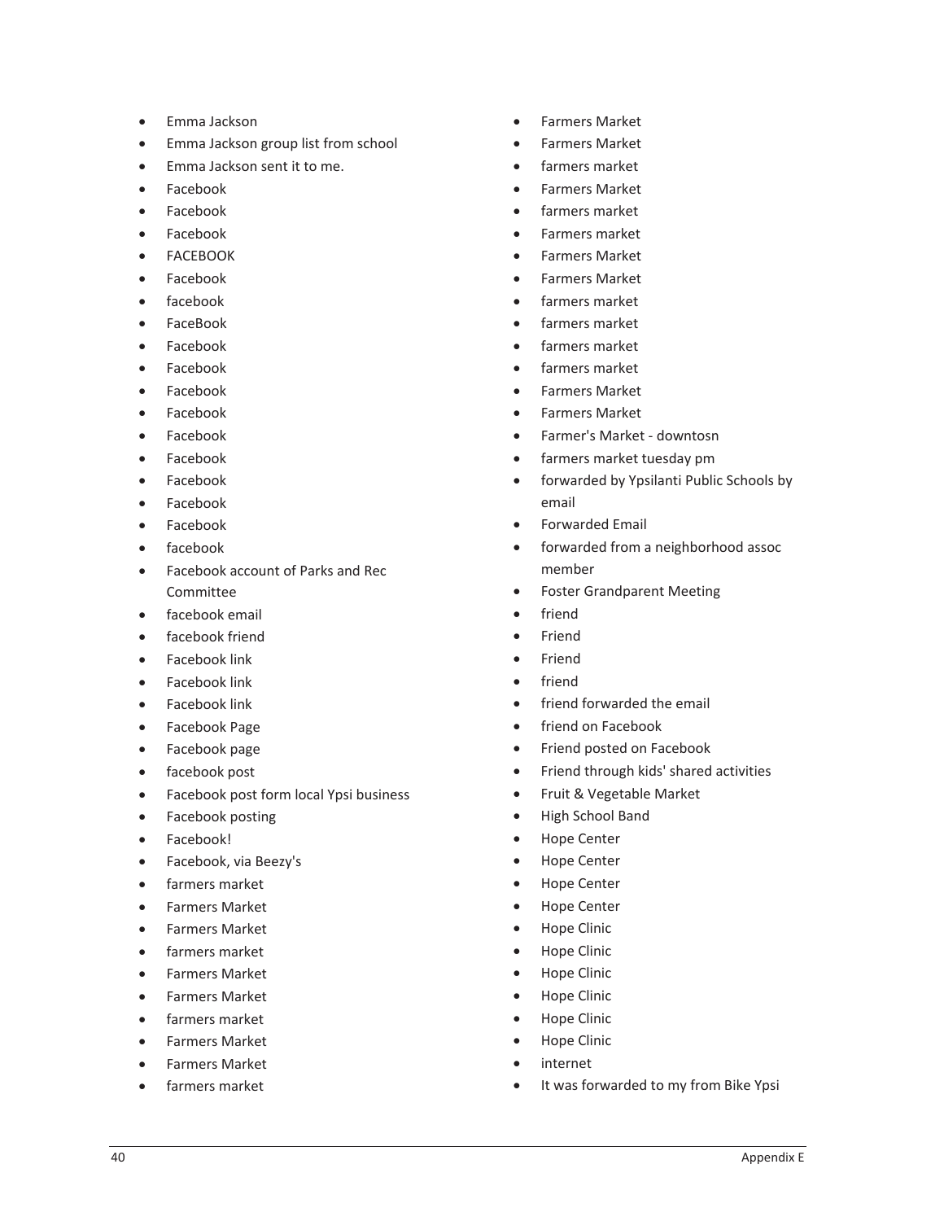- Emma Jackson
- Emma Jackson group list from school
- Emma Jackson sent it to me.
- Facebook
- Facebook
- Facebook
- FACEBOOK
- Facebook
- facebook
- FaceBook
- Facebook
- Facebook
- Facebook
- Facebook
- Facebook
- Facebook
- Facebook
- Facebook
- Facebook
- facebook
- Facebook account of Parks and Rec Committee
- facebook email
- facebook friend
- Facebook link
- Facebook link
- Facebook link
- Facebook Page
- Facebook page
- facebook post
- Facebook post form local Ypsi business
- Facebook posting
- Facebook!
- Facebook, via Beezy's
- farmers market
- Farmers Market
- Farmers Market
- farmers market
- Farmers Market
- Farmers Market
- farmers market
- Farmers Market
- Farmers Market
- farmers market
- Farmers Market
- Farmers Market
- farmers market
- Farmers Market
- farmers market
- Farmers market
- Farmers Market
- Farmers Market
- farmers market
- farmers market
- farmers market
- farmers market
- Farmers Market
- Farmers Market
- Farmer's Market - downtosn
- farmers market tuesday pm
- forwarded by Ypsilanti Public Schools by email
- Forwarded Email
- forwarded from a neighborhood assoc member
- Foster Grandparent Meeting
- friend
- Friend
- Friend
- friend
- friend forwarded the email
- friend on Facebook
- Friend posted on Facebook
- Friend through kids' shared activities
- Fruit & Vegetable Market
- High School Band
- Hope Center
- Hope Center
- Hope Center
- Hope Center
- Hope Clinic
- Hope Clinic
- Hope Clinic
- Hope Clinic
- Hope Clinic
- Hope Clinic
- internet
- It was forwarded to my from Bike Ypsi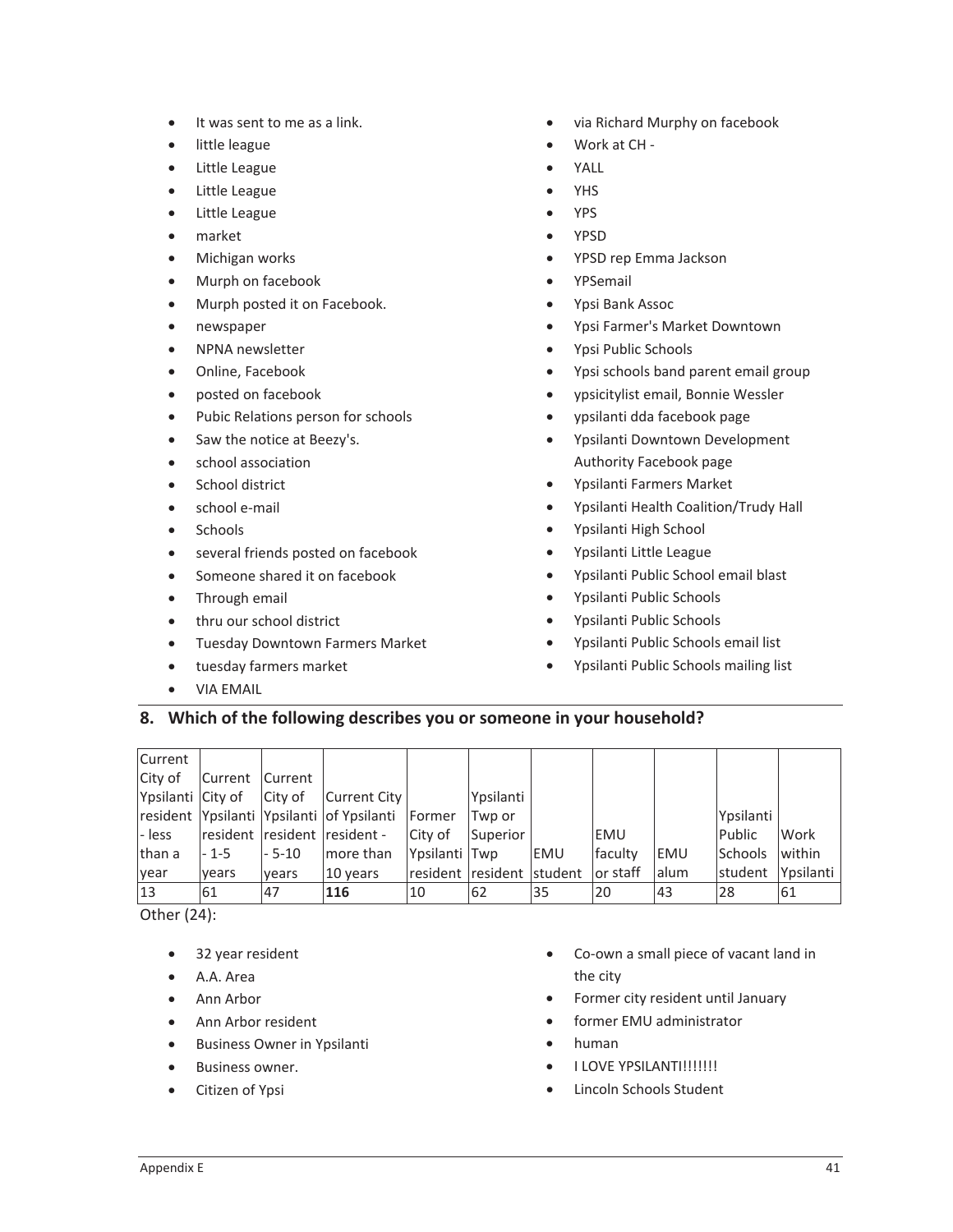- It was sent to me as a link.
- little league
- Little League
- Little League
- Little League
- market
- Michigan works
- Murph on facebook
- Murph posted it on Facebook.
- newspaper
- NPNA newsletter
- Online, Facebook
- posted on facebook
- Pubic Relations person for schools
- Saw the notice at Beezy's.
- school association
- School district
- school e-mail
- Schools
- several friends posted on facebook
- Someone shared it on facebook
- Through email
- thru our school district
- Tuesday Downtown Farmers Market
- tuesday farmers market
- VIA EMAIL
- via Richard Murphy on facebook
- Work at CH -
- YALL
- YHS
- YPS
- YPSD
- YPSD rep Emma Jackson
- YPSemail
- Ypsi Bank Assoc
- Ypsi Farmer's Market Downtown
- Ypsi Public Schools
- Ypsi schools band parent email group
- ypsicitylist email, Bonnie Wessler
- ypsilanti dda facebook page
- Ypsilanti Downtown Development Authority Facebook page
- Ypsilanti Farmers Market
- Ypsilanti Health Coalition/Trudy Hall
- Ypsilanti High School
- Ypsilanti Little League
- Ypsilanti Public School email blast
- Ypsilanti Public Schools
- Ypsilanti Public Schools
- Ypsilanti Public Schools email list
- Ypsilanti Public Schools mailing list

## 8. Which of the following describes you or someone in your household?

| Current City of Ypsilanti resident - less than a year | Current City of Ypsilanti resident - 1-5 years | Current City of Ypsilanti resident - 5-10 years | Current City of Ypsilanti resident - more than 10 years | Former City of Ypsilanti resident | Ypsilanti Twp or Superior Twp resident | EMU student | EMU faculty or staff | EMU alum | Ypsilanti Public Schools student | Work within Ypsilanti |
|---|---|---|---|---|---|---|---|---|---|---|
| 13 | 61 | 47 | **116** | 10 | 62 | 35 | 20 | 43 | 28 | 61 |

Other (24):

- 32 year resident
- A.A. Area
- Ann Arbor
- Ann Arbor resident
- Business Owner in Ypsilanti
- Business owner.
- Citizen of Ypsi
- Co-own a small piece of vacant land in the city
- Former city resident until January
- former EMU administrator
- human
- I LOVE YPSILANTI!!!!!!!
- Lincoln Schools Student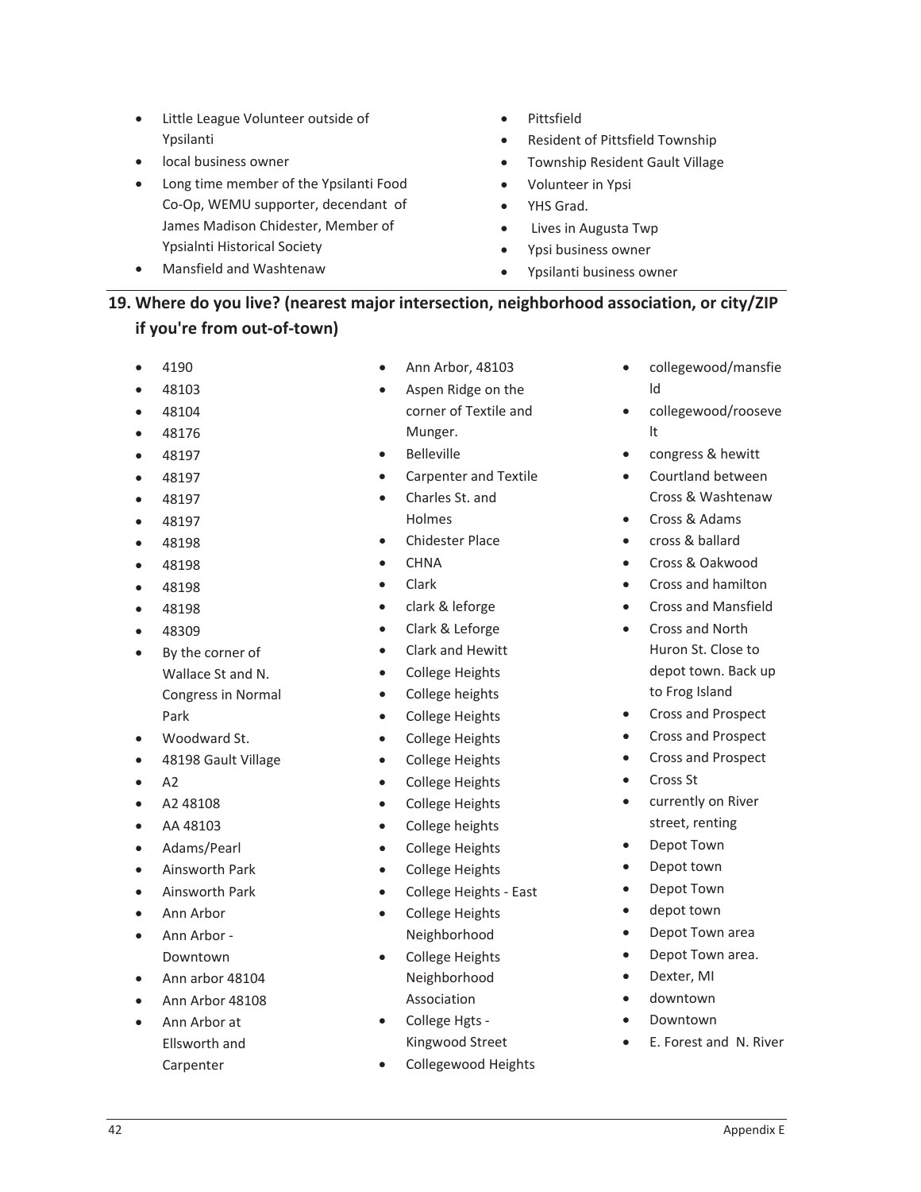- Little League Volunteer outside of Ypsilanti
- local business owner
- Long time member of the Ypsilanti Food Co-Op, WEMU supporter, decendant of James Madison Chidester, Member of Ypsialnti Historical Society
- Mansfield and Washtenaw
- Pittsfield
- Resident of Pittsfield Township
- Township Resident Gault Village
- Volunteer in Ypsi
- YHS Grad.
- Lives in Augusta Twp
- Ypsi business owner
- Ypsilanti business owner

## 19. Where do you live? (nearest major intersection, neighborhood association, or city/ZIP if you're from out-of-town)

- 4190
- 48103
- 48104
- 48176
- 48197
- 48197
- 48197
- 48197
- 48198
- 48198
- 48198
- 48198
- 48309
- By the corner of Wallace St and N. Congress in Normal Park
- Woodward St.
- 48198 Gault Village
- A2
- A2 48108
- AA 48103
- Adams/Pearl
- Ainsworth Park
- Ainsworth Park
- Ann Arbor
- Ann Arbor - Downtown
- Ann arbor 48104
- Ann Arbor 48108
- Ann Arbor at Ellsworth and Carpenter
- Ann Arbor, 48103
- Aspen Ridge on the corner of Textile and Munger.
- Belleville
- Carpenter and Textile
- Charles St. and Holmes
- Chidester Place
- CHNA
- Clark
- clark & leforge
- Clark & Leforge
- Clark and Hewitt
- College Heights
- College heights
- College Heights
- College Heights
- College Heights
- College Heights
- College Heights
- College heights
- College Heights
- College Heights
- College Heights - East
- College Heights Neighborhood
- College Heights Neighborhood Association
- College Hgts - Kingwood Street
- Collegewood Heights
- collegewood/mansfield
- collegewood/roosevelt
- congress & hewitt
- Courtland between Cross & Washtenaw
- Cross & Adams
- cross & ballard
- Cross & Oakwood
- Cross and hamilton
- Cross and Mansfield
- Cross and North Huron St. Close to depot town. Back up to Frog Island
- Cross and Prospect
- Cross and Prospect
- Cross and Prospect
- Cross St
- currently on River street, renting
- Depot Town
- Depot town
- Depot Town
- depot town
- Depot Town area
- Depot Town area.
- Dexter, MI
- downtown
- Downtown
- E. Forest and N. River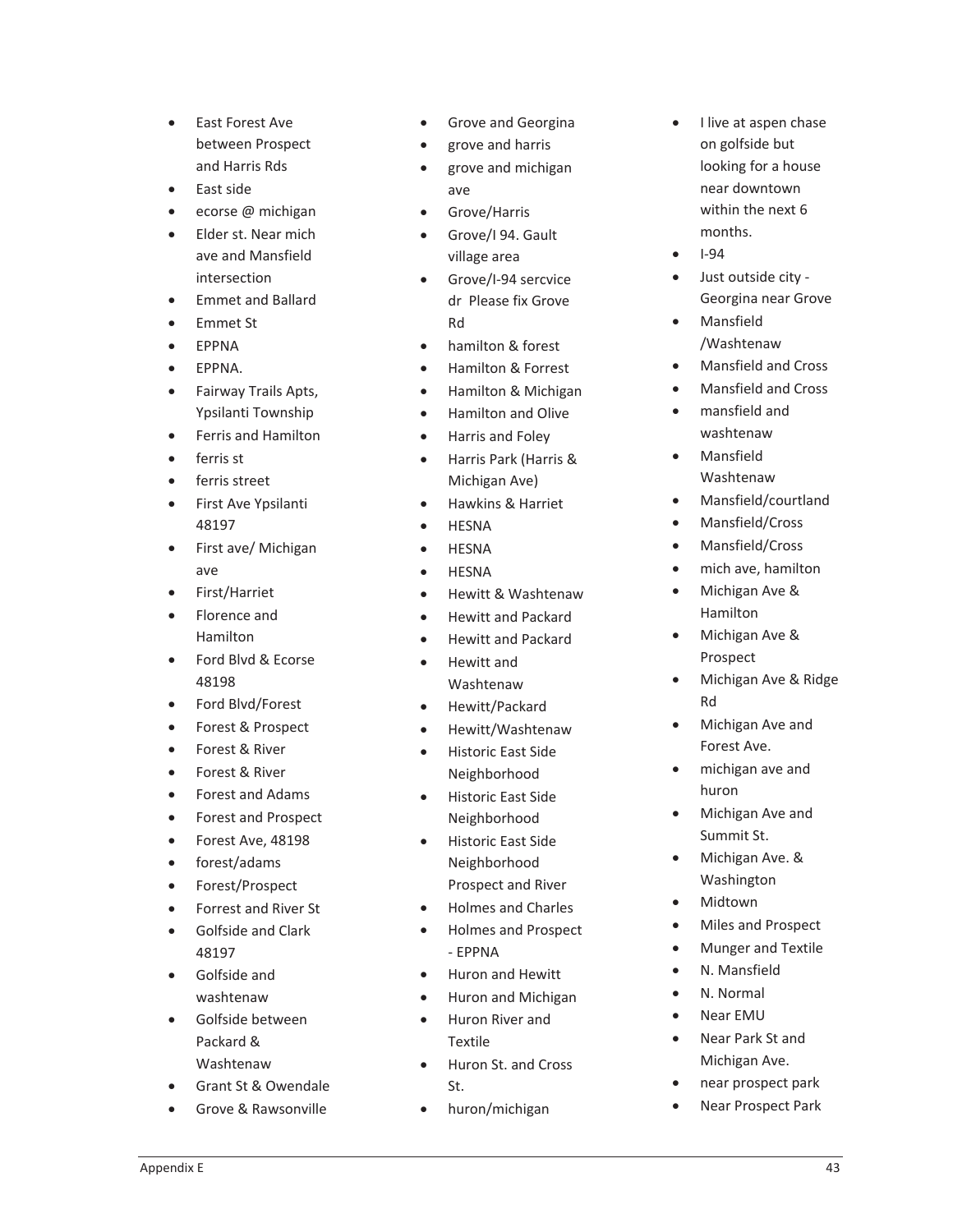- East Forest Ave between Prospect and Harris Rds
- East side
- ecorse @ michigan
- Elder st. Near mich ave and Mansfield intersection
- Emmet and Ballard
- Emmet St
- EPPNA
- EPPNA.
- Fairway Trails Apts, Ypsilanti Township
- Ferris and Hamilton
- ferris st
- ferris street
- First Ave Ypsilanti 48197
- First ave/ Michigan ave
- First/Harriet
- Florence and Hamilton
- Ford Blvd & Ecorse 48198
- Ford Blvd/Forest
- Forest & Prospect
- Forest & River
- Forest & River
- Forest and Adams
- Forest and Prospect
- Forest Ave, 48198
- forest/adams
- Forest/Prospect
- Forrest and River St
- Golfside and Clark 48197
- Golfside and washtenaw
- Golfside between Packard & Washtenaw
- Grant St & Owendale
- Grove & Rawsonville
- Grove and Georgina
- grove and harris
- grove and michigan ave
- Grove/Harris
- Grove/I 94. Gault village area
- Grove/I-94 sercvice dr Please fix Grove Rd
- hamilton & forest
- Hamilton & Forrest
- Hamilton & Michigan
- Hamilton and Olive
- Harris and Foley
- Harris Park (Harris & Michigan Ave)
- Hawkins & Harriet
- HESNA
- HESNA
- HESNA
- Hewitt & Washtenaw
- Hewitt and Packard
- Hewitt and Packard
- Hewitt and Washtenaw
- Hewitt/Packard
- Hewitt/Washtenaw
- Historic East Side Neighborhood
- Historic East Side Neighborhood
- Historic East Side Neighborhood Prospect and River
- Holmes and Charles
- Holmes and Prospect - EPPNA
- Huron and Hewitt
- Huron and Michigan
- Huron River and Textile
- Huron St. and Cross St.
- huron/michigan
- I live at aspen chase on golfside but looking for a house near downtown within the next 6 months.
- I-94
- Just outside city - Georgina near Grove
- Mansfield /Washtenaw
- Mansfield and Cross
- Mansfield and Cross
- mansfield and washtenaw
- Mansfield Washtenaw
- Mansfield/courtland
- Mansfield/Cross
- Mansfield/Cross
- mich ave, hamilton
- Michigan Ave & Hamilton
- Michigan Ave & Prospect
- Michigan Ave & Ridge Rd
- Michigan Ave and Forest Ave.
- michigan ave and huron
- Michigan Ave and Summit St.
- Michigan Ave. & Washington
- Midtown
- Miles and Prospect
- Munger and Textile
- N. Mansfield
- N. Normal
- Near EMU
- Near Park St and Michigan Ave.
- near prospect park
- Near Prospect Park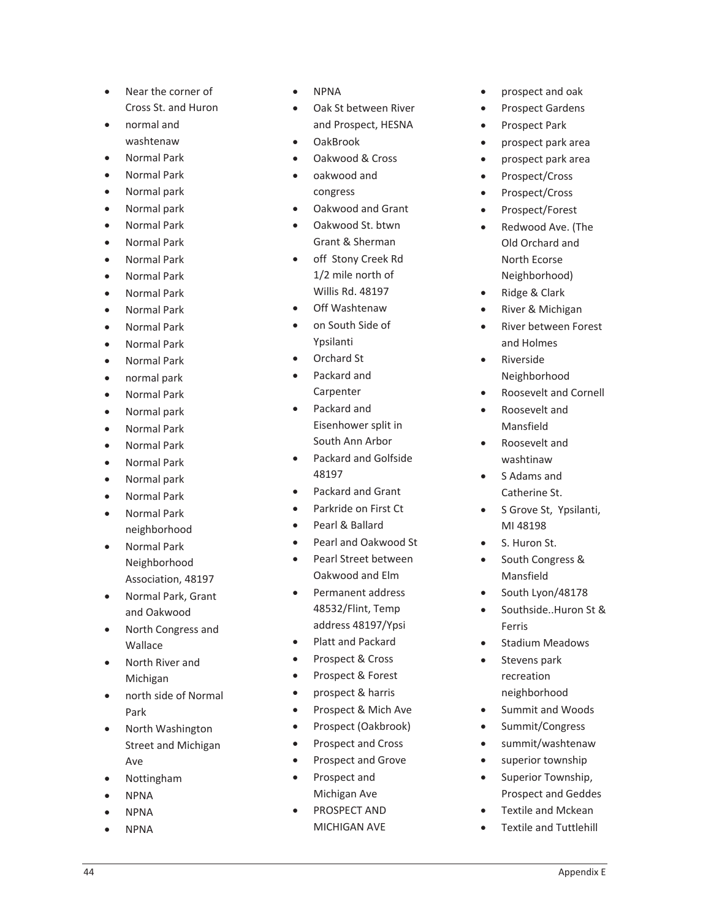- Near the corner of Cross St. and Huron
- normal and washtenaw
- Normal Park
- Normal Park
- Normal park
- Normal park
- Normal Park
- Normal Park
- Normal Park
- Normal Park
- Normal Park
- Normal Park
- Normal Park
- Normal Park
- Normal Park
- normal park
- Normal Park
- Normal park
- Normal Park
- Normal Park
- Normal Park
- Normal park
- Normal Park
- Normal Park neighborhood
- Normal Park Neighborhood Association, 48197
- Normal Park, Grant and Oakwood
- North Congress and Wallace
- North River and Michigan
- north side of Normal Park
- North Washington Street and Michigan Ave
- Nottingham
- NPNA
- NPNA
- NPNA
- NPNA
- Oak St between River and Prospect, HESNA
- OakBrook
- Oakwood & Cross
- oakwood and congress
- Oakwood and Grant
- Oakwood St. btwn Grant & Sherman
- off Stony Creek Rd 1/2 mile north of Willis Rd. 48197
- Off Washtenaw
- on South Side of Ypsilanti
- Orchard St
- Packard and Carpenter
- Packard and Eisenhower split in South Ann Arbor
- Packard and Golfside 48197
- Packard and Grant
- Parkride on First Ct
- Pearl & Ballard
- Pearl and Oakwood St
- Pearl Street between Oakwood and Elm
- Permanent address 48532/Flint, Temp address 48197/Ypsi
- Platt and Packard
- Prospect & Cross
- Prospect & Forest
- prospect & harris
- Prospect & Mich Ave
- Prospect (Oakbrook)
- Prospect and Cross
- Prospect and Grove
- Prospect and Michigan Ave
- PROSPECT AND MICHIGAN AVE
- prospect and oak
- Prospect Gardens
- Prospect Park
- prospect park area
- prospect park area
- Prospect/Cross
- Prospect/Cross
- Prospect/Forest
- Redwood Ave. (The Old Orchard and North Ecorse Neighborhood)
- Ridge & Clark
- River & Michigan
- River between Forest and Holmes
- Riverside Neighborhood
- Roosevelt and Cornell
- Roosevelt and Mansfield
- Roosevelt and washtinaw
- S Adams and Catherine St.
- S Grove St, Ypsilanti, MI 48198
- S. Huron St.
- South Congress & Mansfield
- South Lyon/48178
- Southside..Huron St & Ferris
- Stadium Meadows
- Stevens park recreation neighborhood
- Summit and Woods
- Summit/Congress
- summit/washtenaw
- superior township
- Superior Township, Prospect and Geddes
- Textile and Mckean
- Textile and Tuttlehill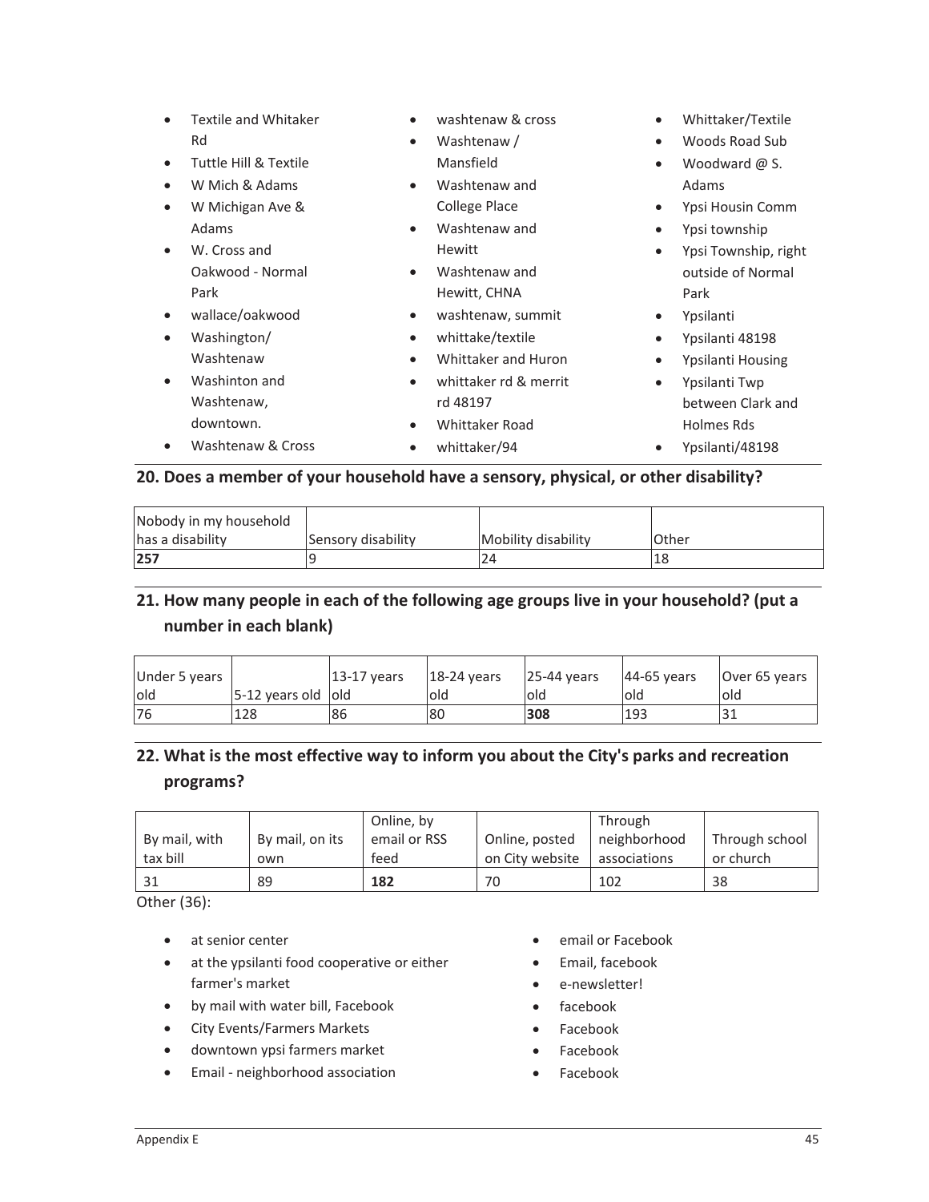- Textile and Whitaker Rd
- Tuttle Hill & Textile
- W Mich & Adams
- W Michigan Ave & Adams
- W. Cross and Oakwood - Normal Park
- wallace/oakwood
- Washington/ Washtenaw
- Washinton and Washtenaw, downtown.
- Washtenaw & Cross
- washtenaw & cross
- Washtenaw / Mansfield
- Washtenaw and College Place
- Washtenaw and Hewitt
- Washtenaw and Hewitt, CHNA
- washtenaw, summit
- whittake/textile
- Whittaker and Huron
- whittaker rd & merrit rd 48197
- Whittaker Road
- whittaker/94
- Whittaker/Textile
- Woods Road Sub
- Woodward @ S. Adams
- Ypsi Housin Comm
- Ypsi township
- Ypsi Township, right outside of Normal Park
- Ypsilanti
- Ypsilanti 48198
- Ypsilanti Housing
- Ypsilanti Twp between Clark and Holmes Rds
- Ypsilanti/48198

## 20. Does a member of your household have a sensory, physical, or other disability?

| Nobody in my household has a disability | Sensory disability | Mobility disability | Other |
|---|---|---|---|
| **257** | 9 | 24 | 18 |

## 21. How many people in each of the following age groups live in your household? (put a number in each blank)

| Under 5 years old | 5-12 years old | 13-17 years old | 18-24 years old | 25-44 years old | 44-65 years old | Over 65 years old |
|---|---|---|---|---|---|---|
| 76 | 128 | 86 | 80 | **308** | 193 | 31 |

## 22. What is the most effective way to inform you about the City's parks and recreation programs?

| By mail, with tax bill | By mail, on its own | Online, by email or RSS feed | Online, posted on City website | Through neighborhood associations | Through school or church |
|---|---|---|---|---|---|
| 31 | 89 | **182** | 70 | 102 | 38 |

Other (36):

- at senior center
- at the ypsilanti food cooperative or either farmer's market
- by mail with water bill, Facebook
- City Events/Farmers Markets
- downtown ypsi farmers market
- Email - neighborhood association
- email or Facebook
- Email, facebook
- e-newsletter!
- facebook
- Facebook
- Facebook
- Facebook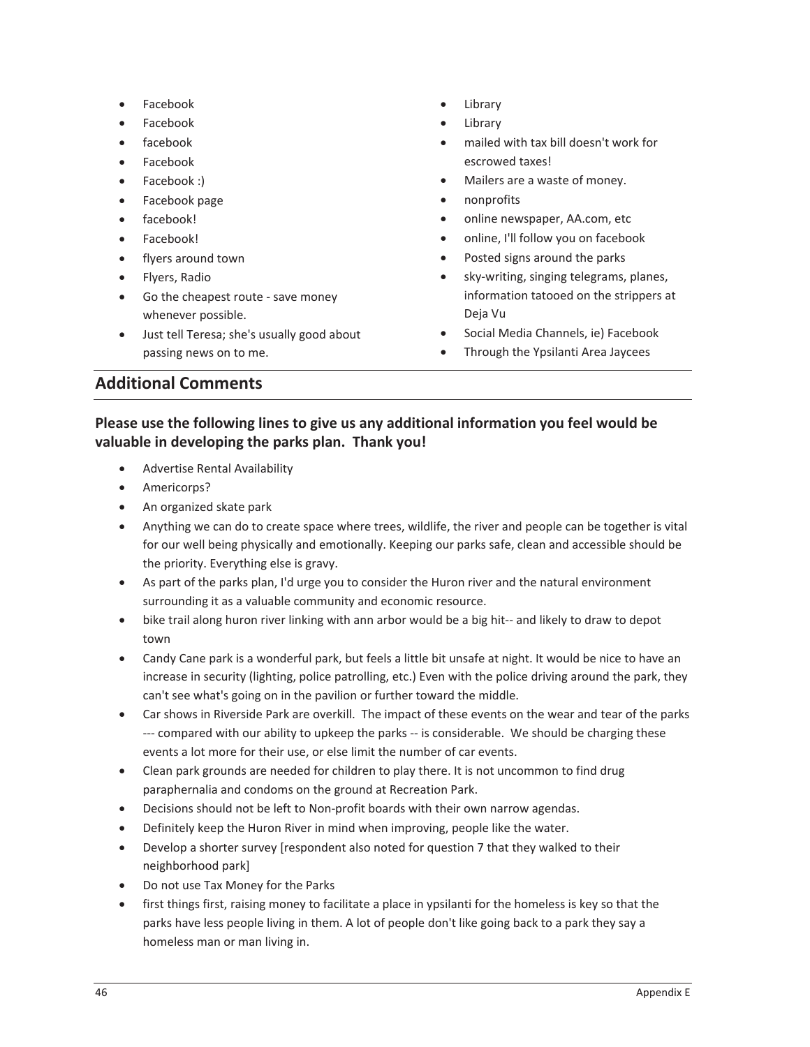- Facebook
- Facebook
- facebook
- Facebook
- Facebook :)
- Facebook page
- facebook!
- Facebook!
- flyers around town
- Flyers, Radio
- Go the cheapest route - save money whenever possible.
- Just tell Teresa; she's usually good about passing news on to me.
- Library
- Library
- mailed with tax bill doesn't work for escrowed taxes!
- Mailers are a waste of money.
- nonprofits
- online newspaper, AA.com, etc
- online, I'll follow you on facebook
- Posted signs around the parks
- sky-writing, singing telegrams, planes, information tatooed on the strippers at Deja Vu
- Social Media Channels, ie) Facebook
- Through the Ypsilanti Area Jaycees

## Additional Comments

### Please use the following lines to give us any additional information you feel would be valuable in developing the parks plan. Thank you!

- Advertise Rental Availability
- Americorps?
- An organized skate park
- Anything we can do to create space where trees, wildlife, the river and people can be together is vital for our well being physically and emotionally. Keeping our parks safe, clean and accessible should be the priority. Everything else is gravy.
- As part of the parks plan, I'd urge you to consider the Huron river and the natural environment surrounding it as a valuable community and economic resource.
- bike trail along huron river linking with ann arbor would be a big hit-- and likely to draw to depot town
- Candy Cane park is a wonderful park, but feels a little bit unsafe at night. It would be nice to have an increase in security (lighting, police patrolling, etc.) Even with the police driving around the park, they can't see what's going on in the pavilion or further toward the middle.
- Car shows in Riverside Park are overkill. The impact of these events on the wear and tear of the parks --- compared with our ability to upkeep the parks -- is considerable. We should be charging these events a lot more for their use, or else limit the number of car events.
- Clean park grounds are needed for children to play there. It is not uncommon to find drug paraphernalia and condoms on the ground at Recreation Park.
- Decisions should not be left to Non-profit boards with their own narrow agendas.
- Definitely keep the Huron River in mind when improving, people like the water.
- Develop a shorter survey [respondent also noted for question 7 that they walked to their neighborhood park]
- Do not use Tax Money for the Parks
- first things first, raising money to facilitate a place in ypsilanti for the homeless is key so that the parks have less people living in them. A lot of people don't like going back to a park they say a homeless man or man living in.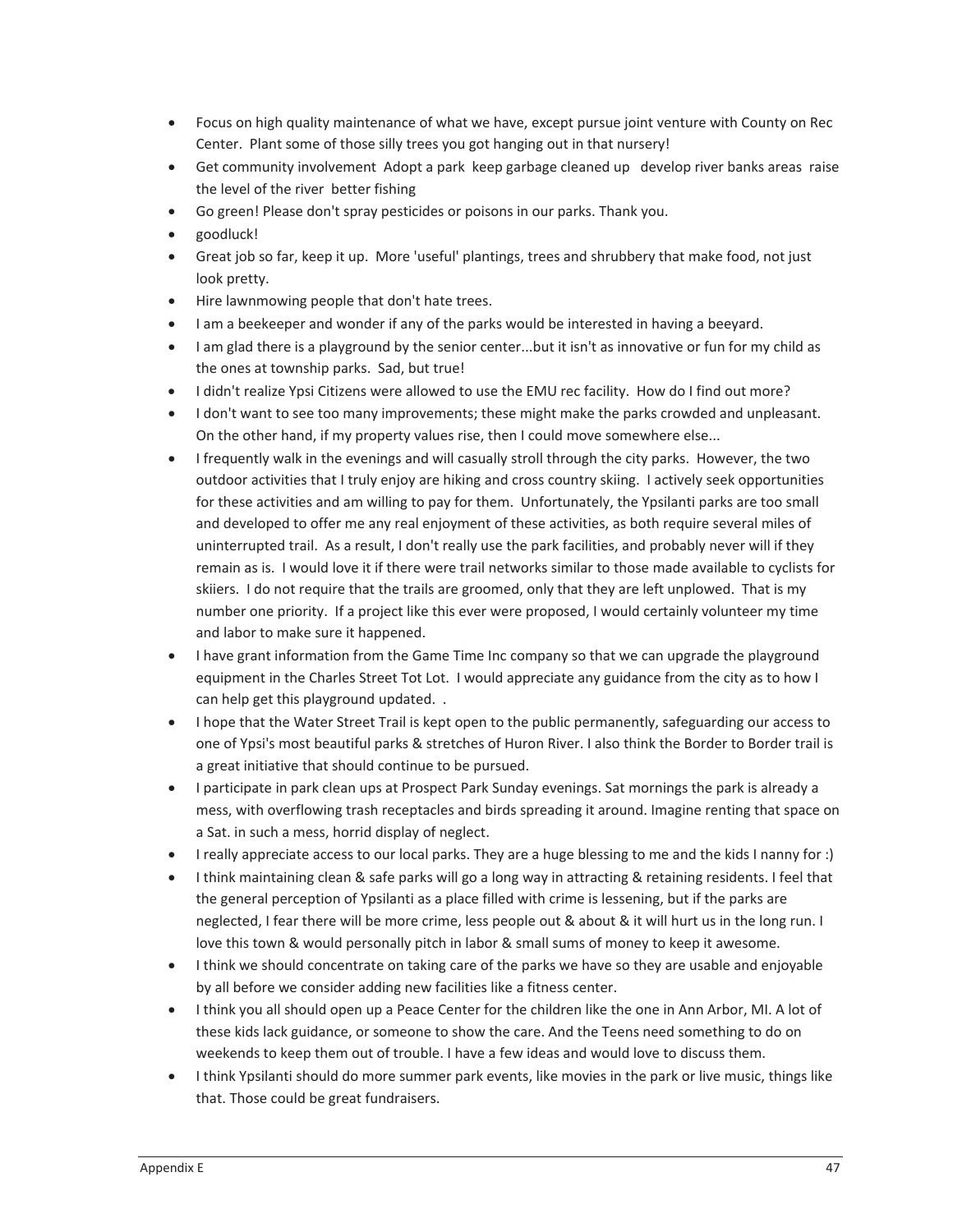- Focus on high quality maintenance of what we have, except pursue joint venture with County on Rec Center. Plant some of those silly trees you got hanging out in that nursery!
- Get community involvement Adopt a park keep garbage cleaned up develop river banks areas raise the level of the river better fishing
- Go green! Please don't spray pesticides or poisons in our parks. Thank you.
- goodluck!
- Great job so far, keep it up. More 'useful' plantings, trees and shrubbery that make food, not just look pretty.
- Hire lawnmowing people that don't hate trees.
- I am a beekeeper and wonder if any of the parks would be interested in having a beeyard.
- I am glad there is a playground by the senior center...but it isn't as innovative or fun for my child as the ones at township parks. Sad, but true!
- I didn't realize Ypsi Citizens were allowed to use the EMU rec facility. How do I find out more?
- I don't want to see too many improvements; these might make the parks crowded and unpleasant. On the other hand, if my property values rise, then I could move somewhere else...
- I frequently walk in the evenings and will casually stroll through the city parks. However, the two outdoor activities that I truly enjoy are hiking and cross country skiing. I actively seek opportunities for these activities and am willing to pay for them. Unfortunately, the Ypsilanti parks are too small and developed to offer me any real enjoyment of these activities, as both require several miles of uninterrupted trail. As a result, I don't really use the park facilities, and probably never will if they remain as is. I would love it if there were trail networks similar to those made available to cyclists for skiiers. I do not require that the trails are groomed, only that they are left unplowed. That is my number one priority. If a project like this ever were proposed, I would certainly volunteer my time and labor to make sure it happened.
- I have grant information from the Game Time Inc company so that we can upgrade the playground equipment in the Charles Street Tot Lot. I would appreciate any guidance from the city as to how I can help get this playground updated. .
- I hope that the Water Street Trail is kept open to the public permanently, safeguarding our access to one of Ypsi's most beautiful parks & stretches of Huron River. I also think the Border to Border trail is a great initiative that should continue to be pursued.
- I participate in park clean ups at Prospect Park Sunday evenings. Sat mornings the park is already a mess, with overflowing trash receptacles and birds spreading it around. Imagine renting that space on a Sat. in such a mess, horrid display of neglect.
- I really appreciate access to our local parks. They are a huge blessing to me and the kids I nanny for :)
- I think maintaining clean & safe parks will go a long way in attracting & retaining residents. I feel that the general perception of Ypsilanti as a place filled with crime is lessening, but if the parks are neglected, I fear there will be more crime, less people out & about & it will hurt us in the long run. I love this town & would personally pitch in labor & small sums of money to keep it awesome.
- I think we should concentrate on taking care of the parks we have so they are usable and enjoyable by all before we consider adding new facilities like a fitness center.
- I think you all should open up a Peace Center for the children like the one in Ann Arbor, MI. A lot of these kids lack guidance, or someone to show the care. And the Teens need something to do on weekends to keep them out of trouble. I have a few ideas and would love to discuss them.
- I think Ypsilanti should do more summer park events, like movies in the park or live music, things like that. Those could be great fundraisers.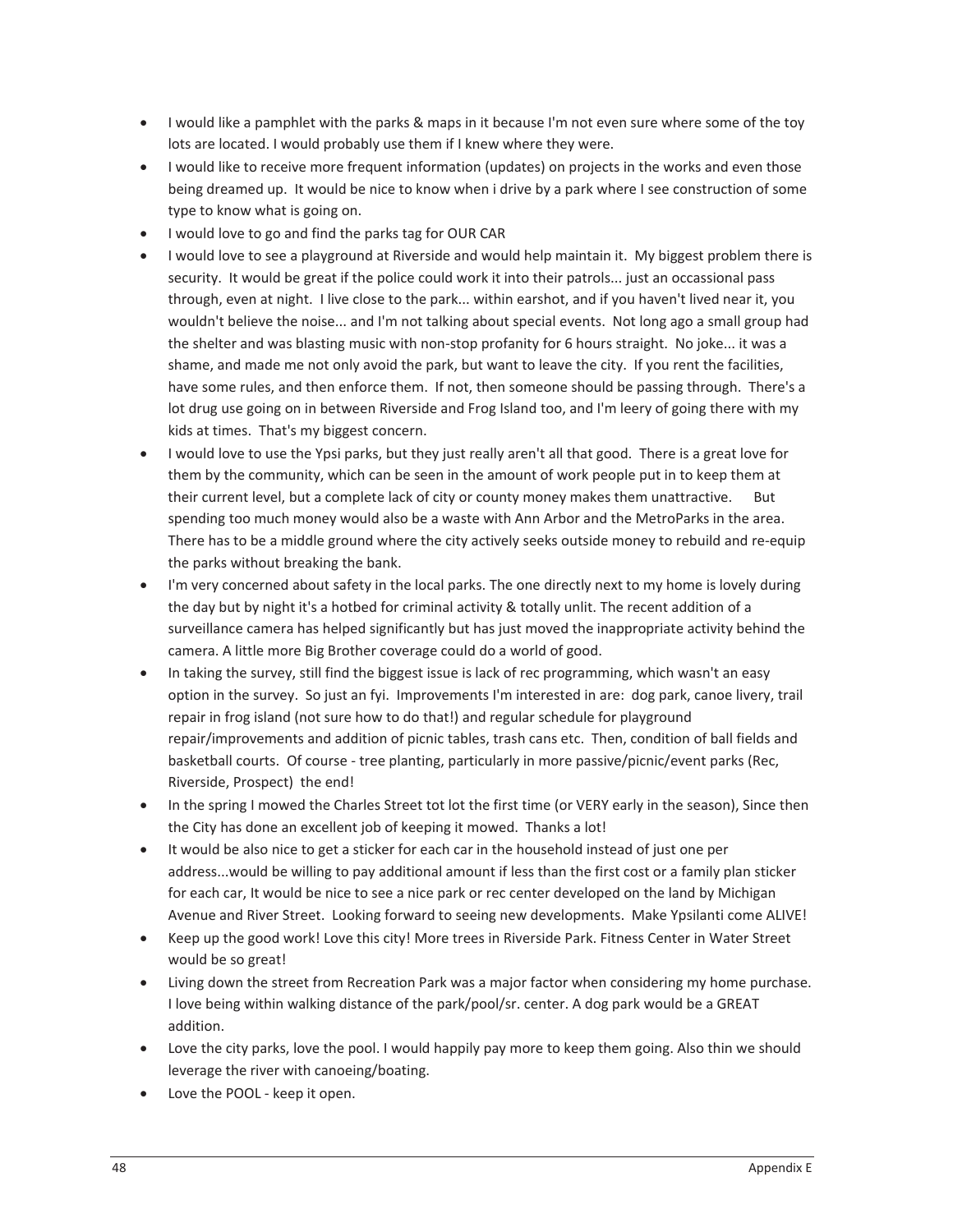- I would like a pamphlet with the parks & maps in it because I'm not even sure where some of the toy lots are located. I would probably use them if I knew where they were.
- I would like to receive more frequent information (updates) on projects in the works and even those being dreamed up. It would be nice to know when i drive by a park where I see construction of some type to know what is going on.
- I would love to go and find the parks tag for OUR CAR
- I would love to see a playground at Riverside and would help maintain it. My biggest problem there is security. It would be great if the police could work it into their patrols... just an occassional pass through, even at night. I live close to the park... within earshot, and if you haven't lived near it, you wouldn't believe the noise... and I'm not talking about special events. Not long ago a small group had the shelter and was blasting music with non-stop profanity for 6 hours straight. No joke... it was a shame, and made me not only avoid the park, but want to leave the city. If you rent the facilities, have some rules, and then enforce them. If not, then someone should be passing through. There's a lot drug use going on in between Riverside and Frog Island too, and I'm leery of going there with my kids at times. That's my biggest concern.
- I would love to use the Ypsi parks, but they just really aren't all that good. There is a great love for them by the community, which can be seen in the amount of work people put in to keep them at their current level, but a complete lack of city or county money makes them unattractive. But spending too much money would also be a waste with Ann Arbor and the MetroParks in the area. There has to be a middle ground where the city actively seeks outside money to rebuild and re-equip the parks without breaking the bank.
- I'm very concerned about safety in the local parks. The one directly next to my home is lovely during the day but by night it's a hotbed for criminal activity & totally unlit. The recent addition of a surveillance camera has helped significantly but has just moved the inappropriate activity behind the camera. A little more Big Brother coverage could do a world of good.
- In taking the survey, still find the biggest issue is lack of rec programming, which wasn't an easy option in the survey. So just an fyi. Improvements I'm interested in are: dog park, canoe livery, trail repair in frog island (not sure how to do that!) and regular schedule for playground repair/improvements and addition of picnic tables, trash cans etc. Then, condition of ball fields and basketball courts. Of course - tree planting, particularly in more passive/picnic/event parks (Rec, Riverside, Prospect) the end!
- In the spring I mowed the Charles Street tot lot the first time (or VERY early in the season), Since then the City has done an excellent job of keeping it mowed. Thanks a lot!
- It would be also nice to get a sticker for each car in the household instead of just one per address...would be willing to pay additional amount if less than the first cost or a family plan sticker for each car, It would be nice to see a nice park or rec center developed on the land by Michigan Avenue and River Street. Looking forward to seeing new developments. Make Ypsilanti come ALIVE!
- Keep up the good work! Love this city! More trees in Riverside Park. Fitness Center in Water Street would be so great!
- Living down the street from Recreation Park was a major factor when considering my home purchase. I love being within walking distance of the park/pool/sr. center. A dog park would be a GREAT addition.
- Love the city parks, love the pool. I would happily pay more to keep them going. Also thin we should leverage the river with canoeing/boating.
- Love the POOL - keep it open.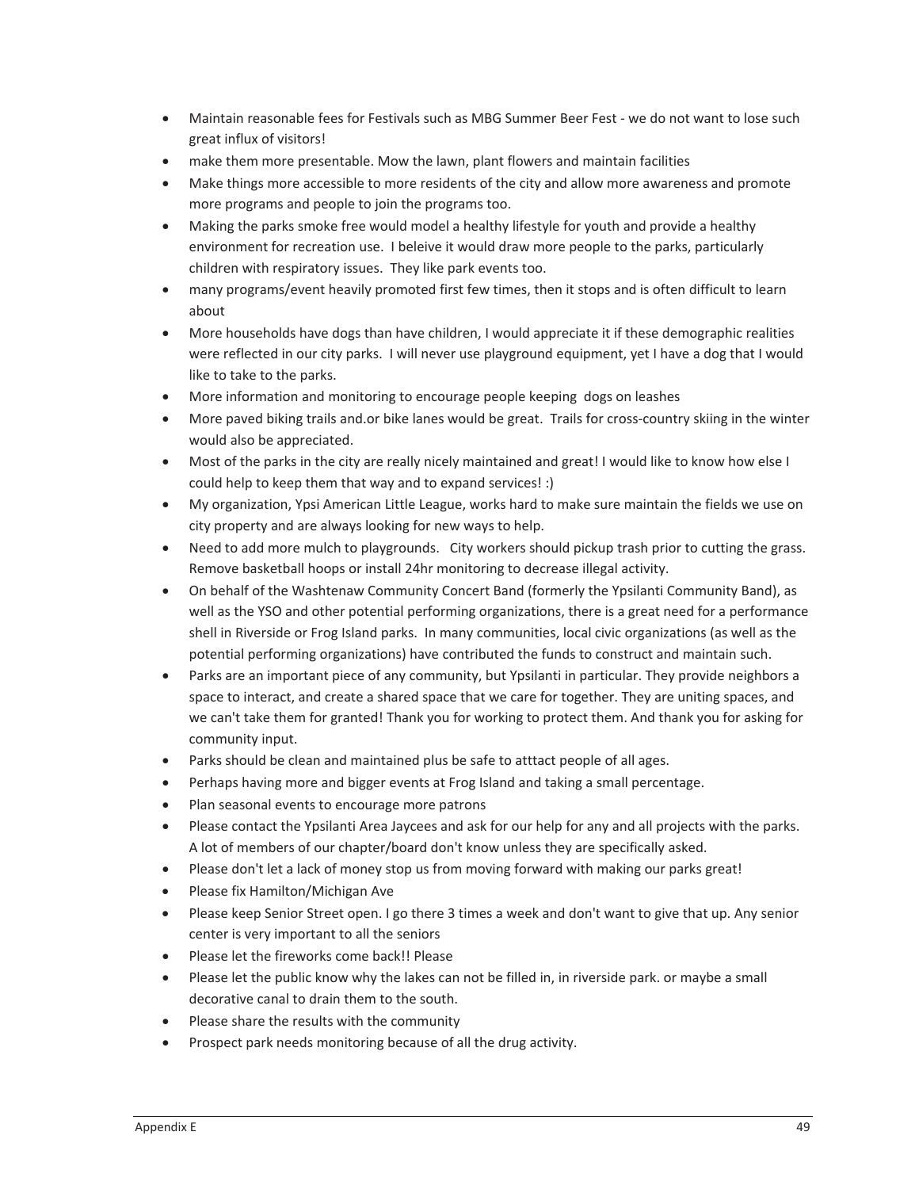- Maintain reasonable fees for Festivals such as MBG Summer Beer Fest - we do not want to lose such great influx of visitors!
- make them more presentable. Mow the lawn, plant flowers and maintain facilities
- Make things more accessible to more residents of the city and allow more awareness and promote more programs and people to join the programs too.
- Making the parks smoke free would model a healthy lifestyle for youth and provide a healthy environment for recreation use. I beleive it would draw more people to the parks, particularly children with respiratory issues. They like park events too.
- many programs/event heavily promoted first few times, then it stops and is often difficult to learn about
- More households have dogs than have children, I would appreciate it if these demographic realities were reflected in our city parks. I will never use playground equipment, yet I have a dog that I would like to take to the parks.
- More information and monitoring to encourage people keeping dogs on leashes
- More paved biking trails and.or bike lanes would be great. Trails for cross-country skiing in the winter would also be appreciated.
- Most of the parks in the city are really nicely maintained and great! I would like to know how else I could help to keep them that way and to expand services! :)
- My organization, Ypsi American Little League, works hard to make sure maintain the fields we use on city property and are always looking for new ways to help.
- Need to add more mulch to playgrounds. City workers should pickup trash prior to cutting the grass. Remove basketball hoops or install 24hr monitoring to decrease illegal activity.
- On behalf of the Washtenaw Community Concert Band (formerly the Ypsilanti Community Band), as well as the YSO and other potential performing organizations, there is a great need for a performance shell in Riverside or Frog Island parks. In many communities, local civic organizations (as well as the potential performing organizations) have contributed the funds to construct and maintain such.
- Parks are an important piece of any community, but Ypsilanti in particular. They provide neighbors a space to interact, and create a shared space that we care for together. They are uniting spaces, and we can't take them for granted! Thank you for working to protect them. And thank you for asking for community input.
- Parks should be clean and maintained plus be safe to atttact people of all ages.
- Perhaps having more and bigger events at Frog Island and taking a small percentage.
- Plan seasonal events to encourage more patrons
- Please contact the Ypsilanti Area Jaycees and ask for our help for any and all projects with the parks. A lot of members of our chapter/board don't know unless they are specifically asked.
- Please don't let a lack of money stop us from moving forward with making our parks great!
- Please fix Hamilton/Michigan Ave
- Please keep Senior Street open. I go there 3 times a week and don't want to give that up. Any senior center is very important to all the seniors
- Please let the fireworks come back!! Please
- Please let the public know why the lakes can not be filled in, in riverside park. or maybe a small decorative canal to drain them to the south.
- Please share the results with the community
- Prospect park needs monitoring because of all the drug activity.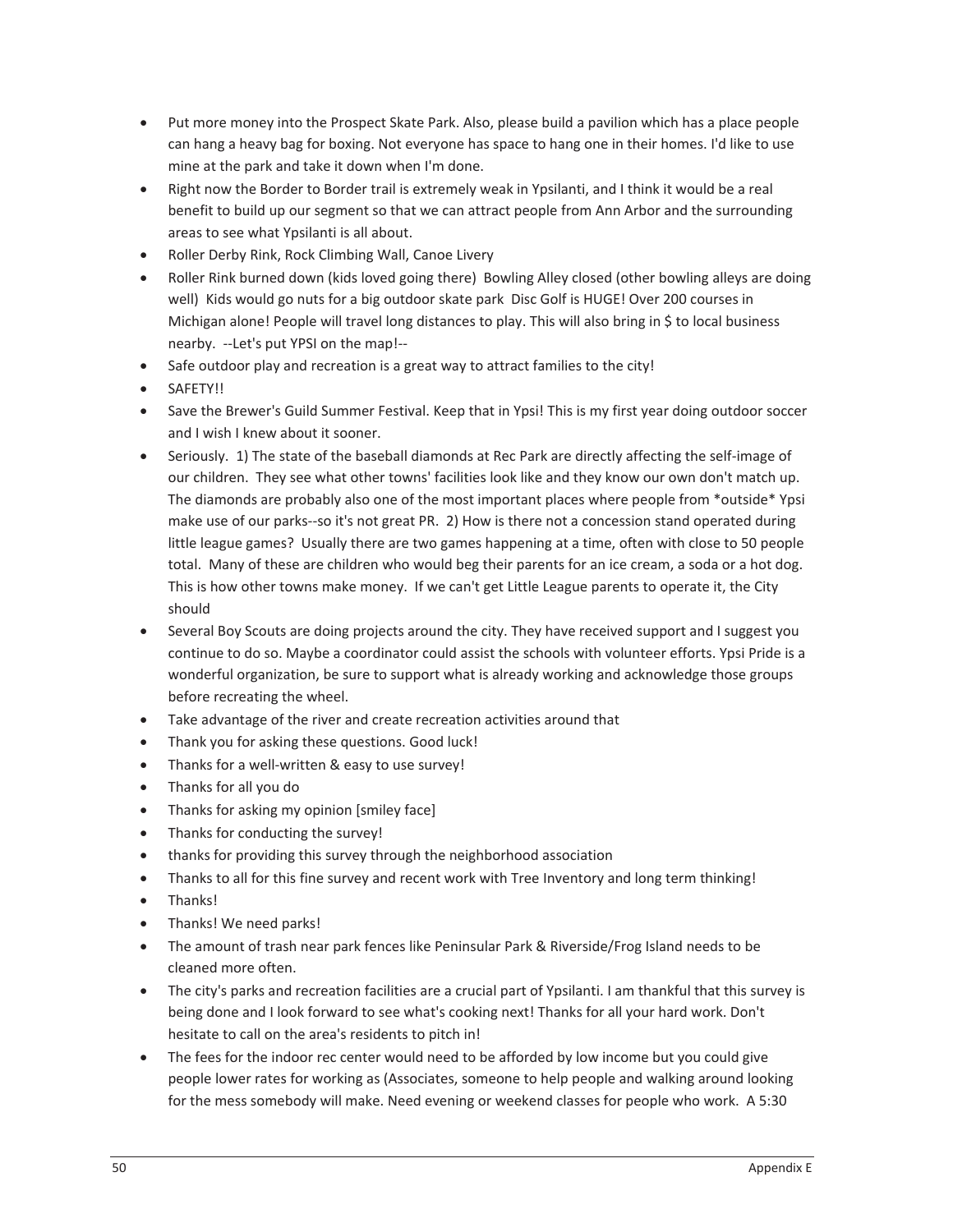- Put more money into the Prospect Skate Park. Also, please build a pavilion which has a place people can hang a heavy bag for boxing. Not everyone has space to hang one in their homes. I'd like to use mine at the park and take it down when I'm done.
- Right now the Border to Border trail is extremely weak in Ypsilanti, and I think it would be a real benefit to build up our segment so that we can attract people from Ann Arbor and the surrounding areas to see what Ypsilanti is all about.
- Roller Derby Rink, Rock Climbing Wall, Canoe Livery
- Roller Rink burned down (kids loved going there) Bowling Alley closed (other bowling alleys are doing well) Kids would go nuts for a big outdoor skate park Disc Golf is HUGE! Over 200 courses in Michigan alone! People will travel long distances to play. This will also bring in $ to local business nearby. --Let's put YPSI on the map!--
- Safe outdoor play and recreation is a great way to attract families to the city!
- SAFETY!!
- Save the Brewer's Guild Summer Festival. Keep that in Ypsi! This is my first year doing outdoor soccer and I wish I knew about it sooner.
- Seriously. 1) The state of the baseball diamonds at Rec Park are directly affecting the self-image of our children. They see what other towns' facilities look like and they know our own don't match up. The diamonds are probably also one of the most important places where people from *outside* Ypsi make use of our parks--so it's not great PR. 2) How is there not a concession stand operated during little league games? Usually there are two games happening at a time, often with close to 50 people total. Many of these are children who would beg their parents for an ice cream, a soda or a hot dog. This is how other towns make money. If we can't get Little League parents to operate it, the City should
- Several Boy Scouts are doing projects around the city. They have received support and I suggest you continue to do so. Maybe a coordinator could assist the schools with volunteer efforts. Ypsi Pride is a wonderful organization, be sure to support what is already working and acknowledge those groups before recreating the wheel.
- Take advantage of the river and create recreation activities around that
- Thank you for asking these questions. Good luck!
- Thanks for a well-written & easy to use survey!
- Thanks for all you do
- Thanks for asking my opinion [smiley face]
- Thanks for conducting the survey!
- thanks for providing this survey through the neighborhood association
- Thanks to all for this fine survey and recent work with Tree Inventory and long term thinking!
- Thanks!
- Thanks! We need parks!
- The amount of trash near park fences like Peninsular Park & Riverside/Frog Island needs to be cleaned more often.
- The city's parks and recreation facilities are a crucial part of Ypsilanti. I am thankful that this survey is being done and I look forward to see what's cooking next! Thanks for all your hard work. Don't hesitate to call on the area's residents to pitch in!
- The fees for the indoor rec center would need to be afforded by low income but you could give people lower rates for working as (Associates, someone to help people and walking around looking for the mess somebody will make. Need evening or weekend classes for people who work. A 5:30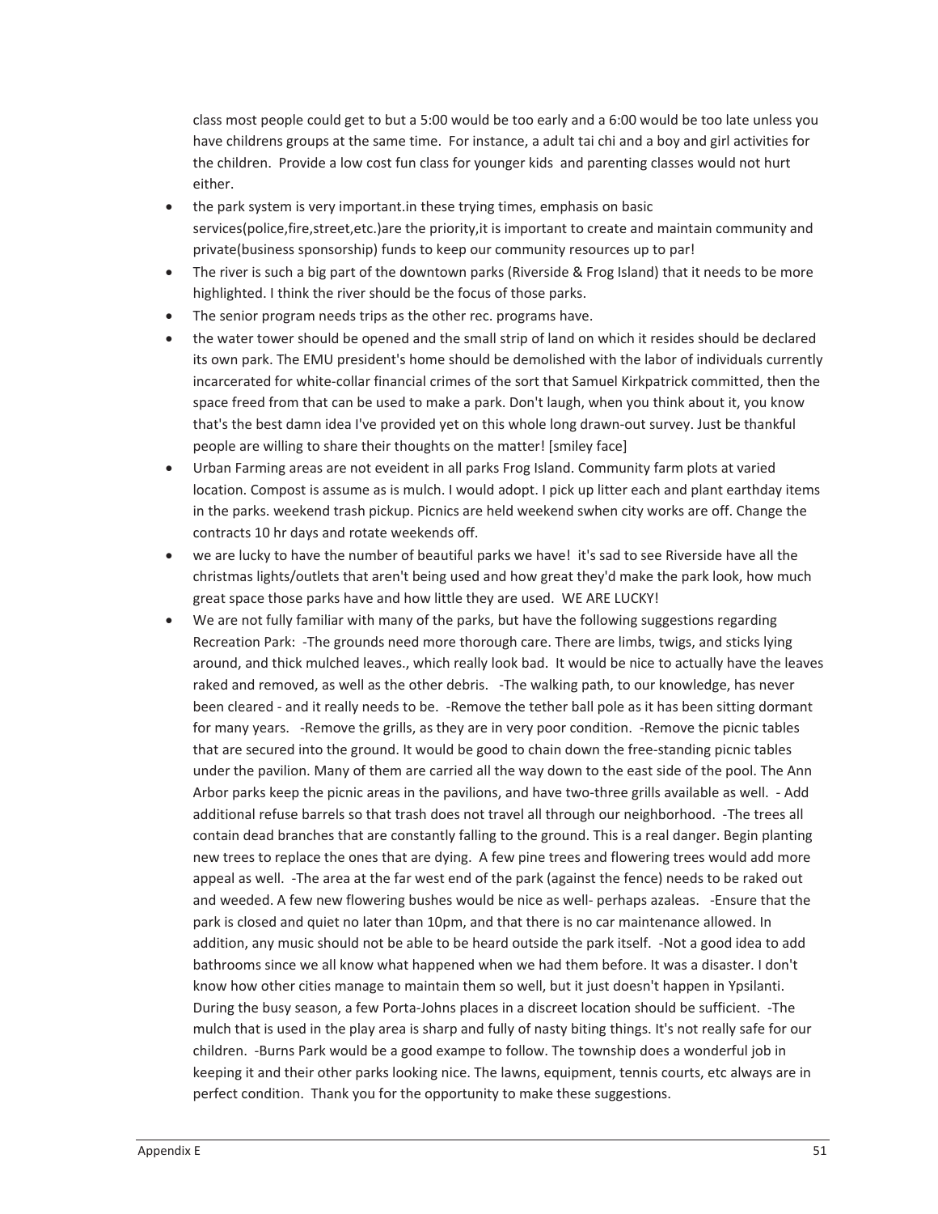class most people could get to but a 5:00 would be too early and a 6:00 would be too late unless you have childrens groups at the same time. For instance, a adult tai chi and a boy and girl activities for the children. Provide a low cost fun class for younger kids and parenting classes would not hurt either.

- the park system is very important.in these trying times, emphasis on basic services(police,fire,street,etc.)are the priority,it is important to create and maintain community and private(business sponsorship) funds to keep our community resources up to par!
- The river is such a big part of the downtown parks (Riverside & Frog Island) that it needs to be more highlighted. I think the river should be the focus of those parks.
- The senior program needs trips as the other rec. programs have.
- the water tower should be opened and the small strip of land on which it resides should be declared its own park. The EMU president's home should be demolished with the labor of individuals currently incarcerated for white-collar financial crimes of the sort that Samuel Kirkpatrick committed, then the space freed from that can be used to make a park. Don't laugh, when you think about it, you know that's the best damn idea I've provided yet on this whole long drawn-out survey. Just be thankful people are willing to share their thoughts on the matter! [smiley face]
- Urban Farming areas are not eveident in all parks Frog Island. Community farm plots at varied location. Compost is assume as is mulch. I would adopt. I pick up litter each and plant earthday items in the parks. weekend trash pickup. Picnics are held weekend swhen city works are off. Change the contracts 10 hr days and rotate weekends off.
- we are lucky to have the number of beautiful parks we have! it's sad to see Riverside have all the christmas lights/outlets that aren't being used and how great they'd make the park look, how much great space those parks have and how little they are used. WE ARE LUCKY!
- We are not fully familiar with many of the parks, but have the following suggestions regarding Recreation Park: -The grounds need more thorough care. There are limbs, twigs, and sticks lying around, and thick mulched leaves., which really look bad. It would be nice to actually have the leaves raked and removed, as well as the other debris. -The walking path, to our knowledge, has never been cleared - and it really needs to be. -Remove the tether ball pole as it has been sitting dormant for many years. -Remove the grills, as they are in very poor condition. -Remove the picnic tables that are secured into the ground. It would be good to chain down the free-standing picnic tables under the pavilion. Many of them are carried all the way down to the east side of the pool. The Ann Arbor parks keep the picnic areas in the pavilions, and have two-three grills available as well. - Add additional refuse barrels so that trash does not travel all through our neighborhood. -The trees all contain dead branches that are constantly falling to the ground. This is a real danger. Begin planting new trees to replace the ones that are dying. A few pine trees and flowering trees would add more appeal as well. -The area at the far west end of the park (against the fence) needs to be raked out and weeded. A few new flowering bushes would be nice as well- perhaps azaleas. -Ensure that the park is closed and quiet no later than 10pm, and that there is no car maintenance allowed. In addition, any music should not be able to be heard outside the park itself. -Not a good idea to add bathrooms since we all know what happened when we had them before. It was a disaster. I don't know how other cities manage to maintain them so well, but it just doesn't happen in Ypsilanti. During the busy season, a few Porta-Johns places in a discreet location should be sufficient. -The mulch that is used in the play area is sharp and fully of nasty biting things. It's not really safe for our children. -Burns Park would be a good exampe to follow. The township does a wonderful job in keeping it and their other parks looking nice. The lawns, equipment, tennis courts, etc always are in perfect condition. Thank you for the opportunity to make these suggestions.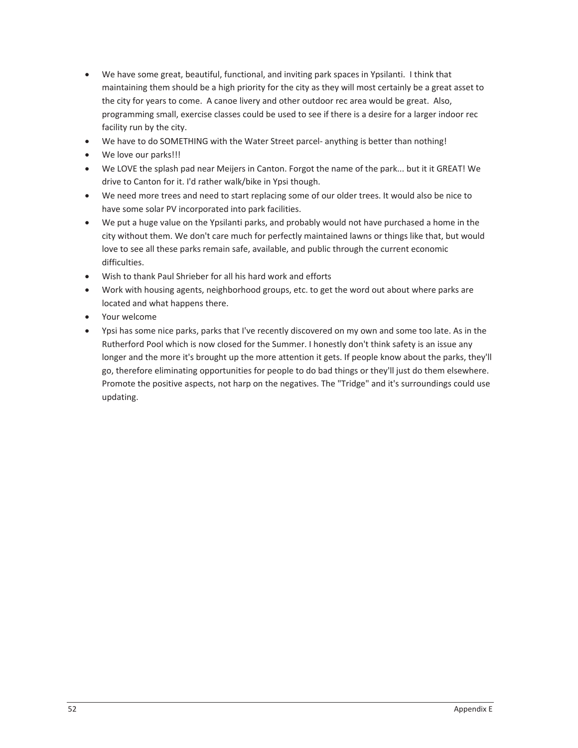- We have some great, beautiful, functional, and inviting park spaces in Ypsilanti. I think that maintaining them should be a high priority for the city as they will most certainly be a great asset to the city for years to come. A canoe livery and other outdoor rec area would be great. Also, programming small, exercise classes could be used to see if there is a desire for a larger indoor rec facility run by the city.
- We have to do SOMETHING with the Water Street parcel- anything is better than nothing!
- We love our parks!!!
- We LOVE the splash pad near Meijers in Canton. Forgot the name of the park... but it it GREAT! We drive to Canton for it. I'd rather walk/bike in Ypsi though.
- We need more trees and need to start replacing some of our older trees. It would also be nice to have some solar PV incorporated into park facilities.
- We put a huge value on the Ypsilanti parks, and probably would not have purchased a home in the city without them. We don't care much for perfectly maintained lawns or things like that, but would love to see all these parks remain safe, available, and public through the current economic difficulties.
- Wish to thank Paul Shrieber for all his hard work and efforts
- Work with housing agents, neighborhood groups, etc. to get the word out about where parks are located and what happens there.
- Your welcome
- Ypsi has some nice parks, parks that I've recently discovered on my own and some too late. As in the Rutherford Pool which is now closed for the Summer. I honestly don't think safety is an issue any longer and the more it's brought up the more attention it gets. If people know about the parks, they'll go, therefore eliminating opportunities for people to do bad things or they'll just do them elsewhere. Promote the positive aspects, not harp on the negatives. The "Tridge" and it's surroundings could use updating.